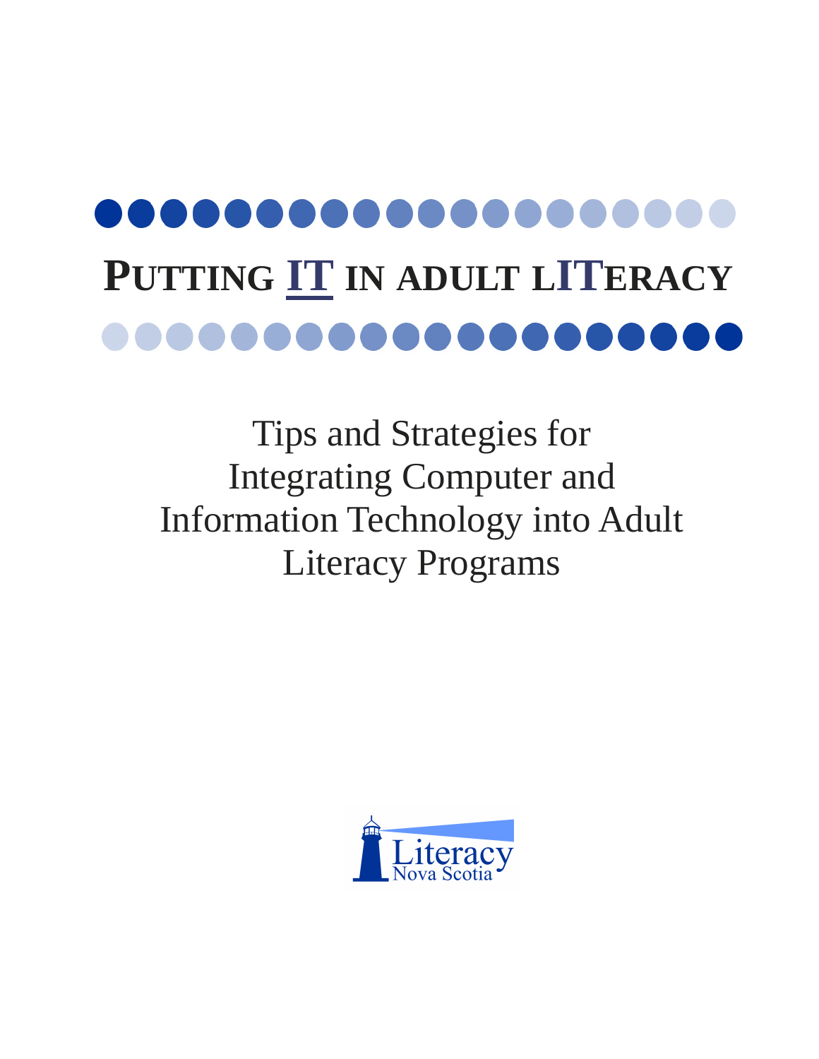# PUTTING IT IN ADULT LITERACY

Tips and Strategies for Integrating Computer and Information Technology into Adult Literacy Programs

Literacy Nova Scotia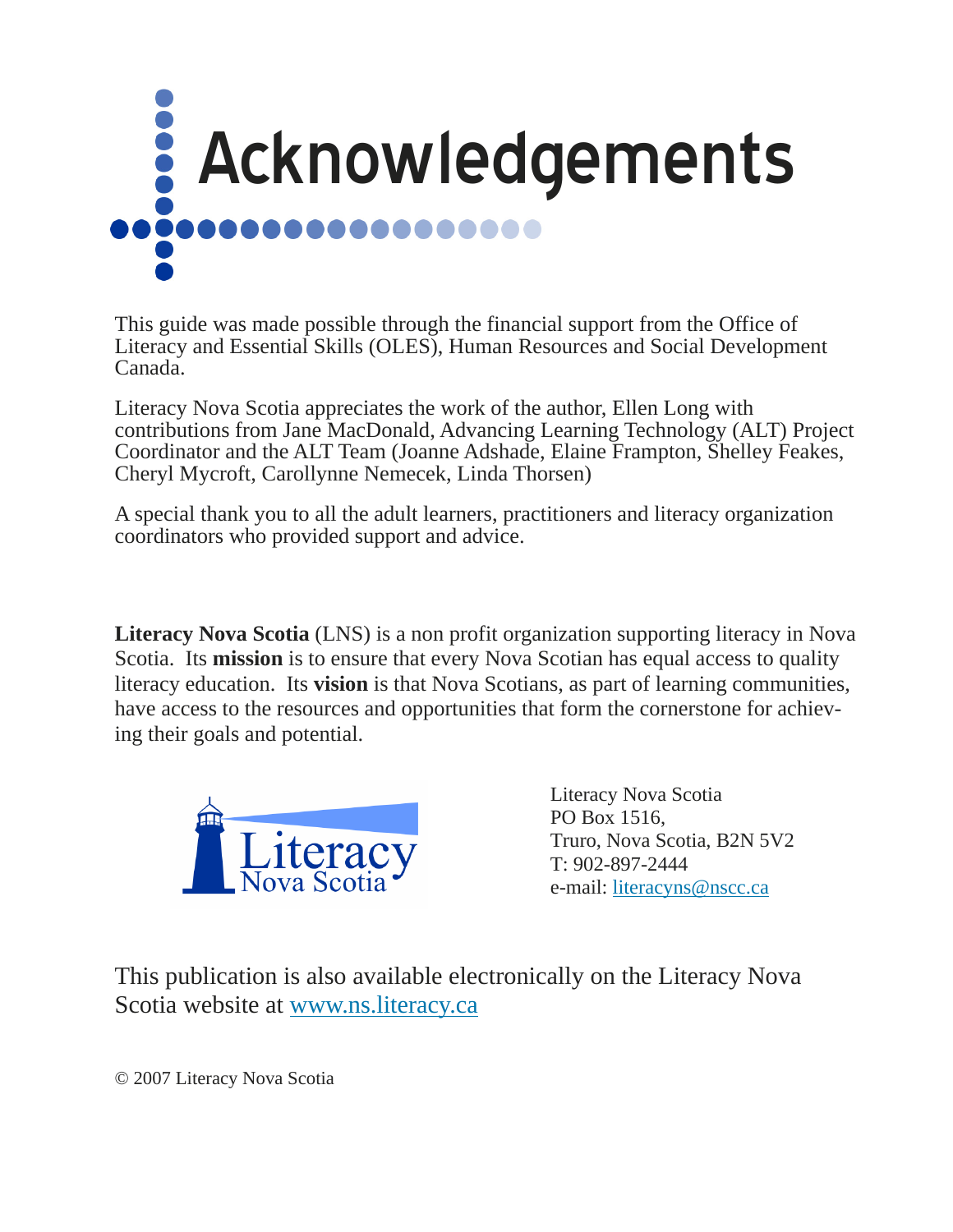# Acknowledgements

This guide was made possible through the financial support from the Office of Literacy and Essential Skills (OLES), Human Resources and Social Development Canada.

Literacy Nova Scotia appreciates the work of the author, Ellen Long with contributions from Jane MacDonald, Advancing Learning Technology (ALT) Project Coordinator and the ALT Team (Joanne Adshade, Elaine Frampton, Shelley Feakes, Cheryl Mycroft, Carollynne Nemecek, Linda Thorsen)

A special thank you to all the adult learners, practitioners and literacy organization coordinators who provided support and advice.

**Literacy Nova Scotia** (LNS) is a non profit organization supporting literacy in Nova Scotia. Its **mission** is to ensure that every Nova Scotian has equal access to quality literacy education. Its **vision** is that Nova Scotians, as part of learning communities, have access to the resources and opportunities that form the cornerstone for achieving their goals and potential.

Literacy Nova Scotia
PO Box 1516,
Truro, Nova Scotia, B2N 5V2
T: 902-897-2444
e-mail: literacyns@nscc.ca

This publication is also available electronically on the Literacy Nova Scotia website at www.ns.literacy.ca

© 2007 Literacy Nova Scotia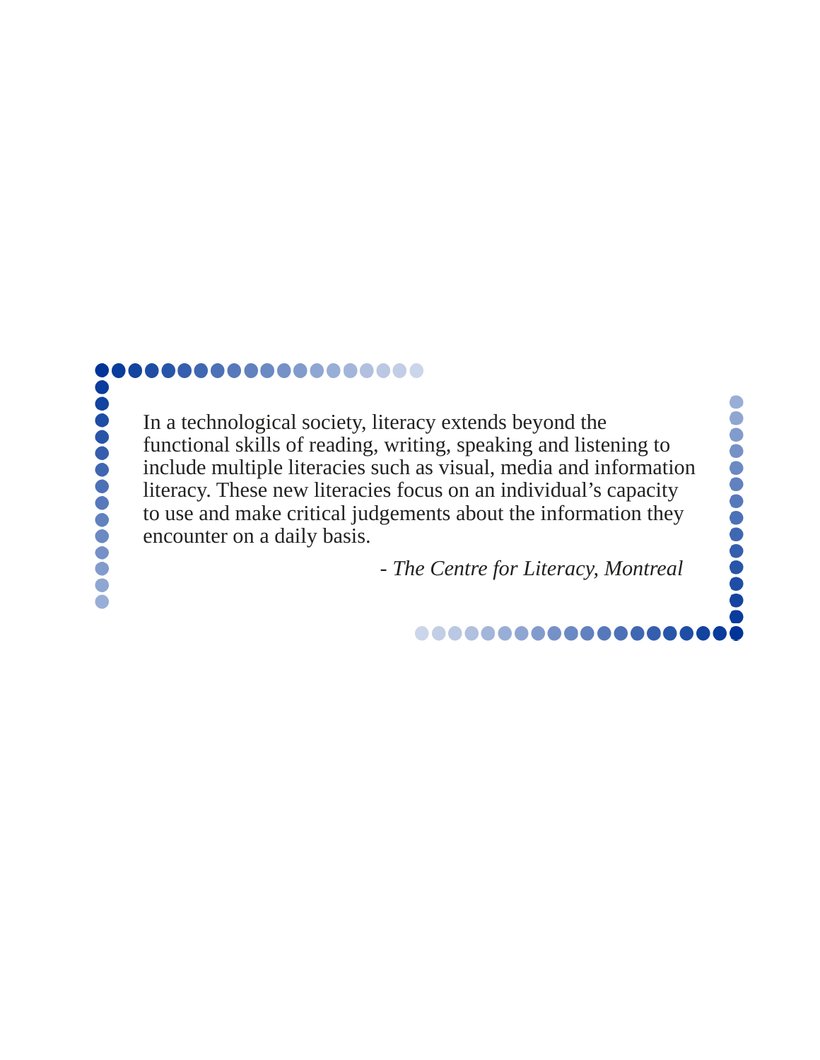In a technological society, literacy extends beyond the functional skills of reading, writing, speaking and listening to include multiple literacies such as visual, media and information literacy. These new literacies focus on an individual's capacity to use and make critical judgements about the information they encounter on a daily basis.

*- The Centre for Literacy, Montreal*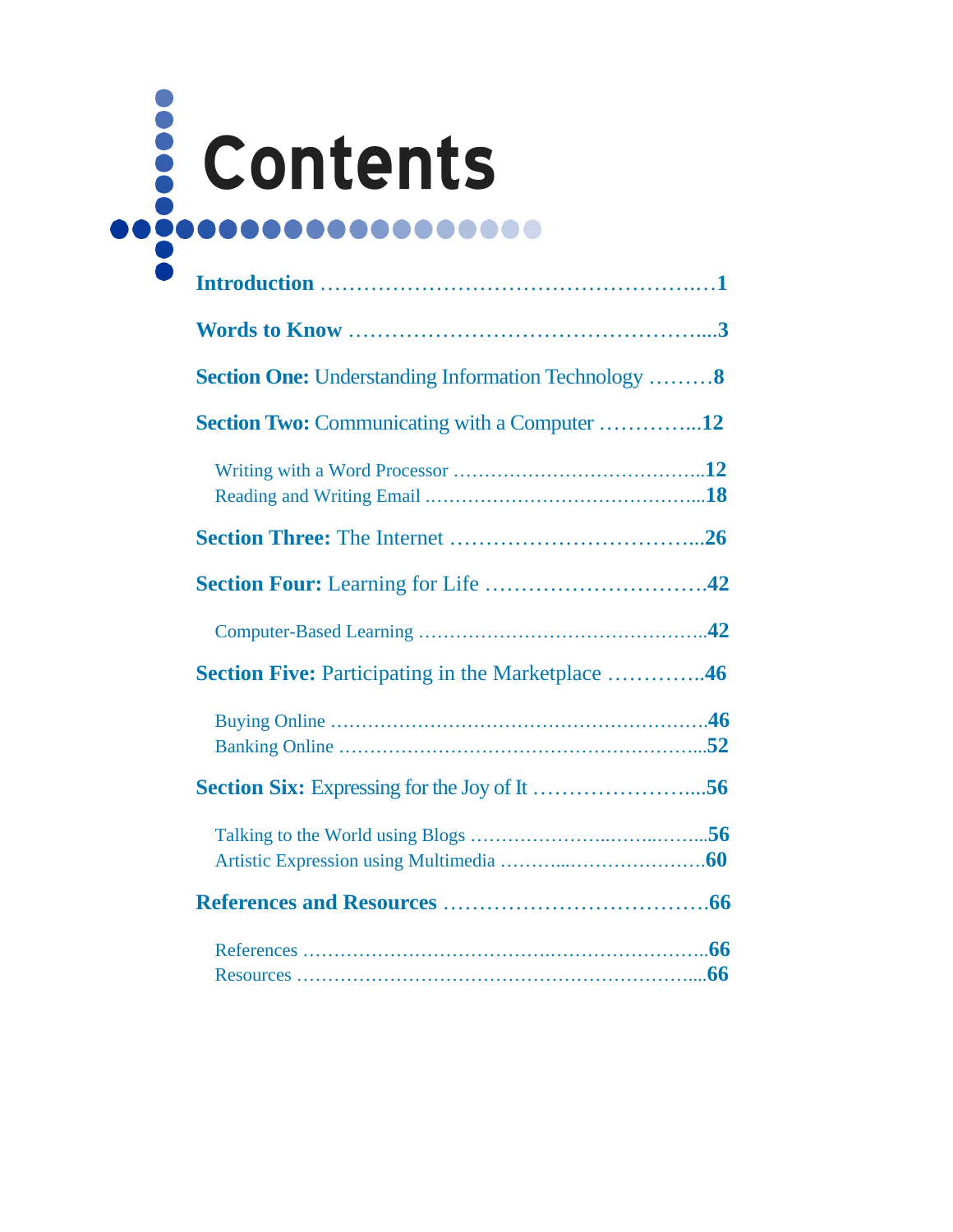# Contents

**Introduction** ....................................................... **1**

**Words to Know** ..................................................... **3**

**Section One:** Understanding Information Technology ......... **8**

**Section Two:** Communicating with a Computer ............... **12**

- Writing with a Word Processor ........................................ **12**
- Reading and Writing Email ............................................. **18**

**Section Three:** The Internet ....................................... **26**

**Section Four:** Learning for Life .................................. **42**

- Computer-Based Learning ............................................. **42**

**Section Five:** Participating in the Marketplace ............... **46**

- Buying Online ............................................................. **46**
- Banking Online ........................................................... **52**

**Section Six:** Expressing for the Joy of It ......................... **56**

- Talking to the World using Blogs ..................................... **56**
- Artistic Expression using Multimedia ................................ **60**

**References and Resources** ...................................... **66**

- References ................................................................. **66**
- Resources .................................................................. **66**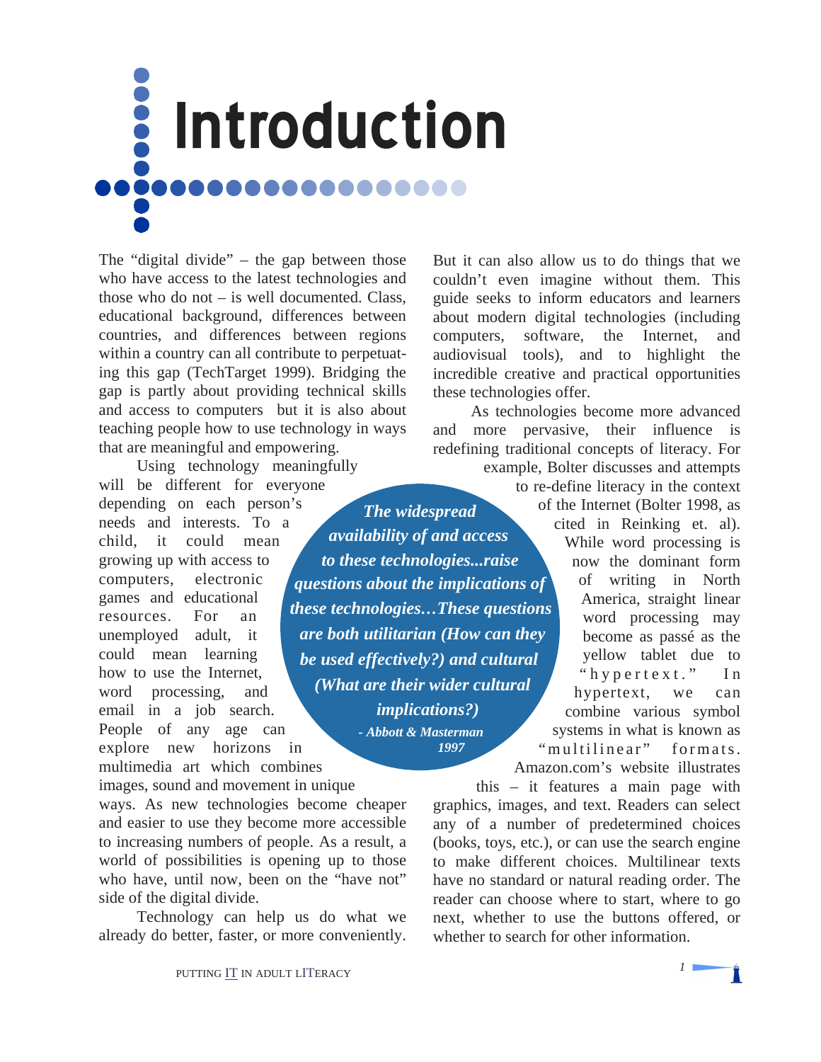# Introduction

The "digital divide" – the gap between those who have access to the latest technologies and those who do not – is well documented. Class, educational background, differences between countries, and differences between regions within a country can all contribute to perpetuating this gap (TechTarget 1999). Bridging the gap is partly about providing technical skills and access to computers but it is also about teaching people how to use technology in ways that are meaningful and empowering.

Using technology meaningfully will be different for everyone depending on each person's needs and interests. To a child, it could mean growing up with access to computers, electronic games and educational resources. For an unemployed adult, it could mean learning how to use the Internet, word processing, and email in a job search. People of any age can explore new horizons in multimedia art which combines images, sound and movement in unique ways. As new technologies become cheaper and easier to use they become more accessible to increasing numbers of people. As a result, a world of possibilities is opening up to those who have, until now, been on the "have not" side of the digital divide.

Technology can help us do what we already do better, faster, or more conveniently. But it can also allow us to do things that we couldn't even imagine without them. This guide seeks to inform educators and learners about modern digital technologies (including computers, software, the Internet, and audiovisual tools), and to highlight the incredible creative and practical opportunities these technologies offer.

> ***The widespread availability of and access to these technologies...raise questions about the implications of these technologies…These questions are both utilitarian (How can they be used effectively?) and cultural (What are their wider cultural implications?)***
>
> ***- Abbott & Masterman 1997***

As technologies become more advanced and more pervasive, their influence is redefining traditional concepts of literacy. For example, Bolter discusses and attempts to re-define literacy in the context of the Internet (Bolter 1998, as cited in Reinking et. al). While word processing is now the dominant form of writing in North America, straight linear word processing may become as passé as the yellow tablet due to "hypertext." In hypertext, we can combine various symbol systems in what is known as "multilinear" formats. Amazon.com's website illustrates this – it features a main page with graphics, images, and text. Readers can select any of a number of predetermined choices (books, toys, etc.), or can use the search engine to make different choices. Multilinear texts have no standard or natural reading order. The reader can choose where to start, where to go next, whether to use the buttons offered, or whether to search for other information.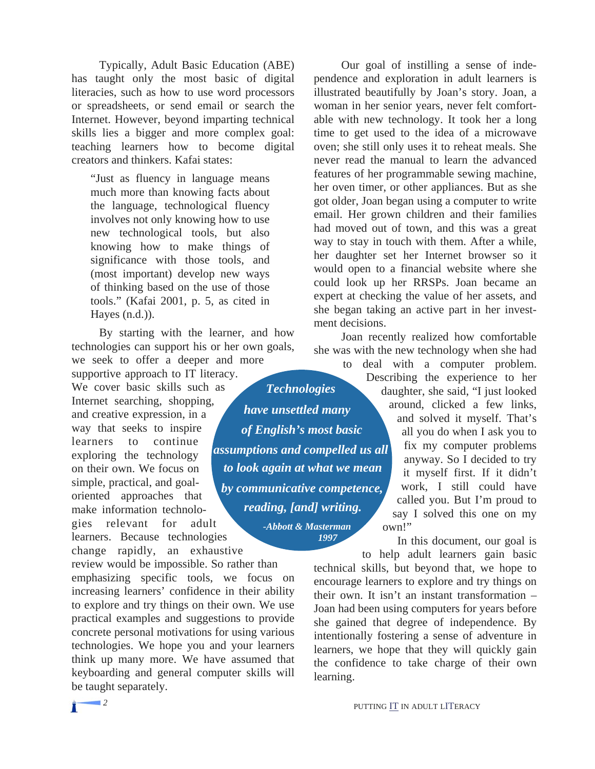Typically, Adult Basic Education (ABE) has taught only the most basic of digital literacies, such as how to use word processors or spreadsheets, or send email or search the Internet. However, beyond imparting technical skills lies a bigger and more complex goal: teaching learners how to become digital creators and thinkers. Kafai states:

> "Just as fluency in language means much more than knowing facts about the language, technological fluency involves not only knowing how to use new technological tools, but also knowing how to make things of significance with those tools, and (most important) develop new ways of thinking based on the use of those tools." (Kafai 2001, p. 5, as cited in Hayes (n.d.)).

By starting with the learner, and how technologies can support his or her own goals, we seek to offer a deeper and more supportive approach to IT literacy. We cover basic skills such as Internet searching, shopping, and creative expression, in a way that seeks to inspire learners to continue exploring the technology on their own. We focus on simple, practical, and goal-oriented approaches that make information technologies relevant for adult learners. Because technologies change rapidly, an exhaustive review would be impossible. So rather than emphasizing specific tools, we focus on increasing learners' confidence in their ability to explore and try things on their own. We use practical examples and suggestions to provide concrete personal motivations for using various technologies. We hope you and your learners think up many more. We have assumed that keyboarding and general computer skills will be taught separately.

> ***Technologies have unsettled many of English's most basic assumptions and compelled us all to look again at what we mean by communicative competence, reading, [and] writing.***
>
> ***-Abbott & Masterman 1997***

Our goal of instilling a sense of independence and exploration in adult learners is illustrated beautifully by Joan's story. Joan, a woman in her senior years, never felt comfortable with new technology. It took her a long time to get used to the idea of a microwave oven; she still only uses it to reheat meals. She never read the manual to learn the advanced features of her programmable sewing machine, her oven timer, or other appliances. But as she got older, Joan began using a computer to write email. Her grown children and their families had moved out of town, and this was a great way to stay in touch with them. After a while, her daughter set her Internet browser so it would open to a financial website where she could look up her RRSPs. Joan became an expert at checking the value of her assets, and she began taking an active part in her investment decisions.

Joan recently realized how comfortable she was with the new technology when she had to deal with a computer problem. Describing the experience to her daughter, she said, "I just looked around, clicked a few links, and solved it myself. That's all you do when I ask you to fix my computer problems anyway. So I decided to try it myself first. If it didn't work, I still could have called you. But I'm proud to say I solved this one on my own!"

In this document, our goal is to help adult learners gain basic technical skills, but beyond that, we hope to encourage learners to explore and try things on their own. It isn't an instant transformation – Joan had been using computers for years before she gained that degree of independence. By intentionally fostering a sense of adventure in learners, we hope that they will quickly gain the confidence to take charge of their own learning.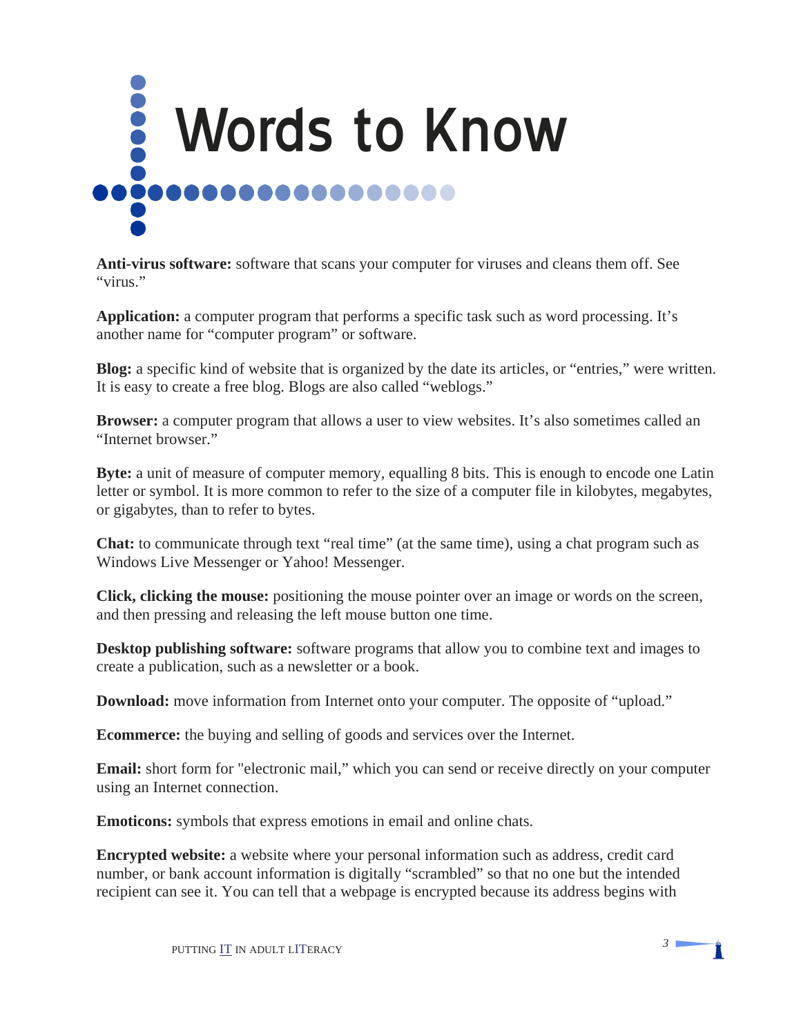# Words to Know

**Anti-virus software:** software that scans your computer for viruses and cleans them off. See "virus."

**Application:** a computer program that performs a specific task such as word processing. It's another name for "computer program" or software.

**Blog:** a specific kind of website that is organized by the date its articles, or "entries," were written. It is easy to create a free blog. Blogs are also called "weblogs."

**Browser:** a computer program that allows a user to view websites. It's also sometimes called an "Internet browser."

**Byte:** a unit of measure of computer memory, equalling 8 bits. This is enough to encode one Latin letter or symbol. It is more common to refer to the size of a computer file in kilobytes, megabytes, or gigabytes, than to refer to bytes.

**Chat:** to communicate through text "real time" (at the same time), using a chat program such as Windows Live Messenger or Yahoo! Messenger.

**Click, clicking the mouse:** positioning the mouse pointer over an image or words on the screen, and then pressing and releasing the left mouse button one time.

**Desktop publishing software:** software programs that allow you to combine text and images to create a publication, such as a newsletter or a book.

**Download:** move information from Internet onto your computer. The opposite of "upload."

**Ecommerce:** the buying and selling of goods and services over the Internet.

**Email:** short form for "electronic mail," which you can send or receive directly on your computer using an Internet connection.

**Emoticons:** symbols that express emotions in email and online chats.

**Encrypted website:** a website where your personal information such as address, credit card number, or bank account information is digitally "scrambled" so that no one but the intended recipient can see it. You can tell that a webpage is encrypted because its address begins with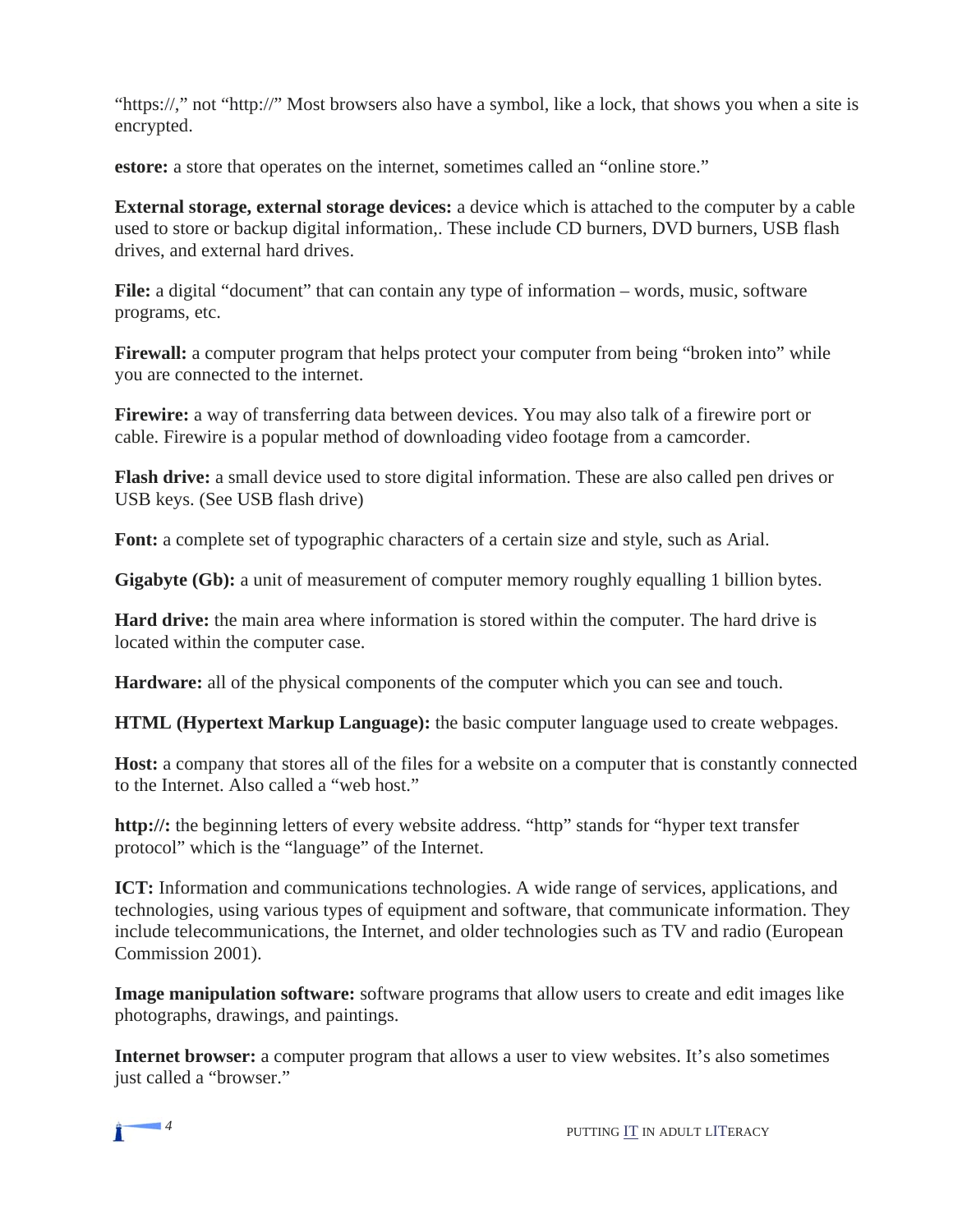"https://," not "http://" Most browsers also have a symbol, like a lock, that shows you when a site is encrypted.

**estore:** a store that operates on the internet, sometimes called an "online store."

**External storage, external storage devices:** a device which is attached to the computer by a cable used to store or backup digital information,. These include CD burners, DVD burners, USB flash drives, and external hard drives.

**File:** a digital "document" that can contain any type of information – words, music, software programs, etc.

**Firewall:** a computer program that helps protect your computer from being "broken into" while you are connected to the internet.

**Firewire:** a way of transferring data between devices. You may also talk of a firewire port or cable. Firewire is a popular method of downloading video footage from a camcorder.

**Flash drive:** a small device used to store digital information. These are also called pen drives or USB keys. (See USB flash drive)

**Font:** a complete set of typographic characters of a certain size and style, such as Arial.

**Gigabyte (Gb):** a unit of measurement of computer memory roughly equalling 1 billion bytes.

**Hard drive:** the main area where information is stored within the computer. The hard drive is located within the computer case.

**Hardware:** all of the physical components of the computer which you can see and touch.

**HTML (Hypertext Markup Language):** the basic computer language used to create webpages.

**Host:** a company that stores all of the files for a website on a computer that is constantly connected to the Internet. Also called a "web host."

**http://:** the beginning letters of every website address. "http" stands for "hyper text transfer protocol" which is the "language" of the Internet.

**ICT:** Information and communications technologies. A wide range of services, applications, and technologies, using various types of equipment and software, that communicate information. They include telecommunications, the Internet, and older technologies such as TV and radio (European Commission 2001).

**Image manipulation software:** software programs that allow users to create and edit images like photographs, drawings, and paintings.

**Internet browser:** a computer program that allows a user to view websites. It's also sometimes just called a "browser."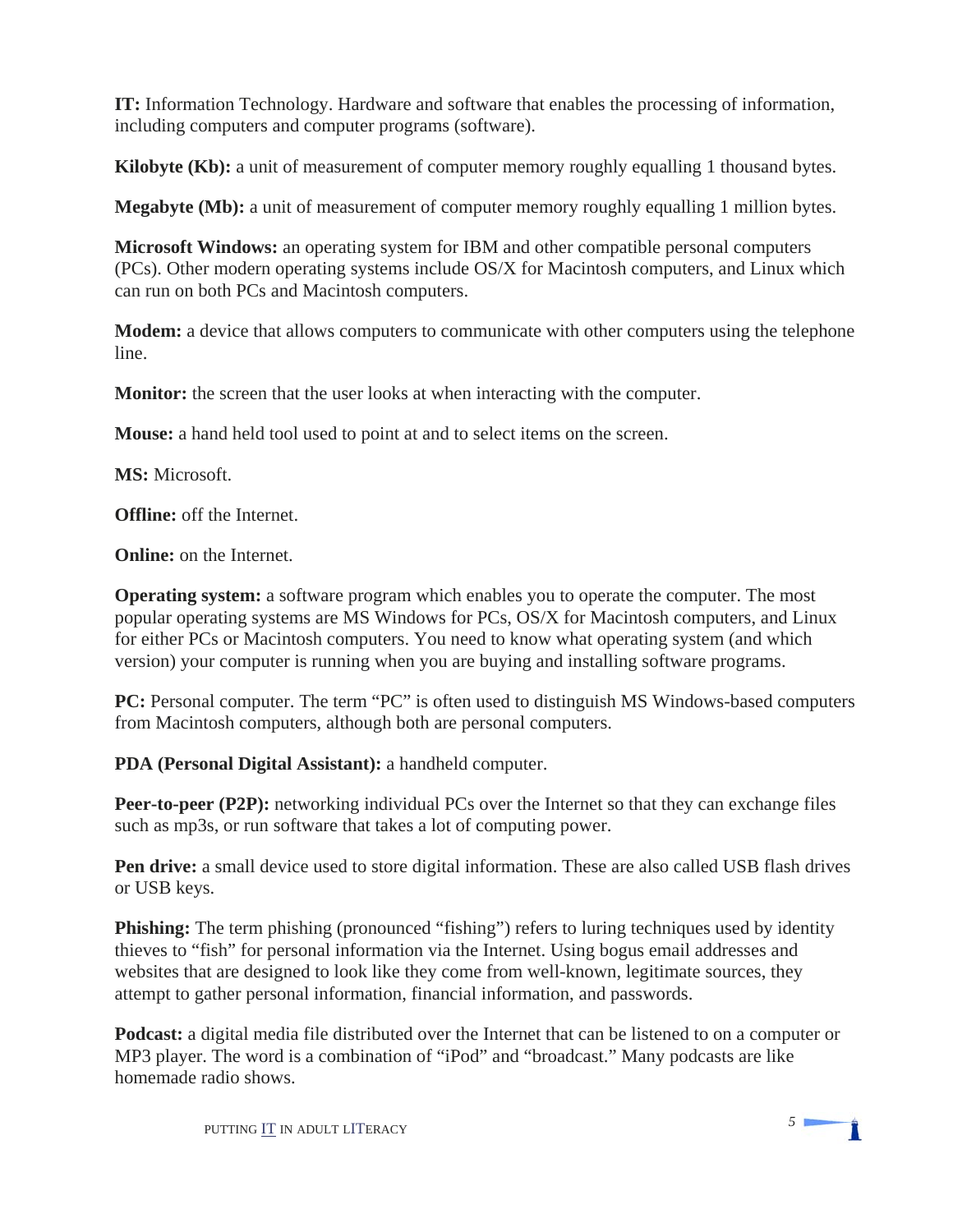**IT:** Information Technology. Hardware and software that enables the processing of information, including computers and computer programs (software).

**Kilobyte (Kb):** a unit of measurement of computer memory roughly equalling 1 thousand bytes.

**Megabyte (Mb):** a unit of measurement of computer memory roughly equalling 1 million bytes.

**Microsoft Windows:** an operating system for IBM and other compatible personal computers (PCs). Other modern operating systems include OS/X for Macintosh computers, and Linux which can run on both PCs and Macintosh computers.

**Modem:** a device that allows computers to communicate with other computers using the telephone line.

**Monitor:** the screen that the user looks at when interacting with the computer.

**Mouse:** a hand held tool used to point at and to select items on the screen.

**MS:** Microsoft.

**Offline:** off the Internet.

**Online:** on the Internet.

**Operating system:** a software program which enables you to operate the computer. The most popular operating systems are MS Windows for PCs, OS/X for Macintosh computers, and Linux for either PCs or Macintosh computers. You need to know what operating system (and which version) your computer is running when you are buying and installing software programs.

**PC:** Personal computer. The term "PC" is often used to distinguish MS Windows-based computers from Macintosh computers, although both are personal computers.

**PDA (Personal Digital Assistant):** a handheld computer.

**Peer-to-peer (P2P):** networking individual PCs over the Internet so that they can exchange files such as mp3s, or run software that takes a lot of computing power.

**Pen drive:** a small device used to store digital information. These are also called USB flash drives or USB keys.

**Phishing:** The term phishing (pronounced "fishing") refers to luring techniques used by identity thieves to "fish" for personal information via the Internet. Using bogus email addresses and websites that are designed to look like they come from well-known, legitimate sources, they attempt to gather personal information, financial information, and passwords.

**Podcast:** a digital media file distributed over the Internet that can be listened to on a computer or MP3 player. The word is a combination of "iPod" and "broadcast." Many podcasts are like homemade radio shows.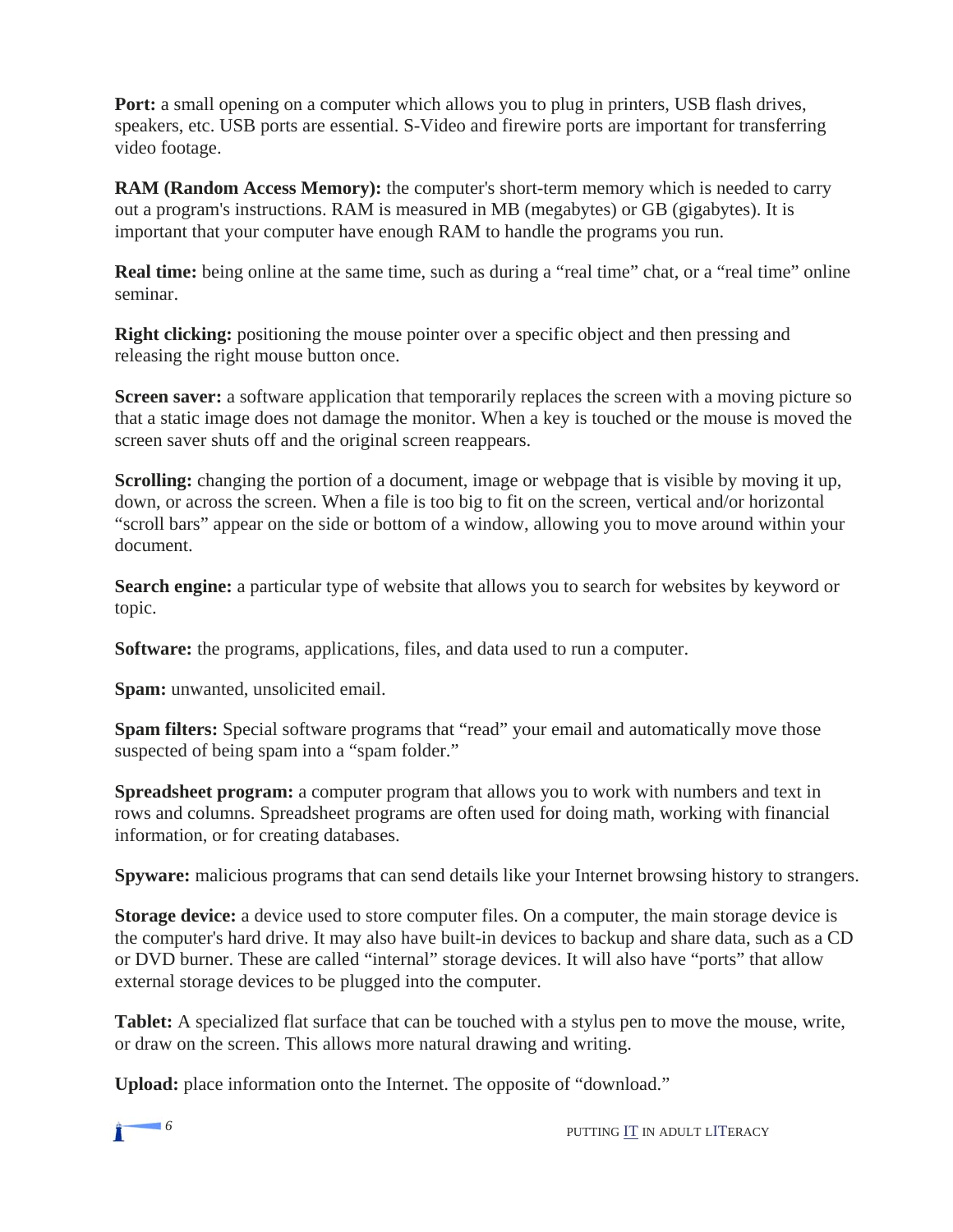**Port:** a small opening on a computer which allows you to plug in printers, USB flash drives, speakers, etc. USB ports are essential. S-Video and firewire ports are important for transferring video footage.

**RAM (Random Access Memory):** the computer's short-term memory which is needed to carry out a program's instructions. RAM is measured in MB (megabytes) or GB (gigabytes). It is important that your computer have enough RAM to handle the programs you run.

**Real time:** being online at the same time, such as during a "real time" chat, or a "real time" online seminar.

**Right clicking:** positioning the mouse pointer over a specific object and then pressing and releasing the right mouse button once.

**Screen saver:** a software application that temporarily replaces the screen with a moving picture so that a static image does not damage the monitor. When a key is touched or the mouse is moved the screen saver shuts off and the original screen reappears.

**Scrolling:** changing the portion of a document, image or webpage that is visible by moving it up, down, or across the screen. When a file is too big to fit on the screen, vertical and/or horizontal "scroll bars" appear on the side or bottom of a window, allowing you to move around within your document.

**Search engine:** a particular type of website that allows you to search for websites by keyword or topic.

**Software:** the programs, applications, files, and data used to run a computer.

**Spam:** unwanted, unsolicited email.

**Spam filters:** Special software programs that "read" your email and automatically move those suspected of being spam into a "spam folder."

**Spreadsheet program:** a computer program that allows you to work with numbers and text in rows and columns. Spreadsheet programs are often used for doing math, working with financial information, or for creating databases.

**Spyware:** malicious programs that can send details like your Internet browsing history to strangers.

**Storage device:** a device used to store computer files. On a computer, the main storage device is the computer's hard drive. It may also have built-in devices to backup and share data, such as a CD or DVD burner. These are called "internal" storage devices. It will also have "ports" that allow external storage devices to be plugged into the computer.

**Tablet:** A specialized flat surface that can be touched with a stylus pen to move the mouse, write, or draw on the screen. This allows more natural drawing and writing.

**Upload:** place information onto the Internet. The opposite of "download."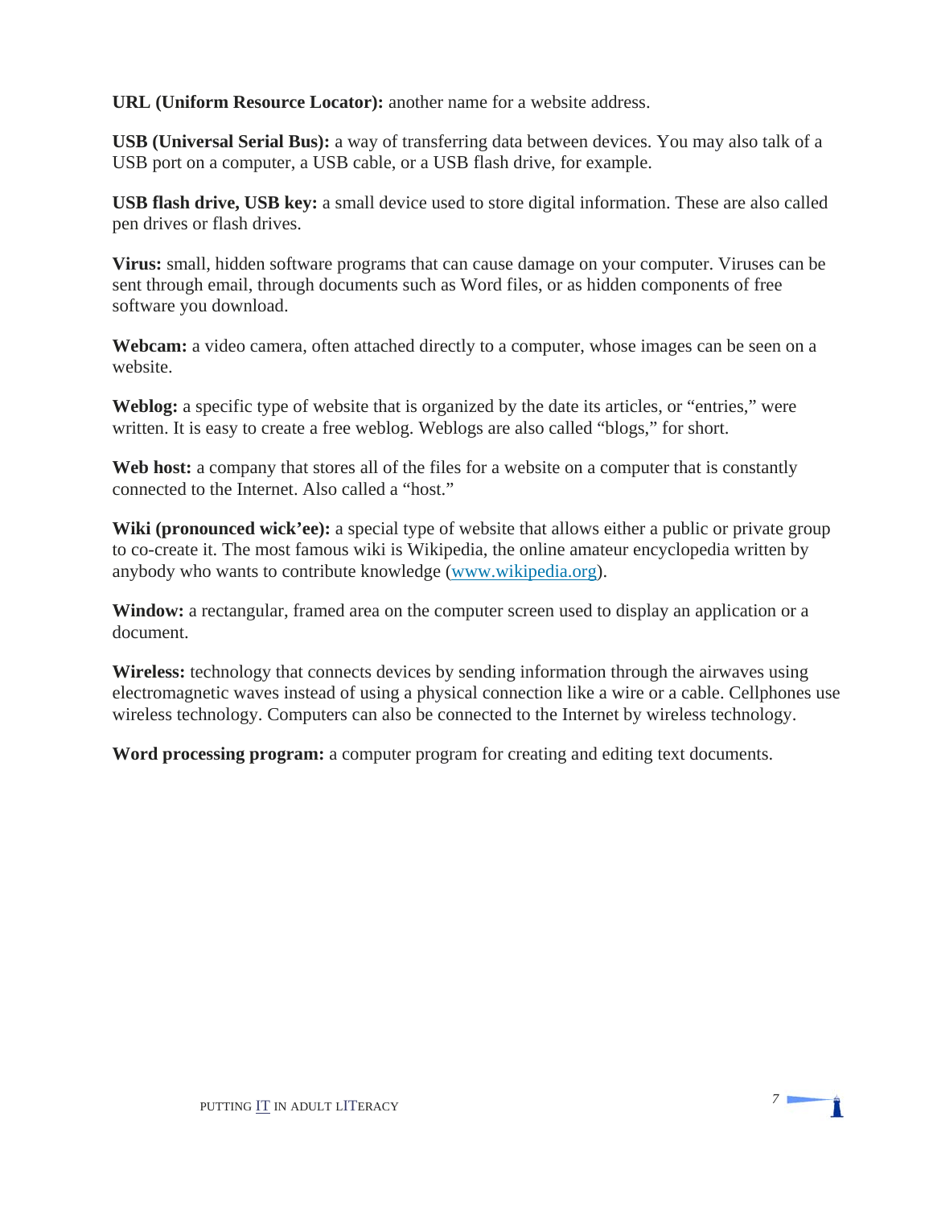**URL (Uniform Resource Locator):** another name for a website address.

**USB (Universal Serial Bus):** a way of transferring data between devices. You may also talk of a USB port on a computer, a USB cable, or a USB flash drive, for example.

**USB flash drive, USB key:** a small device used to store digital information. These are also called pen drives or flash drives.

**Virus:** small, hidden software programs that can cause damage on your computer. Viruses can be sent through email, through documents such as Word files, or as hidden components of free software you download.

**Webcam:** a video camera, often attached directly to a computer, whose images can be seen on a website.

**Weblog:** a specific type of website that is organized by the date its articles, or "entries," were written. It is easy to create a free weblog. Weblogs are also called "blogs," for short.

**Web host:** a company that stores all of the files for a website on a computer that is constantly connected to the Internet. Also called a "host."

**Wiki (pronounced wick'ee):** a special type of website that allows either a public or private group to co-create it. The most famous wiki is Wikipedia, the online amateur encyclopedia written by anybody who wants to contribute knowledge (www.wikipedia.org).

**Window:** a rectangular, framed area on the computer screen used to display an application or a document.

**Wireless:** technology that connects devices by sending information through the airwaves using electromagnetic waves instead of using a physical connection like a wire or a cable. Cellphones use wireless technology. Computers can also be connected to the Internet by wireless technology.

**Word processing program:** a computer program for creating and editing text documents.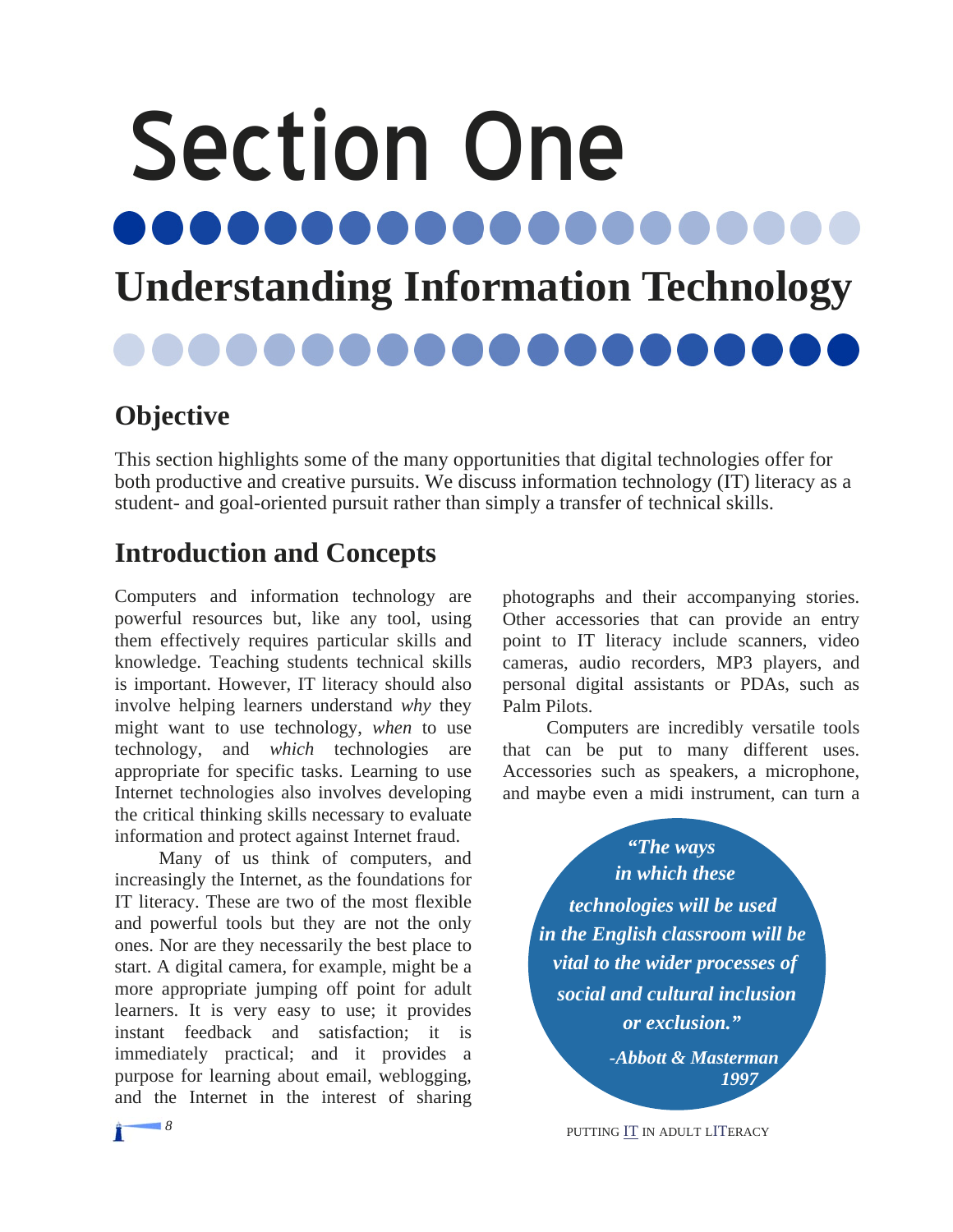# Section One

## Understanding Information Technology

### Objective

This section highlights some of the many opportunities that digital technologies offer for both productive and creative pursuits. We discuss information technology (IT) literacy as a student- and goal-oriented pursuit rather than simply a transfer of technical skills.

### Introduction and Concepts

Computers and information technology are powerful resources but, like any tool, using them effectively requires particular skills and knowledge. Teaching students technical skills is important. However, IT literacy should also involve helping learners understand *why* they might want to use technology, *when* to use technology, and *which* technologies are appropriate for specific tasks. Learning to use Internet technologies also involves developing the critical thinking skills necessary to evaluate information and protect against Internet fraud.

Many of us think of computers, and increasingly the Internet, as the foundations for IT literacy. These are two of the most flexible and powerful tools but they are not the only ones. Nor are they necessarily the best place to start. A digital camera, for example, might be a more appropriate jumping off point for adult learners. It is very easy to use; it provides instant feedback and satisfaction; it is immediately practical; and it provides a purpose for learning about email, weblogging, and the Internet in the interest of sharing photographs and their accompanying stories. Other accessories that can provide an entry point to IT literacy include scanners, video cameras, audio recorders, MP3 players, and personal digital assistants or PDAs, such as Palm Pilots.

Computers are incredibly versatile tools that can be put to many different uses. Accessories such as speakers, a microphone, and maybe even a midi instrument, can turn a

> ***"The ways in which these technologies will be used in the English classroom will be vital to the wider processes of social and cultural inclusion or exclusion."***
>
> ***-Abbott & Masterman 1997***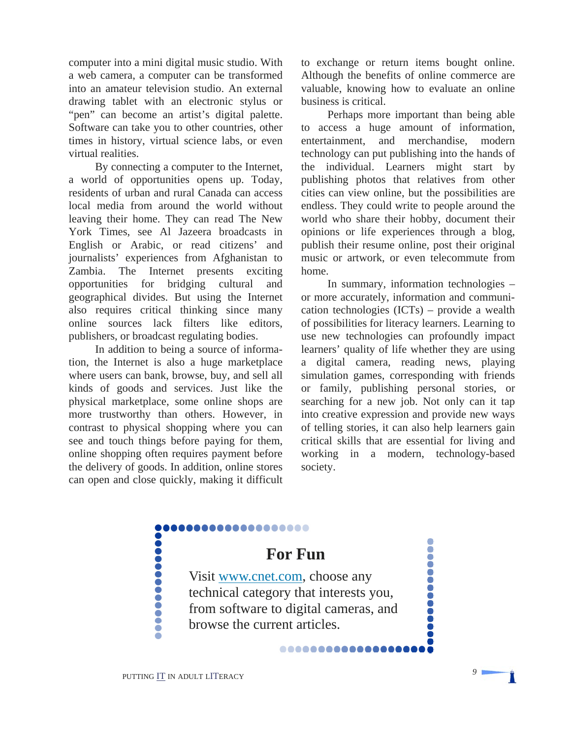computer into a mini digital music studio. With a web camera, a computer can be transformed into an amateur television studio. An external drawing tablet with an electronic stylus or "pen" can become an artist's digital palette. Software can take you to other countries, other times in history, virtual science labs, or even virtual realities.

By connecting a computer to the Internet, a world of opportunities opens up. Today, residents of urban and rural Canada can access local media from around the world without leaving their home. They can read The New York Times, see Al Jazeera broadcasts in English or Arabic, or read citizens' and journalists' experiences from Afghanistan to Zambia. The Internet presents exciting opportunities for bridging cultural and geographical divides. But using the Internet also requires critical thinking since many online sources lack filters like editors, publishers, or broadcast regulating bodies.

In addition to being a source of information, the Internet is also a huge marketplace where users can bank, browse, buy, and sell all kinds of goods and services. Just like the physical marketplace, some online shops are more trustworthy than others. However, in contrast to physical shopping where you can see and touch things before paying for them, online shopping often requires payment before the delivery of goods. In addition, online stores can open and close quickly, making it difficult to exchange or return items bought online. Although the benefits of online commerce are valuable, knowing how to evaluate an online business is critical.

Perhaps more important than being able to access a huge amount of information, entertainment, and merchandise, modern technology can put publishing into the hands of the individual. Learners might start by publishing photos that relatives from other cities can view online, but the possibilities are endless. They could write to people around the world who share their hobby, document their opinions or life experiences through a blog, publish their resume online, post their original music or artwork, or even telecommute from home.

In summary, information technologies – or more accurately, information and communication technologies (ICTs) – provide a wealth of possibilities for literacy learners. Learning to use new technologies can profoundly impact learners' quality of life whether they are using a digital camera, reading news, playing simulation games, corresponding with friends or family, publishing personal stories, or searching for a new job. Not only can it tap into creative expression and provide new ways of telling stories, it can also help learners gain critical skills that are essential for living and working in a modern, technology-based society.

## For Fun

Visit www.cnet.com, choose any technical category that interests you, from software to digital cameras, and browse the current articles.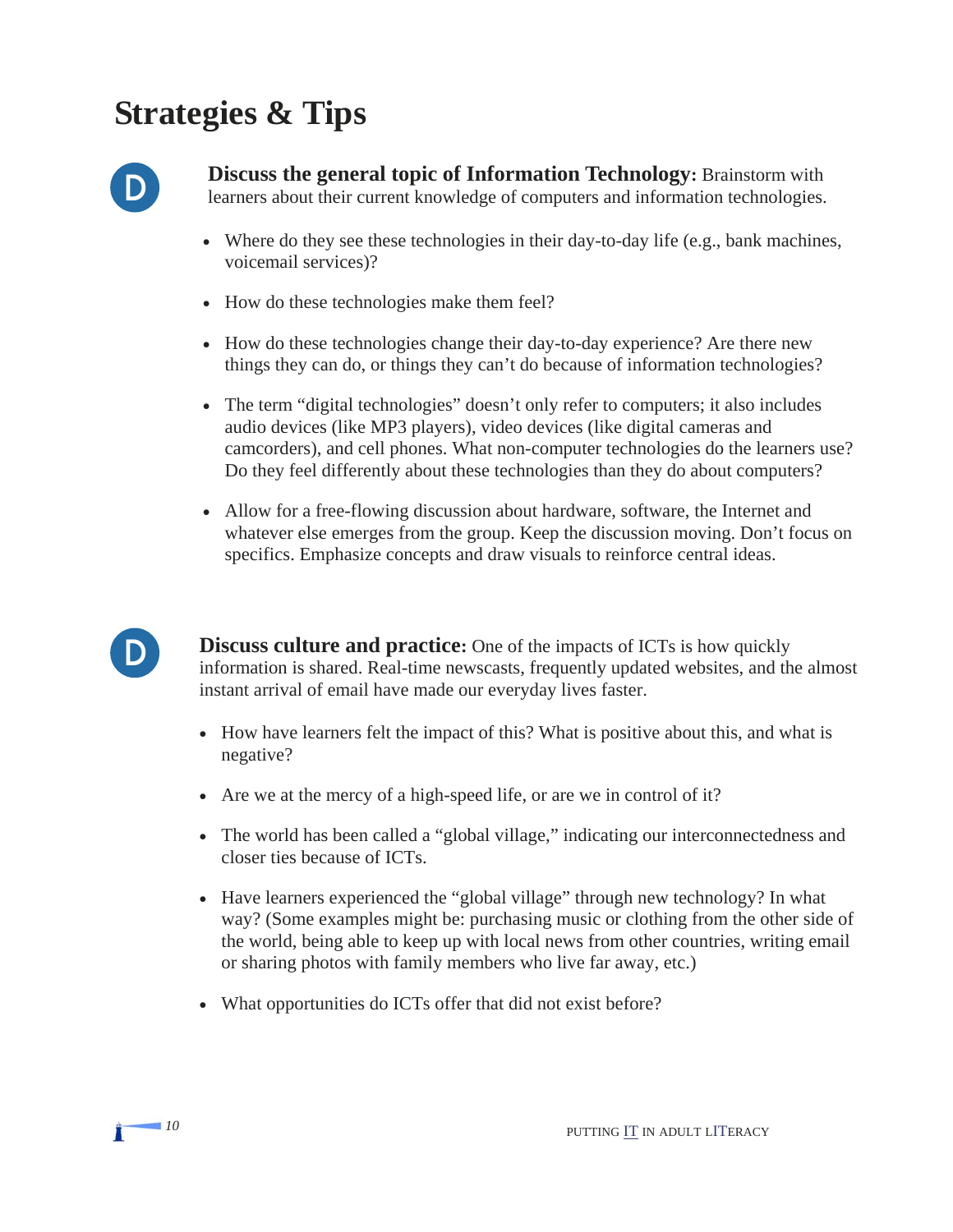# Strategies & Tips

D

**Discuss the general topic of Information Technology:** Brainstorm with learners about their current knowledge of computers and information technologies.

- Where do they see these technologies in their day-to-day life (e.g., bank machines, voicemail services)?
- How do these technologies make them feel?
- How do these technologies change their day-to-day experience? Are there new things they can do, or things they can't do because of information technologies?
- The term "digital technologies" doesn't only refer to computers; it also includes audio devices (like MP3 players), video devices (like digital cameras and camcorders), and cell phones. What non-computer technologies do the learners use? Do they feel differently about these technologies than they do about computers?
- Allow for a free-flowing discussion about hardware, software, the Internet and whatever else emerges from the group. Keep the discussion moving. Don't focus on specifics. Emphasize concepts and draw visuals to reinforce central ideas.

D

**Discuss culture and practice:** One of the impacts of ICTs is how quickly information is shared. Real-time newscasts, frequently updated websites, and the almost instant arrival of email have made our everyday lives faster.

- How have learners felt the impact of this? What is positive about this, and what is negative?
- Are we at the mercy of a high-speed life, or are we in control of it?
- The world has been called a "global village," indicating our interconnectedness and closer ties because of ICTs.
- Have learners experienced the "global village" through new technology? In what way? (Some examples might be: purchasing music or clothing from the other side of the world, being able to keep up with local news from other countries, writing email or sharing photos with family members who live far away, etc.)
- What opportunities do ICTs offer that did not exist before?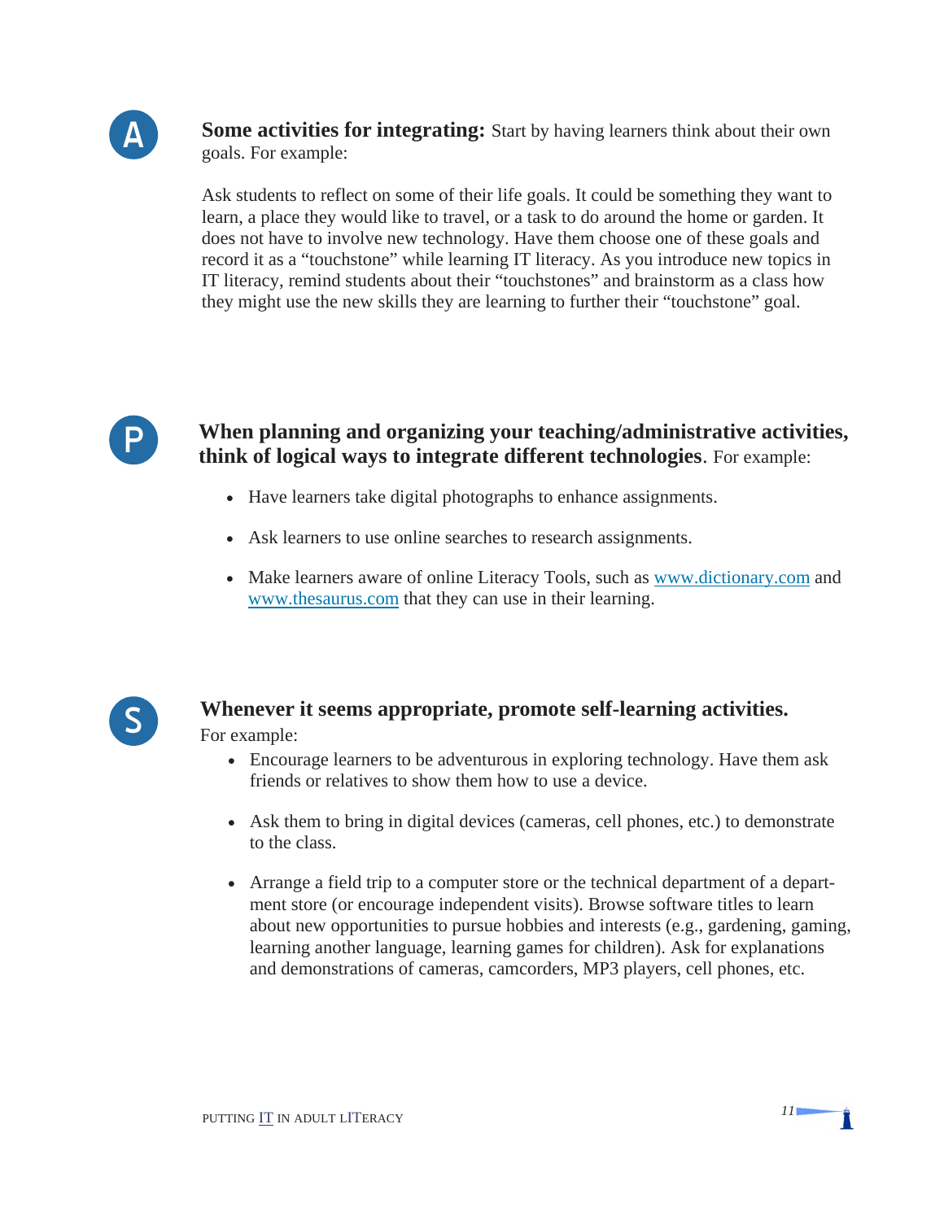**A**

**Some activities for integrating:** Start by having learners think about their own goals. For example:

Ask students to reflect on some of their life goals. It could be something they want to learn, a place they would like to travel, or a task to do around the home or garden. It does not have to involve new technology. Have them choose one of these goals and record it as a "touchstone" while learning IT literacy. As you introduce new topics in IT literacy, remind students about their "touchstones" and brainstorm as a class how they might use the new skills they are learning to further their "touchstone" goal.

**P**

**When planning and organizing your teaching/administrative activities, think of logical ways to integrate different technologies**. For example:

- Have learners take digital photographs to enhance assignments.
- Ask learners to use online searches to research assignments.
- Make learners aware of online Literacy Tools, such as [www.dictionary.com](http://www.dictionary.com) and [www.thesaurus.com](http://www.thesaurus.com) that they can use in their learning.

**S**

**Whenever it seems appropriate, promote self-learning activities.**

For example:

- Encourage learners to be adventurous in exploring technology. Have them ask friends or relatives to show them how to use a device.
- Ask them to bring in digital devices (cameras, cell phones, etc.) to demonstrate to the class.
- Arrange a field trip to a computer store or the technical department of a department store (or encourage independent visits). Browse software titles to learn about new opportunities to pursue hobbies and interests (e.g., gardening, gaming, learning another language, learning games for children). Ask for explanations and demonstrations of cameras, camcorders, MP3 players, cell phones, etc.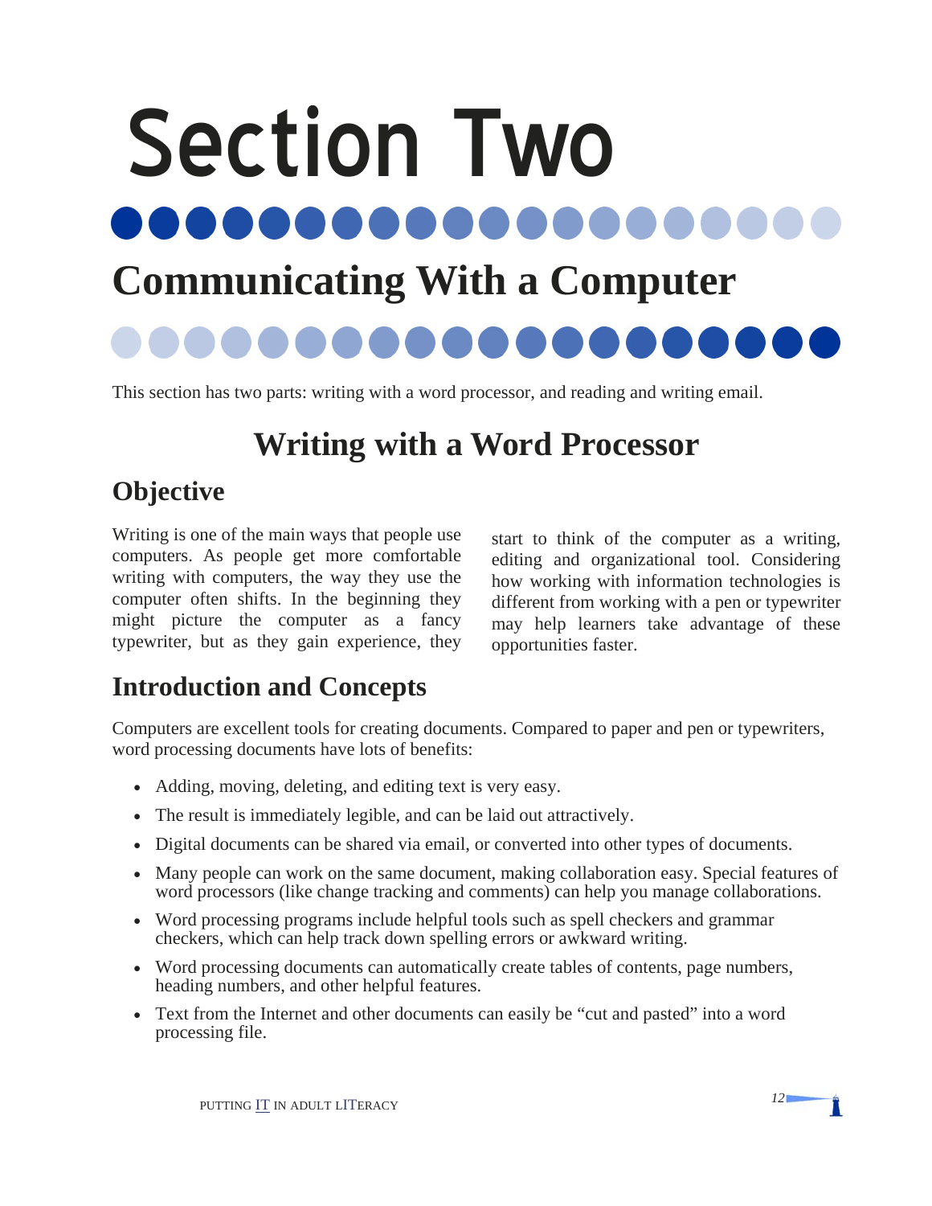# Section Two

## Communicating With a Computer

This section has two parts: writing with a word processor, and reading and writing email.

## Writing with a Word Processor

### Objective

Writing is one of the main ways that people use computers. As people get more comfortable writing with computers, the way they use the computer often shifts. In the beginning they might picture the computer as a fancy typewriter, but as they gain experience, they start to think of the computer as a writing, editing and organizational tool. Considering how working with information technologies is different from working with a pen or typewriter may help learners take advantage of these opportunities faster.

### Introduction and Concepts

Computers are excellent tools for creating documents. Compared to paper and pen or typewriters, word processing documents have lots of benefits:

- Adding, moving, deleting, and editing text is very easy.
- The result is immediately legible, and can be laid out attractively.
- Digital documents can be shared via email, or converted into other types of documents.
- Many people can work on the same document, making collaboration easy. Special features of word processors (like change tracking and comments) can help you manage collaborations.
- Word processing programs include helpful tools such as spell checkers and grammar checkers, which can help track down spelling errors or awkward writing.
- Word processing documents can automatically create tables of contents, page numbers, heading numbers, and other helpful features.
- Text from the Internet and other documents can easily be "cut and pasted" into a word processing file.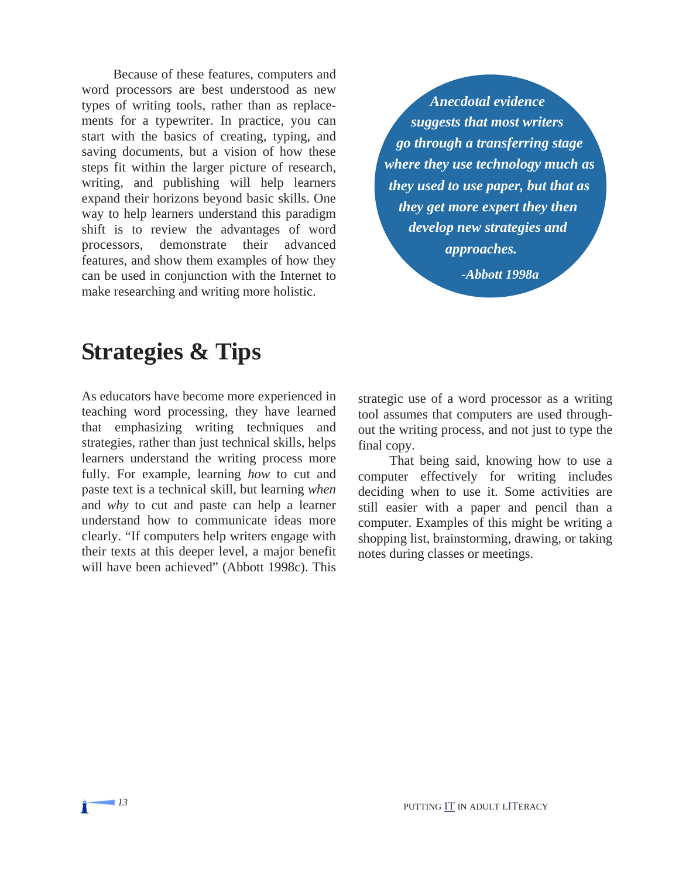Because of these features, computers and word processors are best understood as new types of writing tools, rather than as replacements for a typewriter. In practice, you can start with the basics of creating, typing, and saving documents, but a vision of how these steps fit within the larger picture of research, writing, and publishing will help learners expand their horizons beyond basic skills. One way to help learners understand this paradigm shift is to review the advantages of word processors, demonstrate their advanced features, and show them examples of how they can be used in conjunction with the Internet to make researching and writing more holistic.

> ***Anecdotal evidence suggests that most writers go through a transferring stage where they use technology much as they used to use paper, but that as they get more expert they then develop new strategies and approaches.***
>
> ***-Abbott 1998a***

## Strategies & Tips

As educators have become more experienced in teaching word processing, they have learned that emphasizing writing techniques and strategies, rather than just technical skills, helps learners understand the writing process more fully. For example, learning *how* to cut and paste text is a technical skill, but learning *when* and *why* to cut and paste can help a learner understand how to communicate ideas more clearly. "If computers help writers engage with their texts at this deeper level, a major benefit will have been achieved" (Abbott 1998c). This strategic use of a word processor as a writing tool assumes that computers are used throughout the writing process, and not just to type the final copy.

That being said, knowing how to use a computer effectively for writing includes deciding when to use it. Some activities are still easier with a paper and pencil than a computer. Examples of this might be writing a shopping list, brainstorming, drawing, or taking notes during classes or meetings.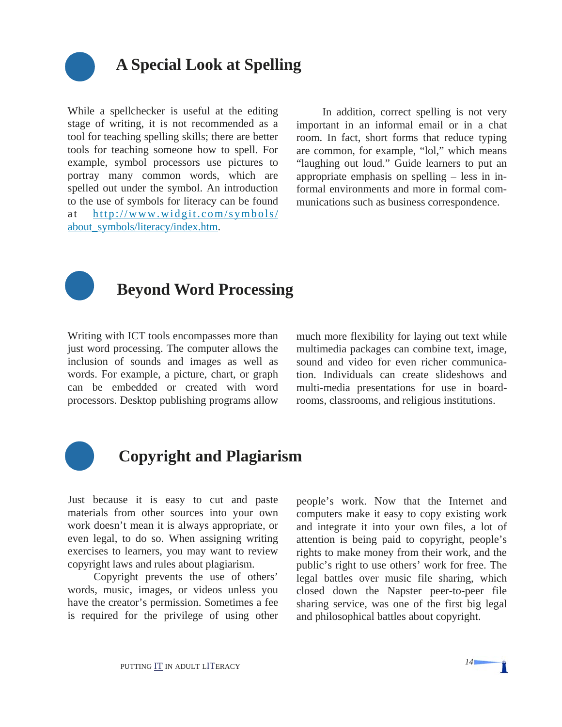## A Special Look at Spelling

While a spellchecker is useful at the editing stage of writing, it is not recommended as a tool for teaching spelling skills; there are better tools for teaching someone how to spell. For example, symbol processors use pictures to portray many common words, which are spelled out under the symbol. An introduction to the use of symbols for literacy can be found at http://www.widgit.com/symbols/about_symbols/literacy/index.htm.

In addition, correct spelling is not very important in an informal email or in a chat room. In fact, short forms that reduce typing are common, for example, "lol," which means "laughing out loud." Guide learners to put an appropriate emphasis on spelling – less in informal environments and more in formal communications such as business correspondence.

## Beyond Word Processing

Writing with ICT tools encompasses more than just word processing. The computer allows the inclusion of sounds and images as well as words. For example, a picture, chart, or graph can be embedded or created with word processors. Desktop publishing programs allow much more flexibility for laying out text while multimedia packages can combine text, image, sound and video for even richer communication. Individuals can create slideshows and multi-media presentations for use in boardrooms, classrooms, and religious institutions.

## Copyright and Plagiarism

Just because it is easy to cut and paste materials from other sources into your own work doesn't mean it is always appropriate, or even legal, to do so. When assigning writing exercises to learners, you may want to review copyright laws and rules about plagiarism.

Copyright prevents the use of others' words, music, images, or videos unless you have the creator's permission. Sometimes a fee is required for the privilege of using other people's work. Now that the Internet and computers make it easy to copy existing work and integrate it into your own files, a lot of attention is being paid to copyright, people's rights to make money from their work, and the public's right to use others' work for free. The legal battles over music file sharing, which closed down the Napster peer-to-peer file sharing service, was one of the first big legal and philosophical battles about copyright.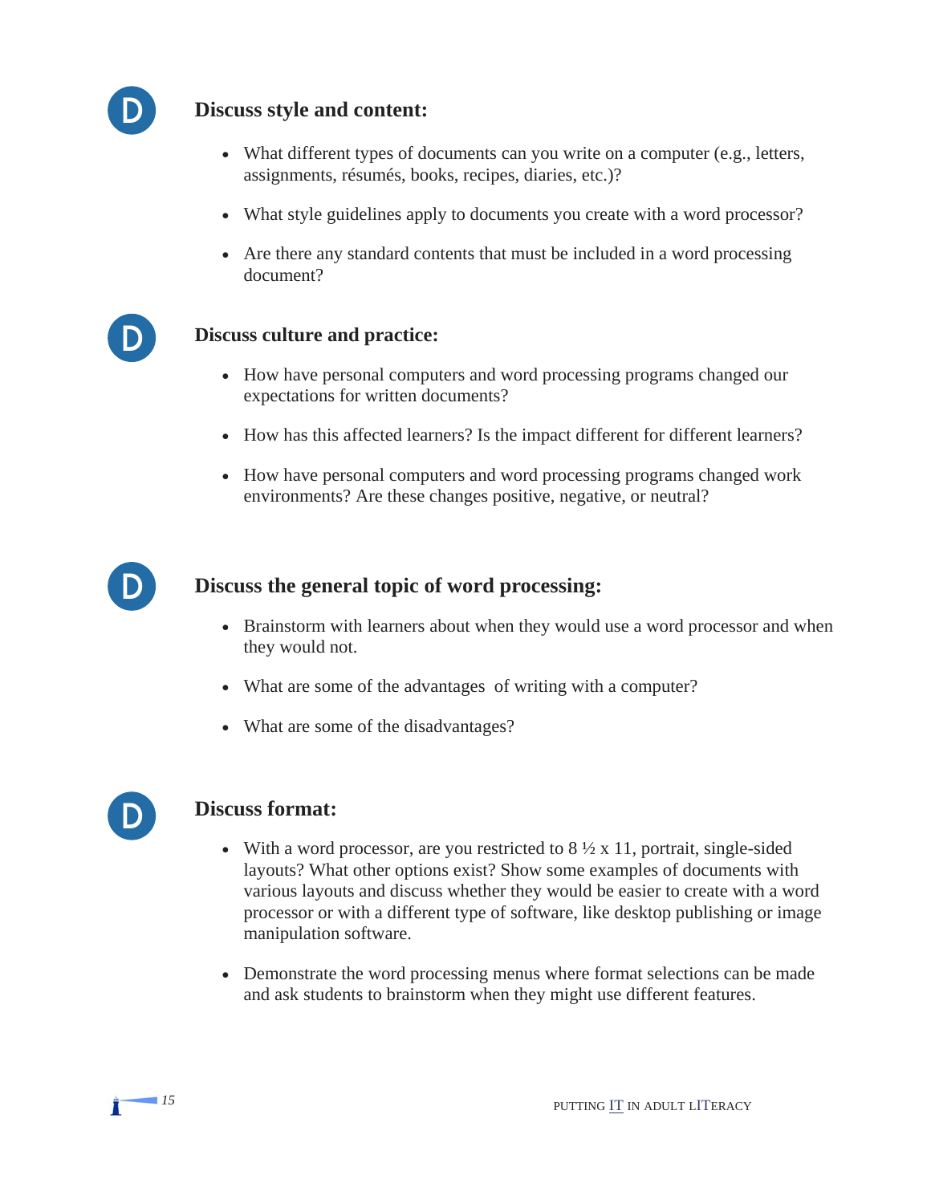### Discuss style and content:

- What different types of documents can you write on a computer (e.g., letters, assignments, résumés, books, recipes, diaries, etc.)?
- What style guidelines apply to documents you create with a word processor?
- Are there any standard contents that must be included in a word processing document?

### Discuss culture and practice:

- How have personal computers and word processing programs changed our expectations for written documents?
- How has this affected learners? Is the impact different for different learners?
- How have personal computers and word processing programs changed work environments? Are these changes positive, negative, or neutral?

### Discuss the general topic of word processing:

- Brainstorm with learners about when they would use a word processor and when they would not.
- What are some of the advantages of writing with a computer?
- What are some of the disadvantages?

### Discuss format:

- With a word processor, are you restricted to 8 ½ x 11, portrait, single-sided layouts? What other options exist? Show some examples of documents with various layouts and discuss whether they would be easier to create with a word processor or with a different type of software, like desktop publishing or image manipulation software.
- Demonstrate the word processing menus where format selections can be made and ask students to brainstorm when they might use different features.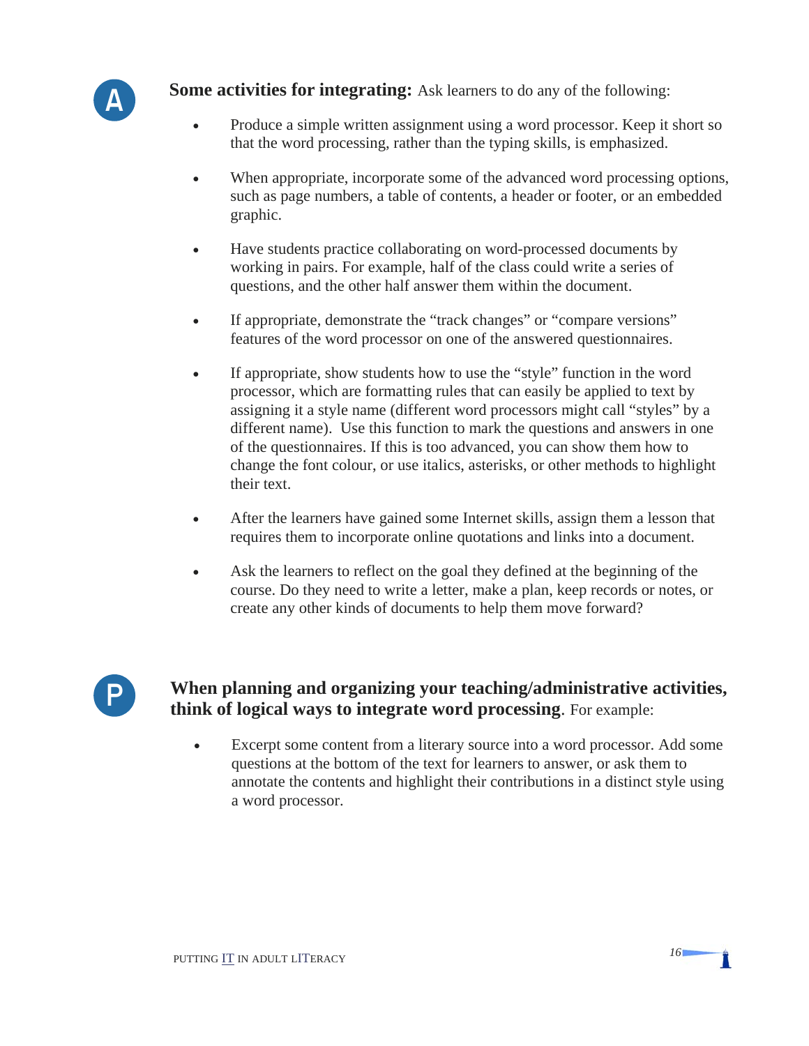**Some activities for integrating:** Ask learners to do any of the following:

- Produce a simple written assignment using a word processor. Keep it short so that the word processing, rather than the typing skills, is emphasized.
- When appropriate, incorporate some of the advanced word processing options, such as page numbers, a table of contents, a header or footer, or an embedded graphic.
- Have students practice collaborating on word-processed documents by working in pairs. For example, half of the class could write a series of questions, and the other half answer them within the document.
- If appropriate, demonstrate the "track changes" or "compare versions" features of the word processor on one of the answered questionnaires.
- If appropriate, show students how to use the "style" function in the word processor, which are formatting rules that can easily be applied to text by assigning it a style name (different word processors might call "styles" by a different name). Use this function to mark the questions and answers in one of the questionnaires. If this is too advanced, you can show them how to change the font colour, or use italics, asterisks, or other methods to highlight their text.
- After the learners have gained some Internet skills, assign them a lesson that requires them to incorporate online quotations and links into a document.
- Ask the learners to reflect on the goal they defined at the beginning of the course. Do they need to write a letter, make a plan, keep records or notes, or create any other kinds of documents to help them move forward?

**When planning and organizing your teaching/administrative activities, think of logical ways to integrate word processing**. For example:

- Excerpt some content from a literary source into a word processor. Add some questions at the bottom of the text for learners to answer, or ask them to annotate the contents and highlight their contributions in a distinct style using a word processor.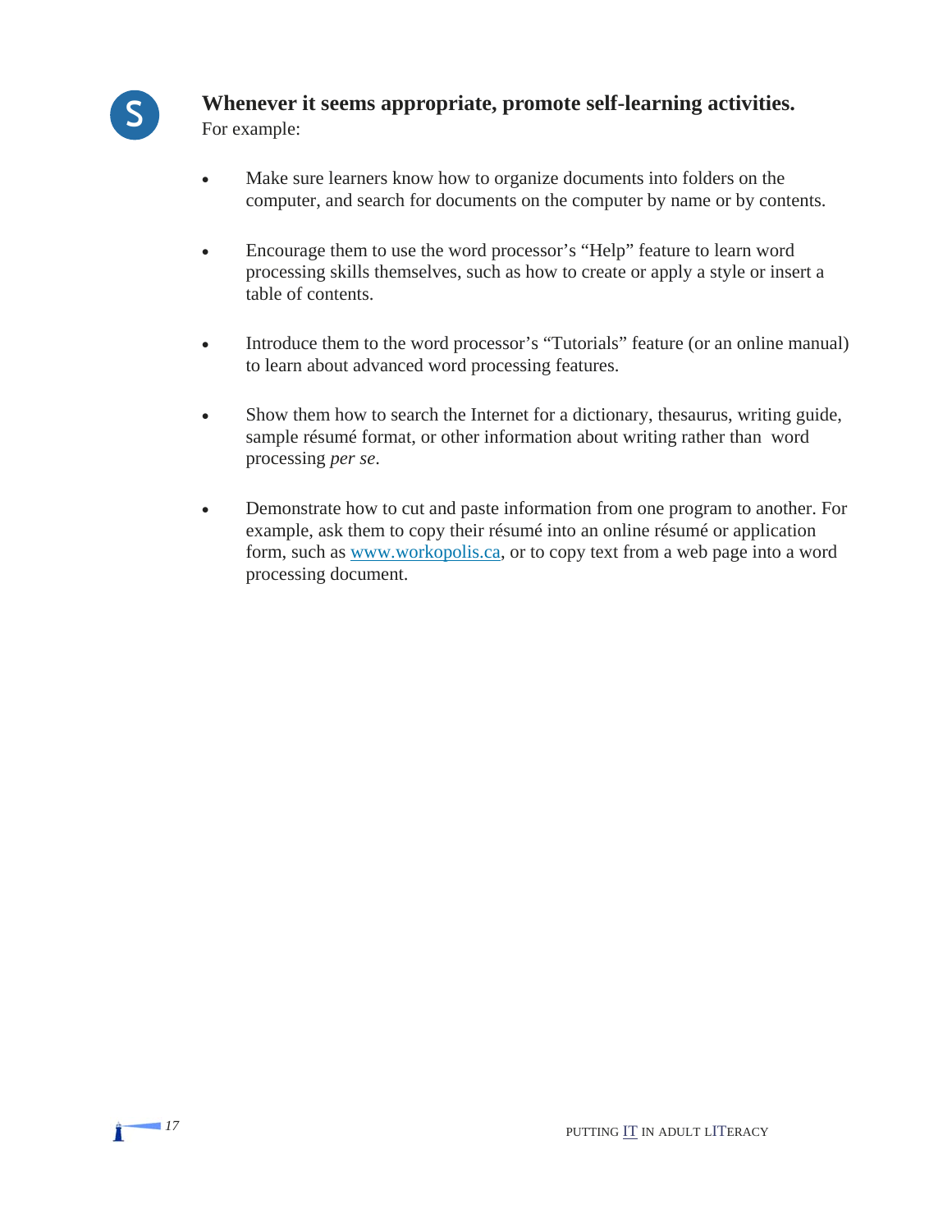**Whenever it seems appropriate, promote self-learning activities.**
For example:

- Make sure learners know how to organize documents into folders on the computer, and search for documents on the computer by name or by contents.

- Encourage them to use the word processor's "Help" feature to learn word processing skills themselves, such as how to create or apply a style or insert a table of contents.

- Introduce them to the word processor's "Tutorials" feature (or an online manual) to learn about advanced word processing features.

- Show them how to search the Internet for a dictionary, thesaurus, writing guide, sample résumé format, or other information about writing rather than word processing *per se*.

- Demonstrate how to cut and paste information from one program to another. For example, ask them to copy their résumé into an online résumé or application form, such as www.workopolis.ca, or to copy text from a web page into a word processing document.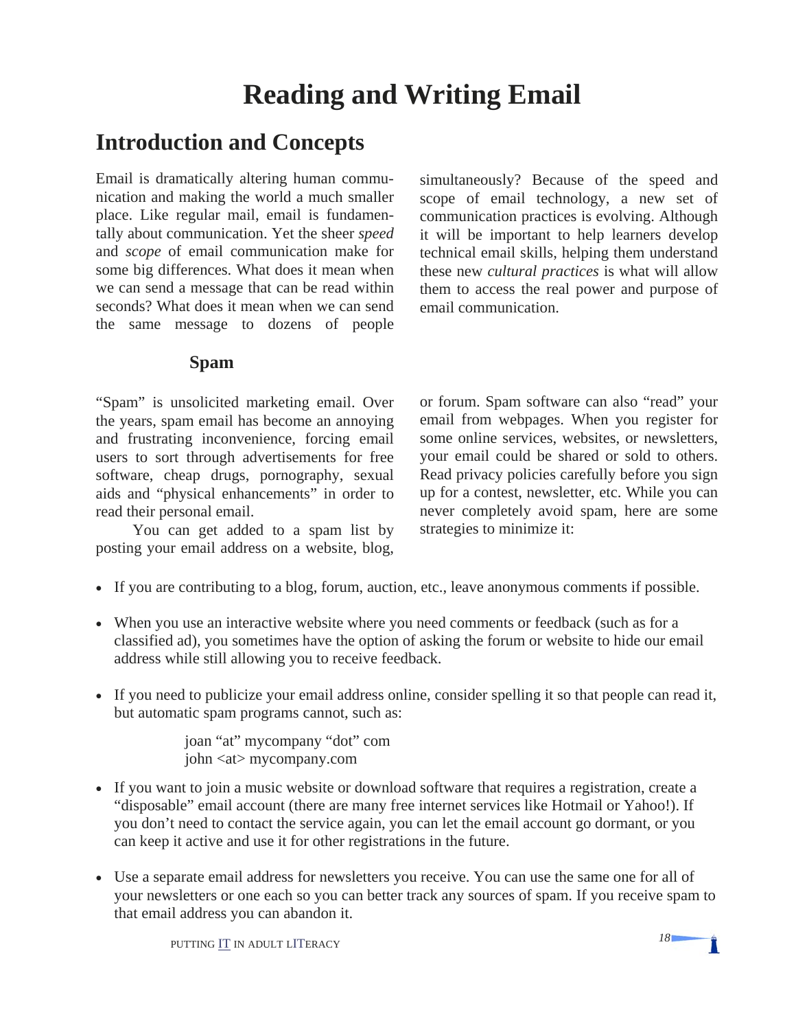# Reading and Writing Email

## Introduction and Concepts

Email is dramatically altering human communication and making the world a much smaller place. Like regular mail, email is fundamentally about communication. Yet the sheer *speed* and *scope* of email communication make for some big differences. What does it mean when we can send a message that can be read within seconds? What does it mean when we can send the same message to dozens of people simultaneously? Because of the speed and scope of email technology, a new set of communication practices is evolving. Although it will be important to help learners develop technical email skills, helping them understand these new *cultural practices* is what will allow them to access the real power and purpose of email communication.

### Spam

"Spam" is unsolicited marketing email. Over the years, spam email has become an annoying and frustrating inconvenience, forcing email users to sort through advertisements for free software, cheap drugs, pornography, sexual aids and "physical enhancements" in order to read their personal email.

You can get added to a spam list by posting your email address on a website, blog, or forum. Spam software can also "read" your email from webpages. When you register for some online services, websites, or newsletters, your email could be shared or sold to others. Read privacy policies carefully before you sign up for a contest, newsletter, etc. While you can never completely avoid spam, here are some strategies to minimize it:

- If you are contributing to a blog, forum, auction, etc., leave anonymous comments if possible.
- When you use an interactive website where you need comments or feedback (such as for a classified ad), you sometimes have the option of asking the forum or website to hide our email address while still allowing you to receive feedback.
- If you need to publicize your email address online, consider spelling it so that people can read it, but automatic spam programs cannot, such as:

  joan "at" mycompany "dot" com
  john <at> mycompany.com

- If you want to join a music website or download software that requires a registration, create a "disposable" email account (there are many free internet services like Hotmail or Yahoo!). If you don't need to contact the service again, you can let the email account go dormant, or you can keep it active and use it for other registrations in the future.
- Use a separate email address for newsletters you receive. You can use the same one for all of your newsletters or one each so you can better track any sources of spam. If you receive spam to that email address you can abandon it.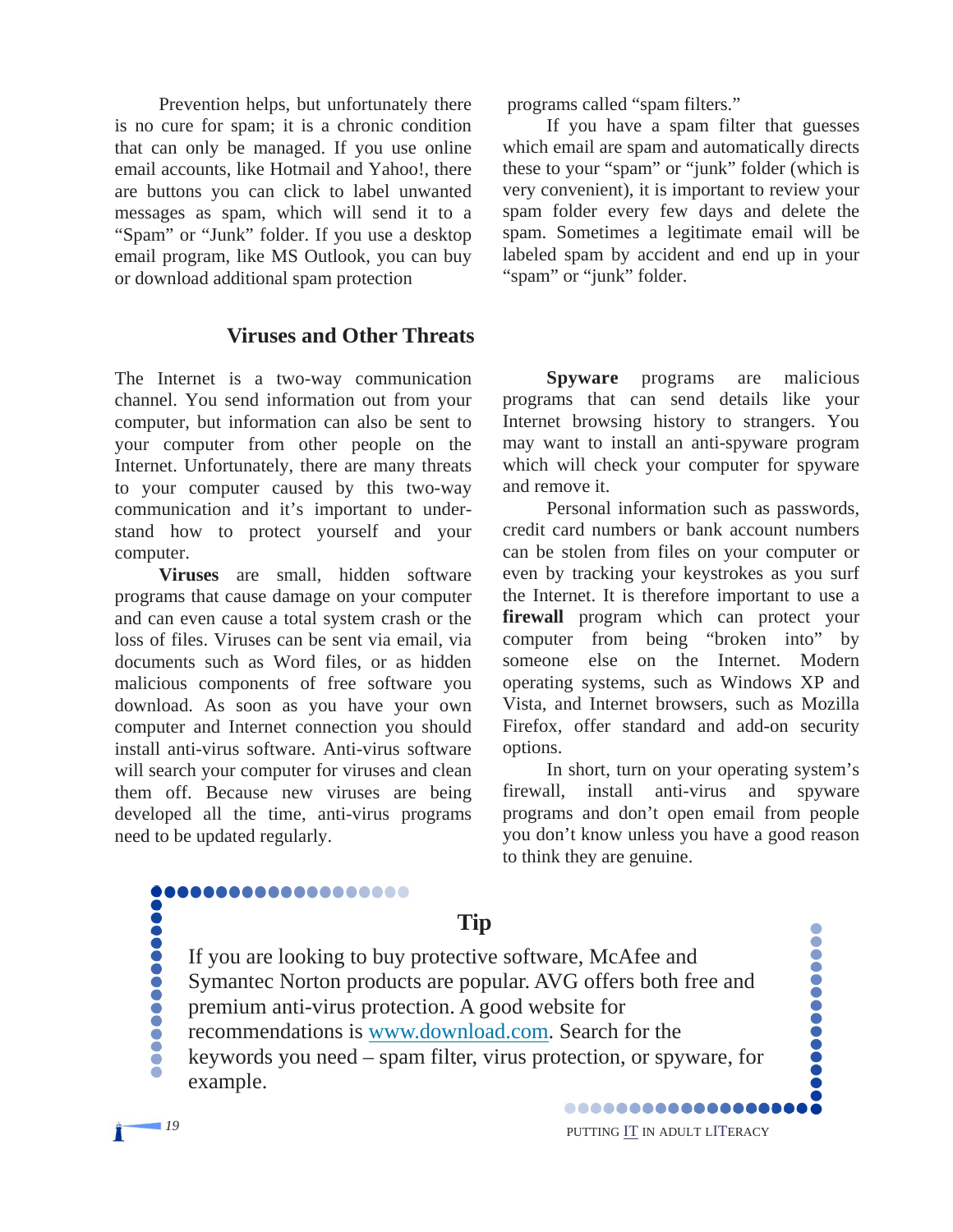Prevention helps, but unfortunately there is no cure for spam; it is a chronic condition that can only be managed. If you use online email accounts, like Hotmail and Yahoo!, there are buttons you can click to label unwanted messages as spam, which will send it to a "Spam" or "Junk" folder. If you use a desktop email program, like MS Outlook, you can buy or download additional spam protection programs called "spam filters."

If you have a spam filter that guesses which email are spam and automatically directs these to your "spam" or "junk" folder (which is very convenient), it is important to review your spam folder every few days and delete the spam. Sometimes a legitimate email will be labeled spam by accident and end up in your "spam" or "junk" folder.

## Viruses and Other Threats

The Internet is a two-way communication channel. You send information out from your computer, but information can also be sent to your computer from other people on the Internet. Unfortunately, there are many threats to your computer caused by this two-way communication and it's important to understand how to protect yourself and your computer.

**Viruses** are small, hidden software programs that cause damage on your computer and can even cause a total system crash or the loss of files. Viruses can be sent via email, via documents such as Word files, or as hidden malicious components of free software you download. As soon as you have your own computer and Internet connection you should install anti-virus software. Anti-virus software will search your computer for viruses and clean them off. Because new viruses are being developed all the time, anti-virus programs need to be updated regularly.

**Spyware** programs are malicious programs that can send details like your Internet browsing history to strangers. You may want to install an anti-spyware program which will check your computer for spyware and remove it.

Personal information such as passwords, credit card numbers or bank account numbers can be stolen from files on your computer or even by tracking your keystrokes as you surf the Internet. It is therefore important to use a **firewall** program which can protect your computer from being "broken into" by someone else on the Internet. Modern operating systems, such as Windows XP and Vista, and Internet browsers, such as Mozilla Firefox, offer standard and add-on security options.

In short, turn on your operating system's firewall, install anti-virus and spyware programs and don't open email from people you don't know unless you have a good reason to think they are genuine.

### Tip

If you are looking to buy protective software, McAfee and Symantec Norton products are popular. AVG offers both free and premium anti-virus protection. A good website for recommendations is www.download.com. Search for the keywords you need – spam filter, virus protection, or spyware, for example.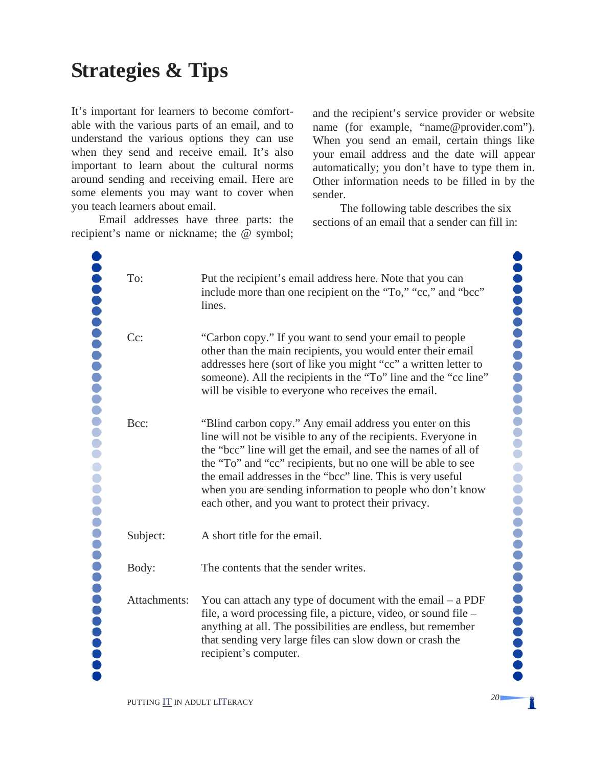# Strategies & Tips

It's important for learners to become comfortable with the various parts of an email, and to understand the various options they can use when they send and receive email. It's also important to learn about the cultural norms around sending and receiving email. Here are some elements you may want to cover when you teach learners about email.

Email addresses have three parts: the recipient's name or nickname; the @ symbol; and the recipient's service provider or website name (for example, "name@provider.com"). When you send an email, certain things like your email address and the date will appear automatically; you don't have to type them in. Other information needs to be filled in by the sender.

The following table describes the six sections of an email that a sender can fill in:

| | |
|---|---|
| To: | Put the recipient's email address here. Note that you can include more than one recipient on the "To," "cc," and "bcc" lines. |
| Cc: | "Carbon copy." If you want to send your email to people other than the main recipients, you would enter their email addresses here (sort of like you might "cc" a written letter to someone). All the recipients in the "To" line and the "cc line" will be visible to everyone who receives the email. |
| Bcc: | "Blind carbon copy." Any email address you enter on this line will not be visible to any of the recipients. Everyone in the "bcc" line will get the email, and see the names of all of the "To" and "cc" recipients, but no one will be able to see the email addresses in the "bcc" line. This is very useful when you are sending information to people who don't know each other, and you want to protect their privacy. |
| Subject: | A short title for the email. |
| Body: | The contents that the sender writes. |
| Attachments: | You can attach any type of document with the email – a PDF file, a word processing file, a picture, video, or sound file – anything at all. The possibilities are endless, but remember that sending very large files can slow down or crash the recipient's computer. |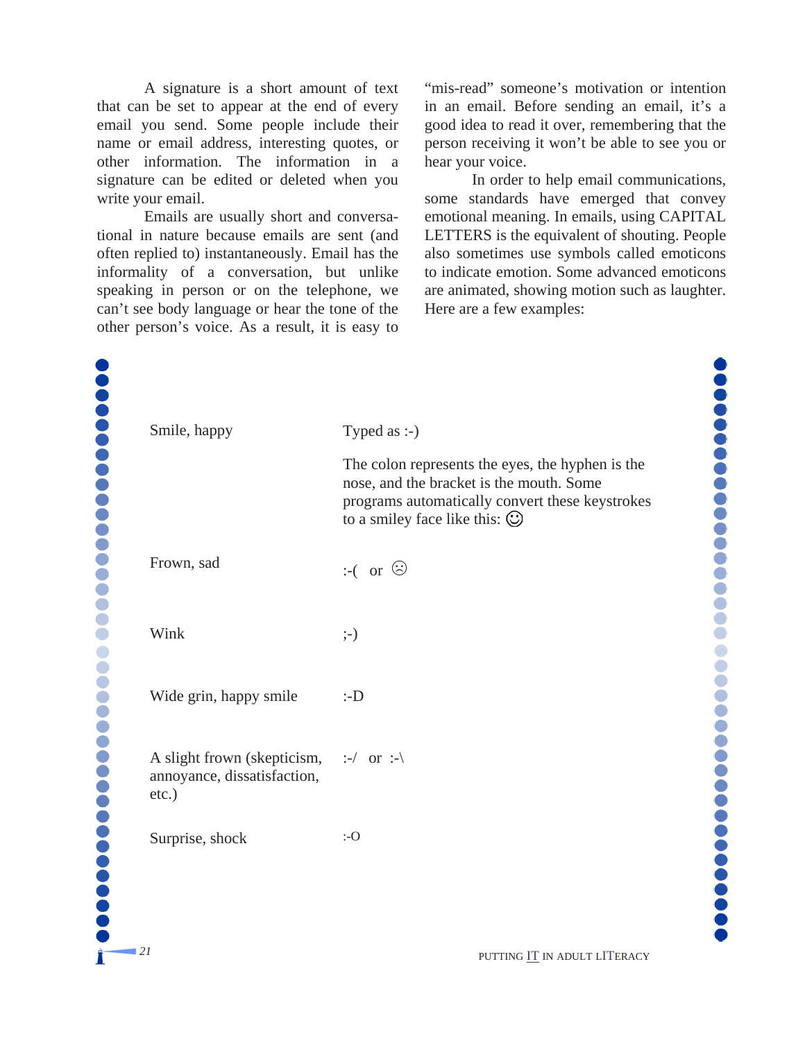A signature is a short amount of text that can be set to appear at the end of every email you send. Some people include their name or email address, interesting quotes, or other information. The information in a signature can be edited or deleted when you write your email.

Emails are usually short and conversational in nature because emails are sent (and often replied to) instantaneously. Email has the informality of a conversation, but unlike speaking in person or on the telephone, we can't see body language or hear the tone of the other person's voice. As a result, it is easy to "mis-read" someone's motivation or intention in an email. Before sending an email, it's a good idea to read it over, remembering that the person receiving it won't be able to see you or hear your voice.

In order to help email communications, some standards have emerged that convey emotional meaning. In emails, using CAPITAL LETTERS is the equivalent of shouting. People also sometimes use symbols called emoticons to indicate emotion. Some advanced emoticons are animated, showing motion such as laughter. Here are a few examples:

| | |
|---|---|
| Smile, happy | Typed as :-) <br><br> The colon represents the eyes, the hyphen is the nose, and the bracket is the mouth. Some programs automatically convert these keystrokes to a smiley face like this: ☺ |
| Frown, sad | :-( or ☹ |
| Wink | ;-) |
| Wide grin, happy smile | :-D |
| A slight frown (skepticism, annoyance, dissatisfaction, etc.) | :-/ or :-\ |
| Surprise, shock | :-O |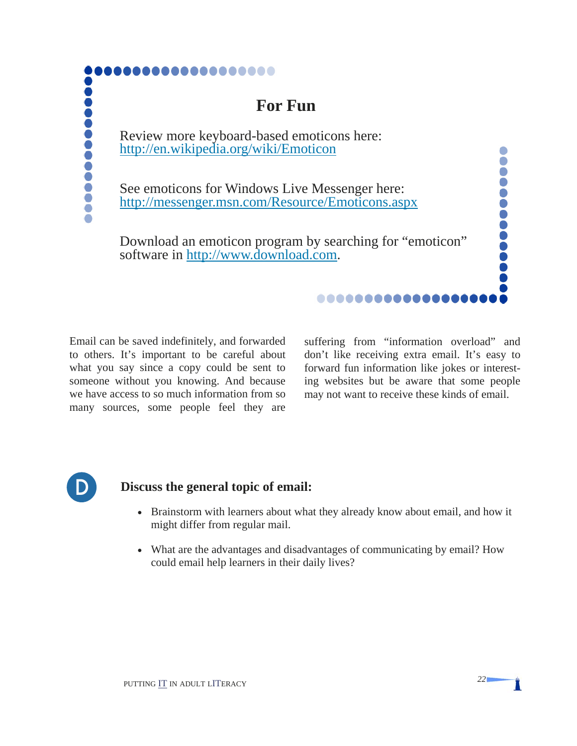## For Fun

Review more keyboard-based emoticons here:
http://en.wikipedia.org/wiki/Emoticon

See emoticons for Windows Live Messenger here:
http://messenger.msn.com/Resource/Emoticons.aspx

Download an emoticon program by searching for "emoticon" software in http://www.download.com.

Email can be saved indefinitely, and forwarded to others. It's important to be careful about what you say since a copy could be sent to someone without you knowing. And because we have access to so much information from so many sources, some people feel they are suffering from "information overload" and don't like receiving extra email. It's easy to forward fun information like jokes or interesting websites but be aware that some people may not want to receive these kinds of email.

D

**Discuss the general topic of email:**

- Brainstorm with learners about what they already know about email, and how it might differ from regular mail.
- What are the advantages and disadvantages of communicating by email? How could email help learners in their daily lives?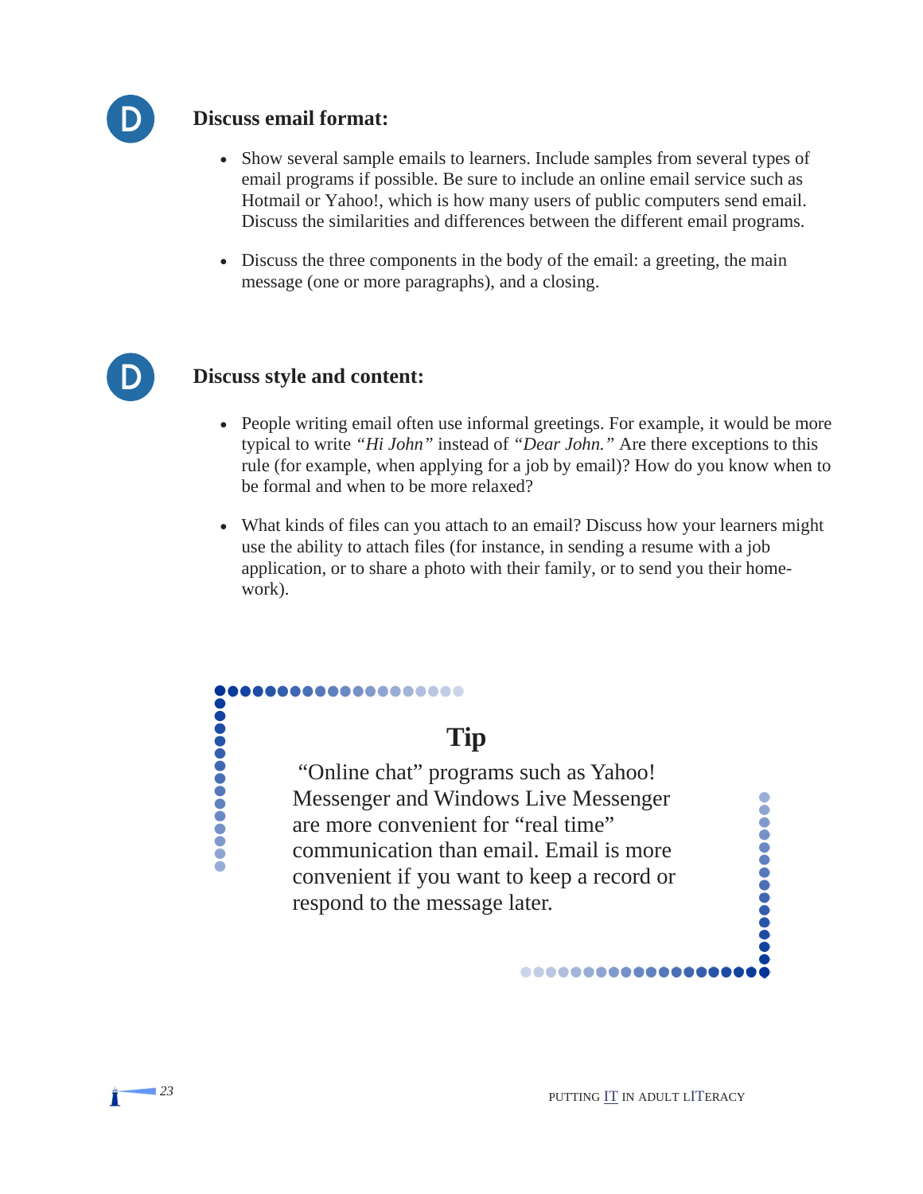## Discuss email format:

- Show several sample emails to learners. Include samples from several types of email programs if possible. Be sure to include an online email service such as Hotmail or Yahoo!, which is how many users of public computers send email. Discuss the similarities and differences between the different email programs.
- Discuss the three components in the body of the email: a greeting, the main message (one or more paragraphs), and a closing.

## Discuss style and content:

- People writing email often use informal greetings. For example, it would be more typical to write *"Hi John"* instead of *"Dear John."* Are there exceptions to this rule (for example, when applying for a job by email)? How do you know when to be formal and when to be more relaxed?
- What kinds of files can you attach to an email? Discuss how your learners might use the ability to attach files (for instance, in sending a resume with a job application, or to share a photo with their family, or to send you their homework).

### Tip

"Online chat" programs such as Yahoo! Messenger and Windows Live Messenger are more convenient for "real time" communication than email. Email is more convenient if you want to keep a record or respond to the message later.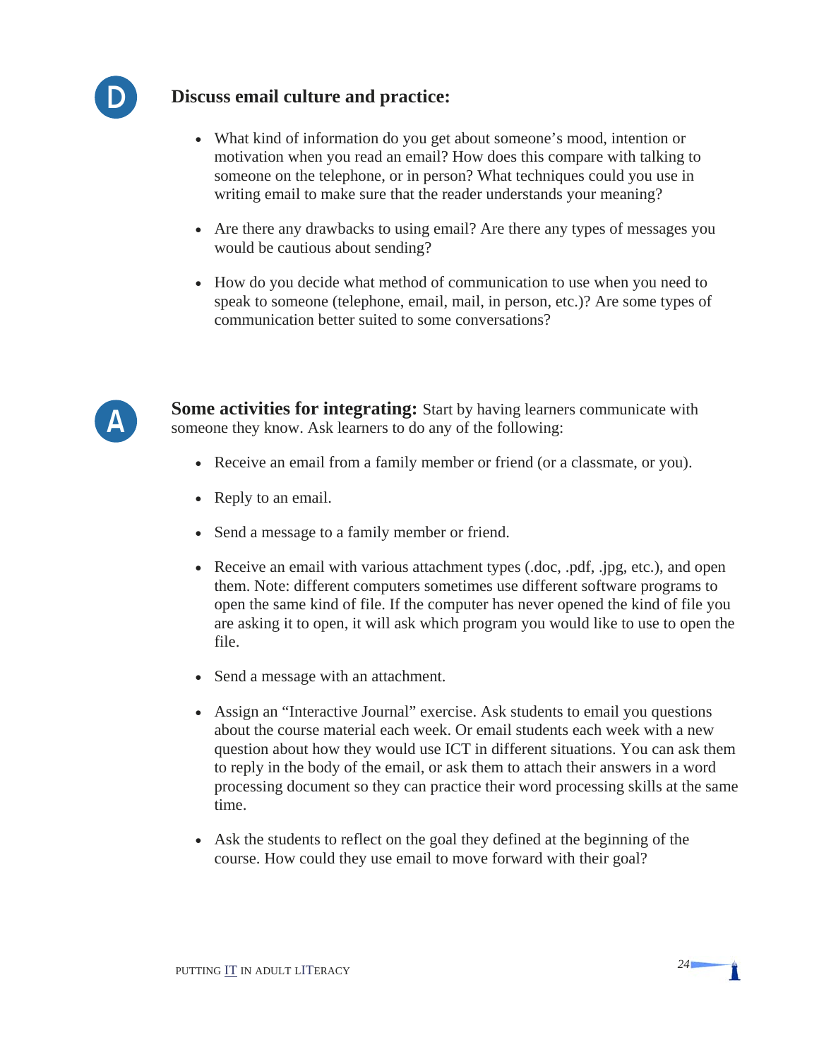## Discuss email culture and practice:

- What kind of information do you get about someone's mood, intention or motivation when you read an email? How does this compare with talking to someone on the telephone, or in person? What techniques could you use in writing email to make sure that the reader understands your meaning?

- Are there any drawbacks to using email? Are there any types of messages you would be cautious about sending?

- How do you decide what method of communication to use when you need to speak to someone (telephone, email, mail, in person, etc.)? Are some types of communication better suited to some conversations?

**Some activities for integrating:** Start by having learners communicate with someone they know. Ask learners to do any of the following:

- Receive an email from a family member or friend (or a classmate, or you).

- Reply to an email.

- Send a message to a family member or friend.

- Receive an email with various attachment types (.doc, .pdf, .jpg, etc.), and open them. Note: different computers sometimes use different software programs to open the same kind of file. If the computer has never opened the kind of file you are asking it to open, it will ask which program you would like to use to open the file.

- Send a message with an attachment.

- Assign an "Interactive Journal" exercise. Ask students to email you questions about the course material each week. Or email students each week with a new question about how they would use ICT in different situations. You can ask them to reply in the body of the email, or ask them to attach their answers in a word processing document so they can practice their word processing skills at the same time.

- Ask the students to reflect on the goal they defined at the beginning of the course. How could they use email to move forward with their goal?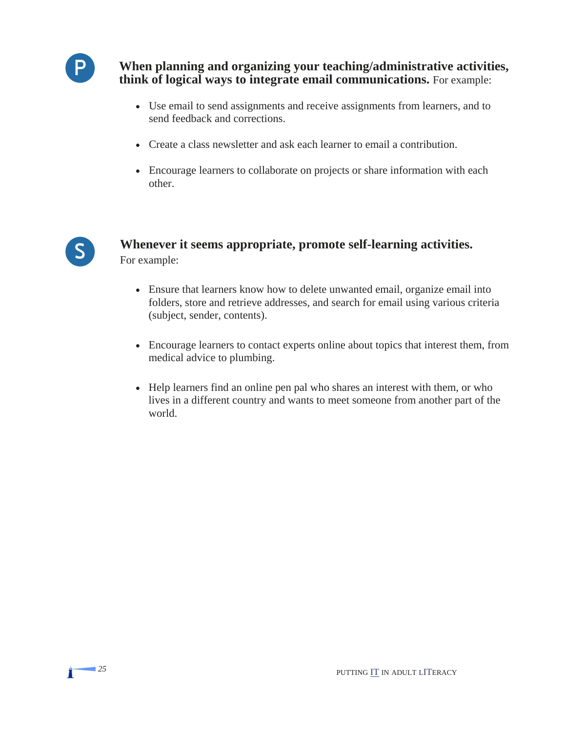P

**When planning and organizing your teaching/administrative activities, think of logical ways to integrate email communications.** For example:

- Use email to send assignments and receive assignments from learners, and to send feedback and corrections.
- Create a class newsletter and ask each learner to email a contribution.
- Encourage learners to collaborate on projects or share information with each other.

S

**Whenever it seems appropriate, promote self-learning activities.** For example:

- Ensure that learners know how to delete unwanted email, organize email into folders, store and retrieve addresses, and search for email using various criteria (subject, sender, contents).
- Encourage learners to contact experts online about topics that interest them, from medical advice to plumbing.
- Help learners find an online pen pal who shares an interest with them, or who lives in a different country and wants to meet someone from another part of the world.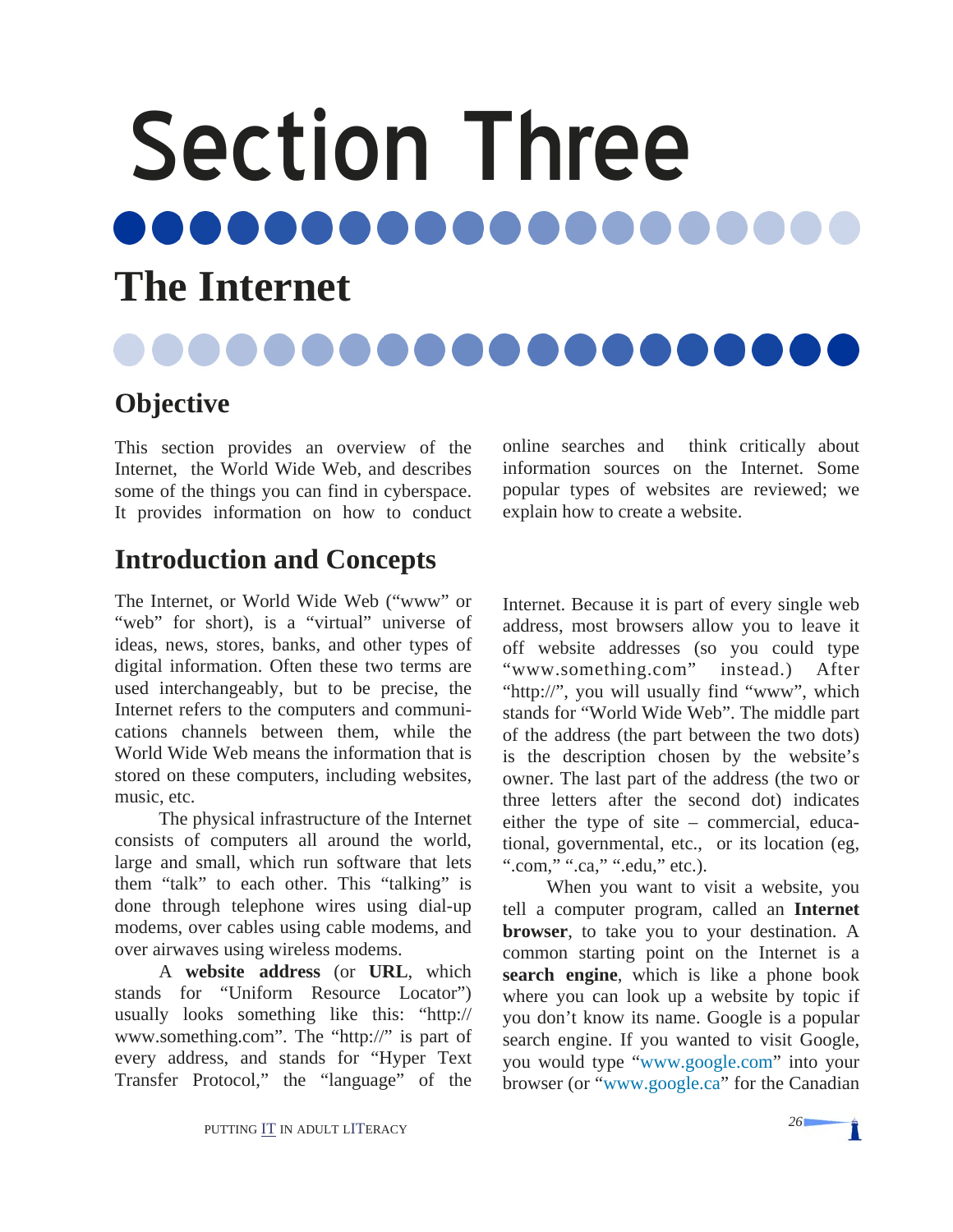# Section Three

## The Internet

### Objective

This section provides an overview of the Internet, the World Wide Web, and describes some of the things you can find in cyberspace. It provides information on how to conduct online searches and think critically about information sources on the Internet. Some popular types of websites are reviewed; we explain how to create a website.

### Introduction and Concepts

The Internet, or World Wide Web ("www" or "web" for short), is a "virtual" universe of ideas, news, stores, banks, and other types of digital information. Often these two terms are used interchangeably, but to be precise, the Internet refers to the computers and communications channels between them, while the World Wide Web means the information that is stored on these computers, including websites, music, etc.

The physical infrastructure of the Internet consists of computers all around the world, large and small, which run software that lets them "talk" to each other. This "talking" is done through telephone wires using dial-up modems, over cables using cable modems, and over airwaves using wireless modems.

A **website address** (or **URL**, which stands for "Uniform Resource Locator") usually looks something like this: "http://www.something.com". The "http://" is part of every address, and stands for "Hyper Text Transfer Protocol," the "language" of the Internet. Because it is part of every single web address, most browsers allow you to leave it off website addresses (so you could type "www.something.com" instead.) After "http://", you will usually find "www", which stands for "World Wide Web". The middle part of the address (the part between the two dots) is the description chosen by the website's owner. The last part of the address (the two or three letters after the second dot) indicates either the type of site – commercial, educational, governmental, etc., or its location (eg, ".com," ".ca," ".edu," etc.).

When you want to visit a website, you tell a computer program, called an **Internet browser**, to take you to your destination. A common starting point on the Internet is a **search engine**, which is like a phone book where you can look up a website by topic if you don't know its name. Google is a popular search engine. If you wanted to visit Google, you would type "www.google.com" into your browser (or "www.google.ca" for the Canadian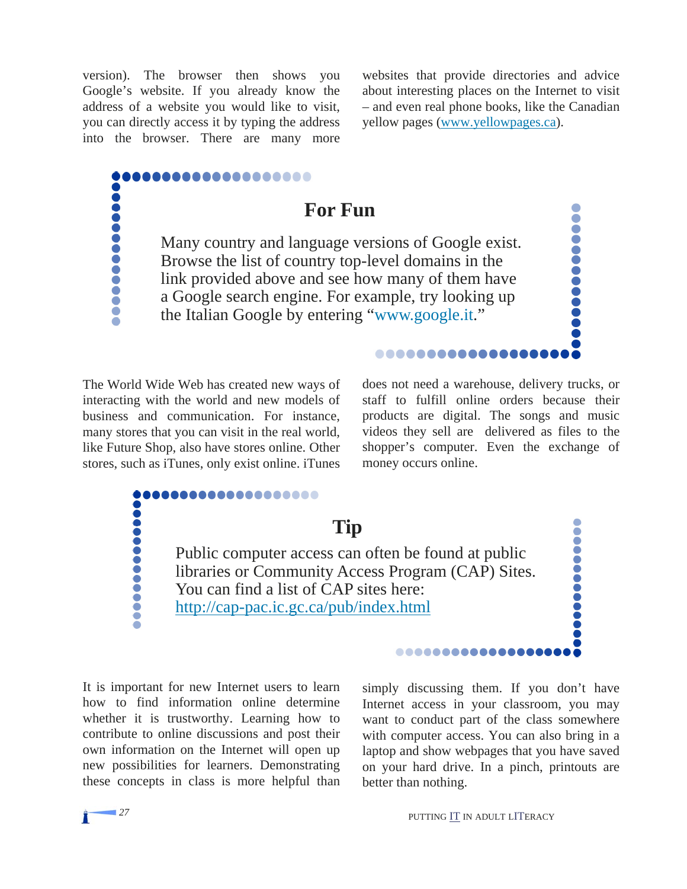version). The browser then shows you Google's website. If you already know the address of a website you would like to visit, you can directly access it by typing the address into the browser. There are many more websites that provide directories and advice about interesting places on the Internet to visit – and even real phone books, like the Canadian yellow pages (www.yellowpages.ca).

## For Fun

Many country and language versions of Google exist. Browse the list of country top-level domains in the link provided above and see how many of them have a Google search engine. For example, try looking up the Italian Google by entering "www.google.it."

The World Wide Web has created new ways of interacting with the world and new models of business and communication. For instance, many stores that you can visit in the real world, like Future Shop, also have stores online. Other stores, such as iTunes, only exist online. iTunes does not need a warehouse, delivery trucks, or staff to fulfill online orders because their products are digital. The songs and music videos they sell are delivered as files to the shopper's computer. Even the exchange of money occurs online.

## Tip

Public computer access can often be found at public libraries or Community Access Program (CAP) Sites. You can find a list of CAP sites here: http://cap-pac.ic.gc.ca/pub/index.html

It is important for new Internet users to learn how to find information online determine whether it is trustworthy. Learning how to contribute to online discussions and post their own information on the Internet will open up new possibilities for learners. Demonstrating these concepts in class is more helpful than simply discussing them. If you don't have Internet access in your classroom, you may want to conduct part of the class somewhere with computer access. You can also bring in a laptop and show webpages that you have saved on your hard drive. In a pinch, printouts are better than nothing.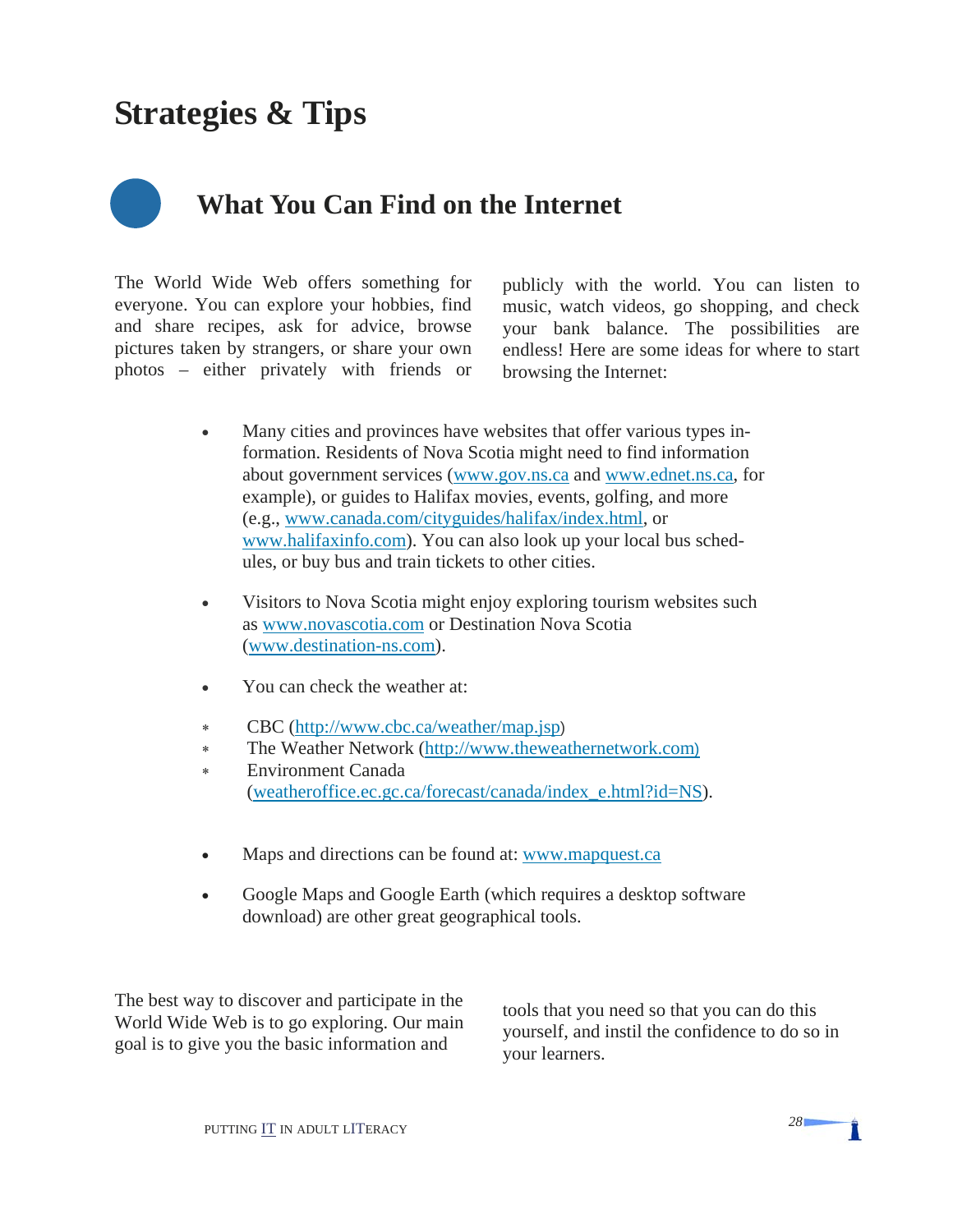# Strategies & Tips

## What You Can Find on the Internet

The World Wide Web offers something for everyone. You can explore your hobbies, find and share recipes, ask for advice, browse pictures taken by strangers, or share your own photos – either privately with friends or publicly with the world. You can listen to music, watch videos, go shopping, and check your bank balance. The possibilities are endless! Here are some ideas for where to start browsing the Internet:

- Many cities and provinces have websites that offer various types information. Residents of Nova Scotia might need to find information about government services (www.gov.ns.ca and www.ednet.ns.ca, for example), or guides to Halifax movies, events, golfing, and more (e.g., www.canada.com/cityguides/halifax/index.html, or www.halifaxinfo.com). You can also look up your local bus schedules, or buy bus and train tickets to other cities.

- Visitors to Nova Scotia might enjoy exploring tourism websites such as www.novascotia.com or Destination Nova Scotia (www.destination-ns.com).

- You can check the weather at:

  * CBC (http://www.cbc.ca/weather/map.jsp)
  * The Weather Network (http://www.theweathernetwork.com)
  * Environment Canada (weatheroffice.ec.gc.ca/forecast/canada/index_e.html?id=NS).

- Maps and directions can be found at: www.mapquest.ca

- Google Maps and Google Earth (which requires a desktop software download) are other great geographical tools.

The best way to discover and participate in the World Wide Web is to go exploring. Our main goal is to give you the basic information and tools that you need so that you can do this yourself, and instil the confidence to do so in your learners.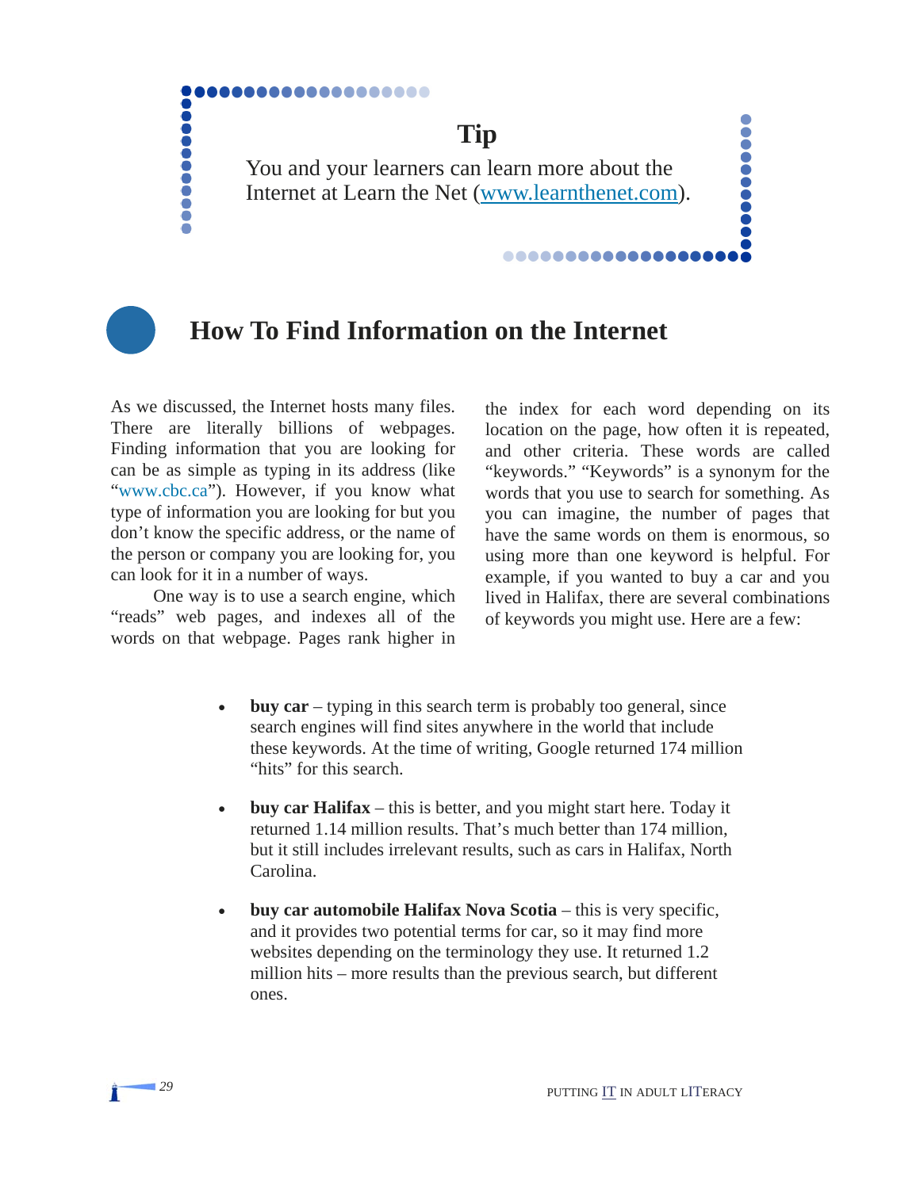**Tip**

You and your learners can learn more about the Internet at Learn the Net (www.learnthenet.com).

## How To Find Information on the Internet

As we discussed, the Internet hosts many files. There are literally billions of webpages. Finding information that you are looking for can be as simple as typing in its address (like "www.cbc.ca"). However, if you know what type of information you are looking for but you don't know the specific address, or the name of the person or company you are looking for, you can look for it in a number of ways.

One way is to use a search engine, which "reads" web pages, and indexes all of the words on that webpage. Pages rank higher in the index for each word depending on its location on the page, how often it is repeated, and other criteria. These words are called "keywords." "Keywords" is a synonym for the words that you use to search for something. As you can imagine, the number of pages that have the same words on them is enormous, so using more than one keyword is helpful. For example, if you wanted to buy a car and you lived in Halifax, there are several combinations of keywords you might use. Here are a few:

- **buy car** – typing in this search term is probably too general, since search engines will find sites anywhere in the world that include these keywords. At the time of writing, Google returned 174 million "hits" for this search.

- **buy car Halifax** – this is better, and you might start here. Today it returned 1.14 million results. That's much better than 174 million, but it still includes irrelevant results, such as cars in Halifax, North Carolina.

- **buy car automobile Halifax Nova Scotia** – this is very specific, and it provides two potential terms for car, so it may find more websites depending on the terminology they use. It returned 1.2 million hits – more results than the previous search, but different ones.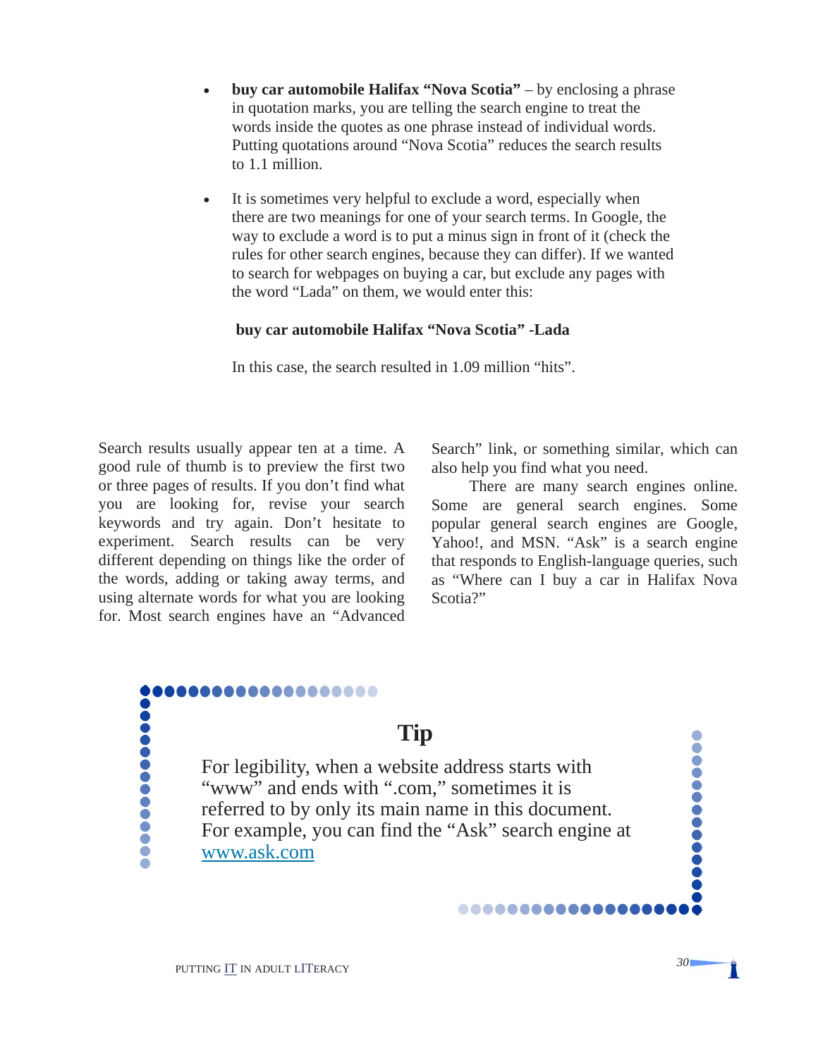- **buy car automobile Halifax "Nova Scotia"** – by enclosing a phrase in quotation marks, you are telling the search engine to treat the words inside the quotes as one phrase instead of individual words. Putting quotations around "Nova Scotia" reduces the search results to 1.1 million.

- It is sometimes very helpful to exclude a word, especially when there are two meanings for one of your search terms. In Google, the way to exclude a word is to put a minus sign in front of it (check the rules for other search engines, because they can differ). If we wanted to search for webpages on buying a car, but exclude any pages with the word "Lada" on them, we would enter this:

  **buy car automobile Halifax "Nova Scotia" -Lada**

  In this case, the search resulted in 1.09 million "hits".

Search results usually appear ten at a time. A good rule of thumb is to preview the first two or three pages of results. If you don't find what you are looking for, revise your search keywords and try again. Don't hesitate to experiment. Search results can be very different depending on things like the order of the words, adding or taking away terms, and using alternate words for what you are looking for. Most search engines have an "Advanced Search" link, or something similar, which can also help you find what you need.

There are many search engines online. Some are general search engines. Some popular general search engines are Google, Yahoo!, and MSN. "Ask" is a search engine that responds to English-language queries, such as "Where can I buy a car in Halifax Nova Scotia?"

## Tip

For legibility, when a website address starts with "www" and ends with ".com," sometimes it is referred to by only its main name in this document. For example, you can find the "Ask" search engine at www.ask.com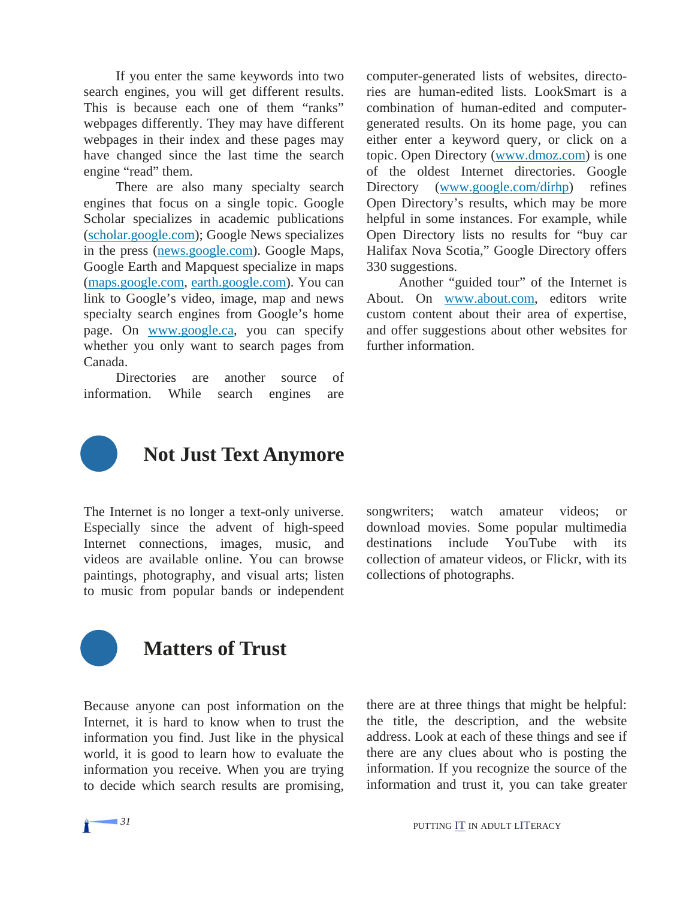If you enter the same keywords into two search engines, you will get different results. This is because each one of them "ranks" webpages differently. They may have different webpages in their index and these pages may have changed since the last time the search engine "read" them.

There are also many specialty search engines that focus on a single topic. Google Scholar specializes in academic publications (scholar.google.com); Google News specializes in the press (news.google.com). Google Maps, Google Earth and Mapquest specialize in maps (maps.google.com, earth.google.com). You can link to Google's video, image, map and news specialty search engines from Google's home page. On www.google.ca, you can specify whether you only want to search pages from Canada.

Directories are another source of information. While search engines are computer-generated lists of websites, directories are human-edited lists. LookSmart is a combination of human-edited and computer-generated results. On its home page, you can either enter a keyword query, or click on a topic. Open Directory (www.dmoz.com) is one of the oldest Internet directories. Google Directory (www.google.com/dirhp) refines Open Directory's results, which may be more helpful in some instances. For example, while Open Directory lists no results for "buy car Halifax Nova Scotia," Google Directory offers 330 suggestions.

Another "guided tour" of the Internet is About. On www.about.com, editors write custom content about their area of expertise, and offer suggestions about other websites for further information.

## Not Just Text Anymore

The Internet is no longer a text-only universe. Especially since the advent of high-speed Internet connections, images, music, and videos are available online. You can browse paintings, photography, and visual arts; listen to music from popular bands or independent songwriters; watch amateur videos; or download movies. Some popular multimedia destinations include YouTube with its collection of amateur videos, or Flickr, with its collections of photographs.

## Matters of Trust

Because anyone can post information on the Internet, it is hard to know when to trust the information you find. Just like in the physical world, it is good to learn how to evaluate the information you receive. When you are trying to decide which search results are promising, there are at three things that might be helpful: the title, the description, and the website address. Look at each of these things and see if there are any clues about who is posting the information. If you recognize the source of the information and trust it, you can take greater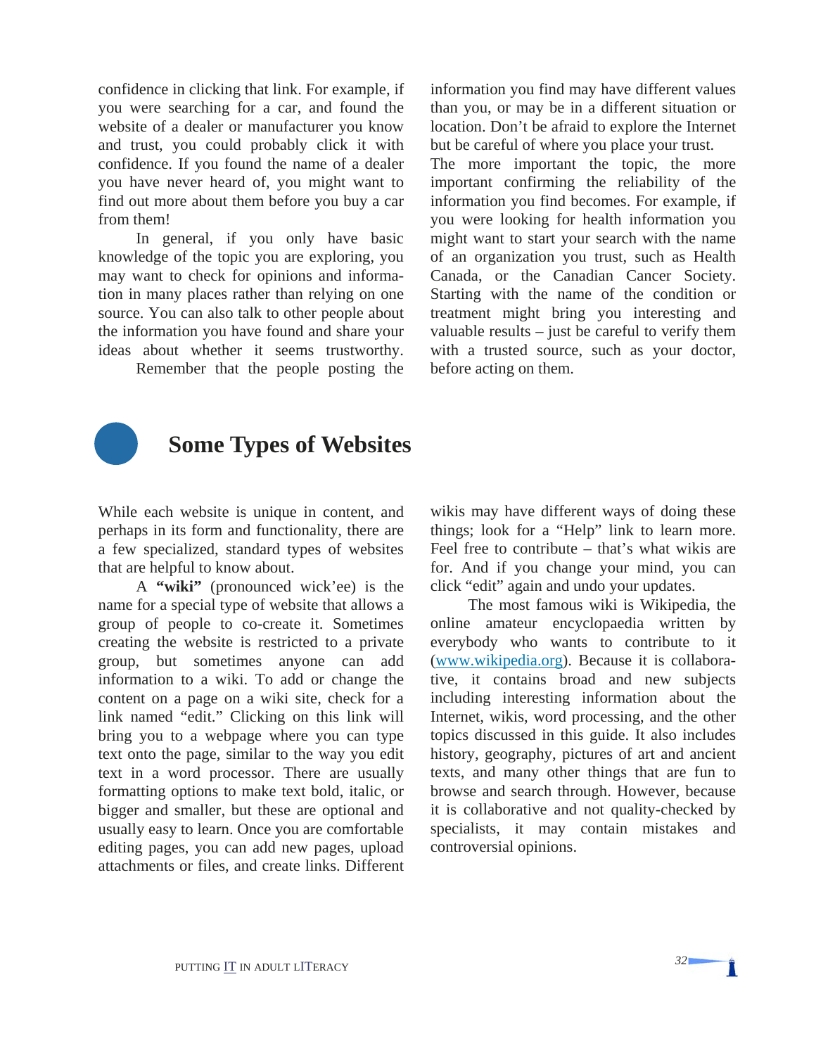confidence in clicking that link. For example, if you were searching for a car, and found the website of a dealer or manufacturer you know and trust, you could probably click it with confidence. If you found the name of a dealer you have never heard of, you might want to find out more about them before you buy a car from them!

In general, if you only have basic knowledge of the topic you are exploring, you may want to check for opinions and information in many places rather than relying on one source. You can also talk to other people about the information you have found and share your ideas about whether it seems trustworthy. Remember that the people posting the information you find may have different values than you, or may be in a different situation or location. Don't be afraid to explore the Internet but be careful of where you place your trust.

The more important the topic, the more important confirming the reliability of the information you find becomes. For example, if you were looking for health information you might want to start your search with the name of an organization you trust, such as Health Canada, or the Canadian Cancer Society. Starting with the name of the condition or treatment might bring you interesting and valuable results – just be careful to verify them with a trusted source, such as your doctor, before acting on them.

## Some Types of Websites

While each website is unique in content, and perhaps in its form and functionality, there are a few specialized, standard types of websites that are helpful to know about.

A **"wiki"** (pronounced wick'ee) is the name for a special type of website that allows a group of people to co-create it. Sometimes creating the website is restricted to a private group, but sometimes anyone can add information to a wiki. To add or change the content on a page on a wiki site, check for a link named "edit." Clicking on this link will bring you to a webpage where you can type text onto the page, similar to the way you edit text in a word processor. There are usually formatting options to make text bold, italic, or bigger and smaller, but these are optional and usually easy to learn. Once you are comfortable editing pages, you can add new pages, upload attachments or files, and create links. Different wikis may have different ways of doing these things; look for a "Help" link to learn more. Feel free to contribute – that's what wikis are for. And if you change your mind, you can click "edit" again and undo your updates.

The most famous wiki is Wikipedia, the online amateur encyclopaedia written by everybody who wants to contribute to it (www.wikipedia.org). Because it is collaborative, it contains broad and new subjects including interesting information about the Internet, wikis, word processing, and the other topics discussed in this guide. It also includes history, geography, pictures of art and ancient texts, and many other things that are fun to browse and search through. However, because it is collaborative and not quality-checked by specialists, it may contain mistakes and controversial opinions.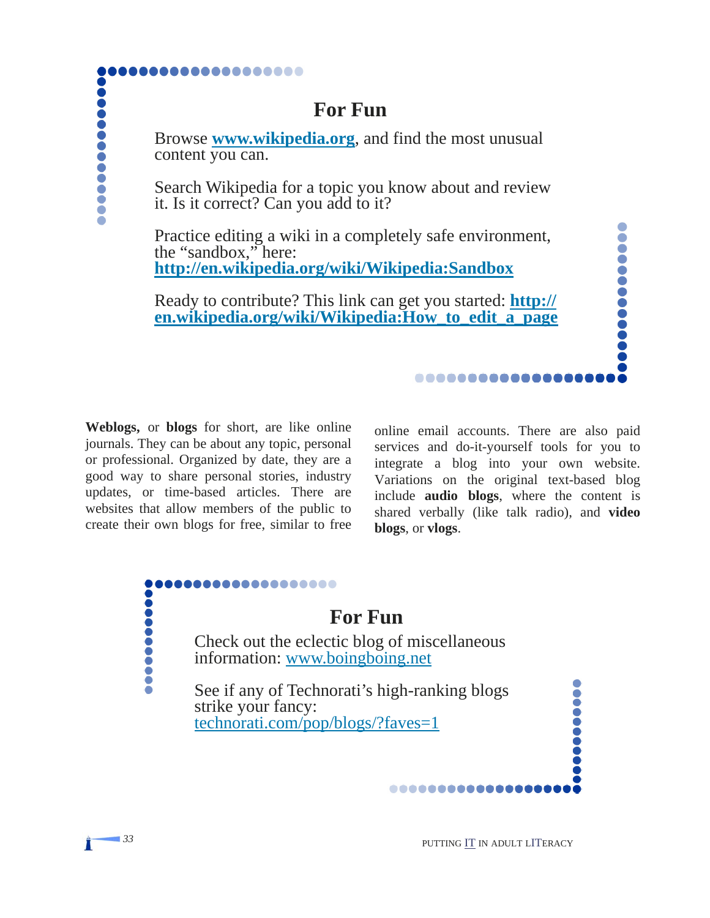## For Fun

Browse **www.wikipedia.org**, and find the most unusual content you can.

Search Wikipedia for a topic you know about and review it. Is it correct? Can you add to it?

Practice editing a wiki in a completely safe environment, the "sandbox," here: **http://en.wikipedia.org/wiki/Wikipedia:Sandbox**

Ready to contribute? This link can get you started: **http://en.wikipedia.org/wiki/Wikipedia:How_to_edit_a_page**

**Weblogs,** or **blogs** for short, are like online journals. They can be about any topic, personal or professional. Organized by date, they are a good way to share personal stories, industry updates, or time-based articles. There are websites that allow members of the public to create their own blogs for free, similar to free online email accounts. There are also paid services and do-it-yourself tools for you to integrate a blog into your own website. Variations on the original text-based blog include **audio blogs**, where the content is shared verbally (like talk radio), and **video blogs**, or **vlogs**.

## For Fun

Check out the eclectic blog of miscellaneous information: www.boingboing.net

See if any of Technorati's high-ranking blogs strike your fancy: technorati.com/pop/blogs/?faves=1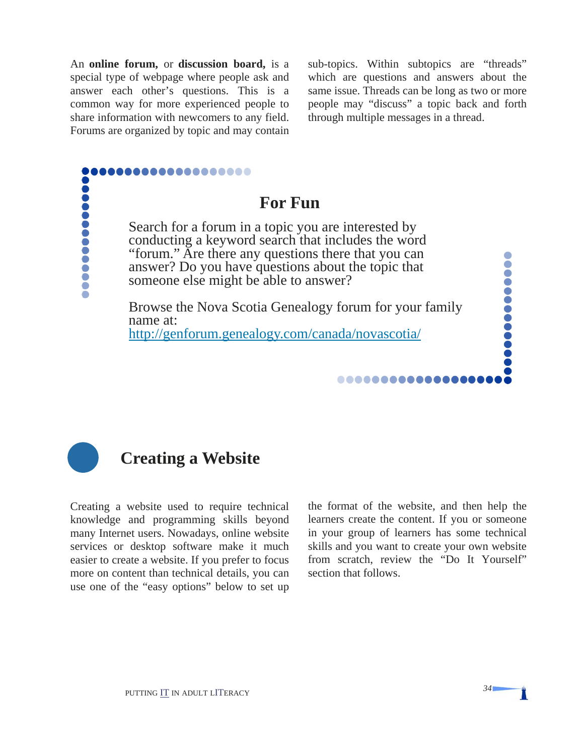An **online forum,** or **discussion board,** is a special type of webpage where people ask and answer each other's questions. This is a common way for more experienced people to share information with newcomers to any field. Forums are organized by topic and may contain sub-topics. Within subtopics are "threads" which are questions and answers about the same issue. Threads can be long as two or more people may "discuss" a topic back and forth through multiple messages in a thread.

### For Fun

Search for a forum in a topic you are interested by conducting a keyword search that includes the word "forum." Are there any questions there that you can answer? Do you have questions about the topic that someone else might be able to answer?

Browse the Nova Scotia Genealogy forum for your family name at:
http://genforum.genealogy.com/canada/novascotia/

## Creating a Website

Creating a website used to require technical knowledge and programming skills beyond many Internet users. Nowadays, online website services or desktop software make it much easier to create a website. If you prefer to focus more on content than technical details, you can use one of the "easy options" below to set up the format of the website, and then help the learners create the content. If you or someone in your group of learners has some technical skills and you want to create your own website from scratch, review the "Do It Yourself" section that follows.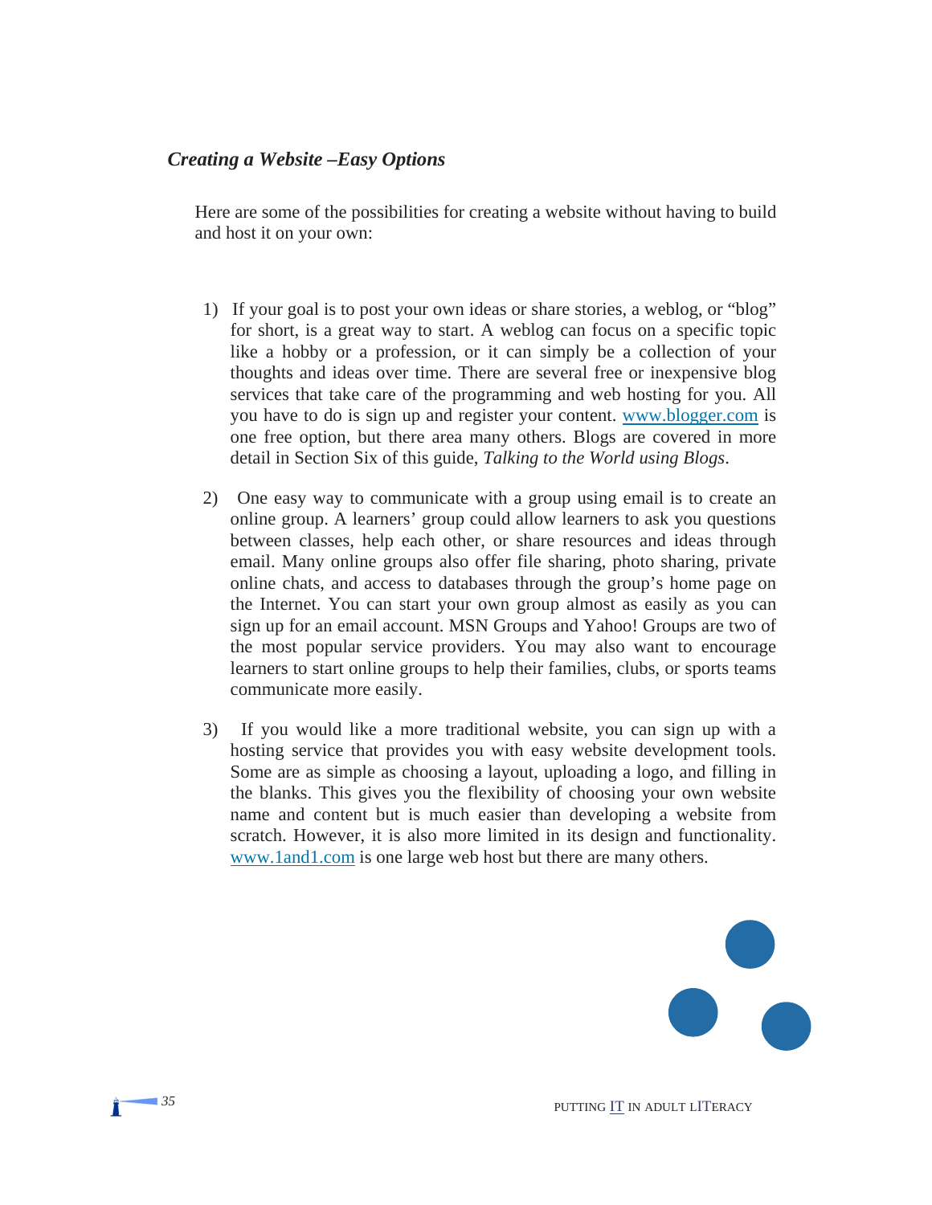## *Creating a Website –Easy Options*

Here are some of the possibilities for creating a website without having to build and host it on your own:

1) If your goal is to post your own ideas or share stories, a weblog, or "blog" for short, is a great way to start. A weblog can focus on a specific topic like a hobby or a profession, or it can simply be a collection of your thoughts and ideas over time. There are several free or inexpensive blog services that take care of the programming and web hosting for you. All you have to do is sign up and register your content. www.blogger.com is one free option, but there area many others. Blogs are covered in more detail in Section Six of this guide, *Talking to the World using Blogs*.

2) One easy way to communicate with a group using email is to create an online group. A learners' group could allow learners to ask you questions between classes, help each other, or share resources and ideas through email. Many online groups also offer file sharing, photo sharing, private online chats, and access to databases through the group's home page on the Internet. You can start your own group almost as easily as you can sign up for an email account. MSN Groups and Yahoo! Groups are two of the most popular service providers. You may also want to encourage learners to start online groups to help their families, clubs, or sports teams communicate more easily.

3) If you would like a more traditional website, you can sign up with a hosting service that provides you with easy website development tools. Some are as simple as choosing a layout, uploading a logo, and filling in the blanks. This gives you the flexibility of choosing your own website name and content but is much easier than developing a website from scratch. However, it is also more limited in its design and functionality. www.1and1.com is one large web host but there are many others.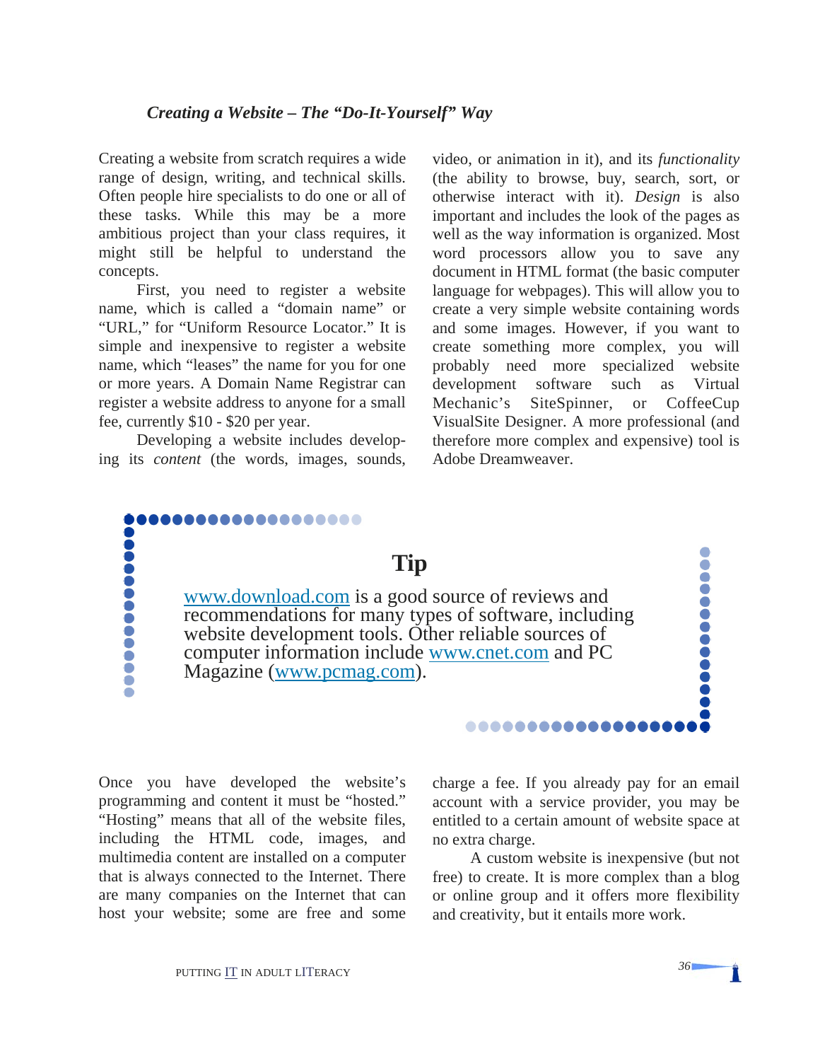### *Creating a Website – The "Do-It-Yourself" Way*

Creating a website from scratch requires a wide range of design, writing, and technical skills. Often people hire specialists to do one or all of these tasks. While this may be a more ambitious project than your class requires, it might still be helpful to understand the concepts.

First, you need to register a website name, which is called a "domain name" or "URL," for "Uniform Resource Locator." It is simple and inexpensive to register a website name, which "leases" the name for you for one or more years. A Domain Name Registrar can register a website address to anyone for a small fee, currently $10 - $20 per year.

Developing a website includes developing its *content* (the words, images, sounds, video, or animation in it), and its *functionality* (the ability to browse, buy, search, sort, or otherwise interact with it). *Design* is also important and includes the look of the pages as well as the way information is organized. Most word processors allow you to save any document in HTML format (the basic computer language for webpages). This will allow you to create a very simple website containing words and some images. However, if you want to create something more complex, you will probably need more specialized website development software such as Virtual Mechanic's SiteSpinner, or CoffeeCup VisualSite Designer. A more professional (and therefore more complex and expensive) tool is Adobe Dreamweaver.

> **Tip**
>
> www.download.com is a good source of reviews and recommendations for many types of software, including website development tools. Other reliable sources of computer information include www.cnet.com and PC Magazine (www.pcmag.com).

Once you have developed the website's programming and content it must be "hosted." "Hosting" means that all of the website files, including the HTML code, images, and multimedia content are installed on a computer that is always connected to the Internet. There are many companies on the Internet that can host your website; some are free and some charge a fee. If you already pay for an email account with a service provider, you may be entitled to a certain amount of website space at no extra charge.

A custom website is inexpensive (but not free) to create. It is more complex than a blog or online group and it offers more flexibility and creativity, but it entails more work.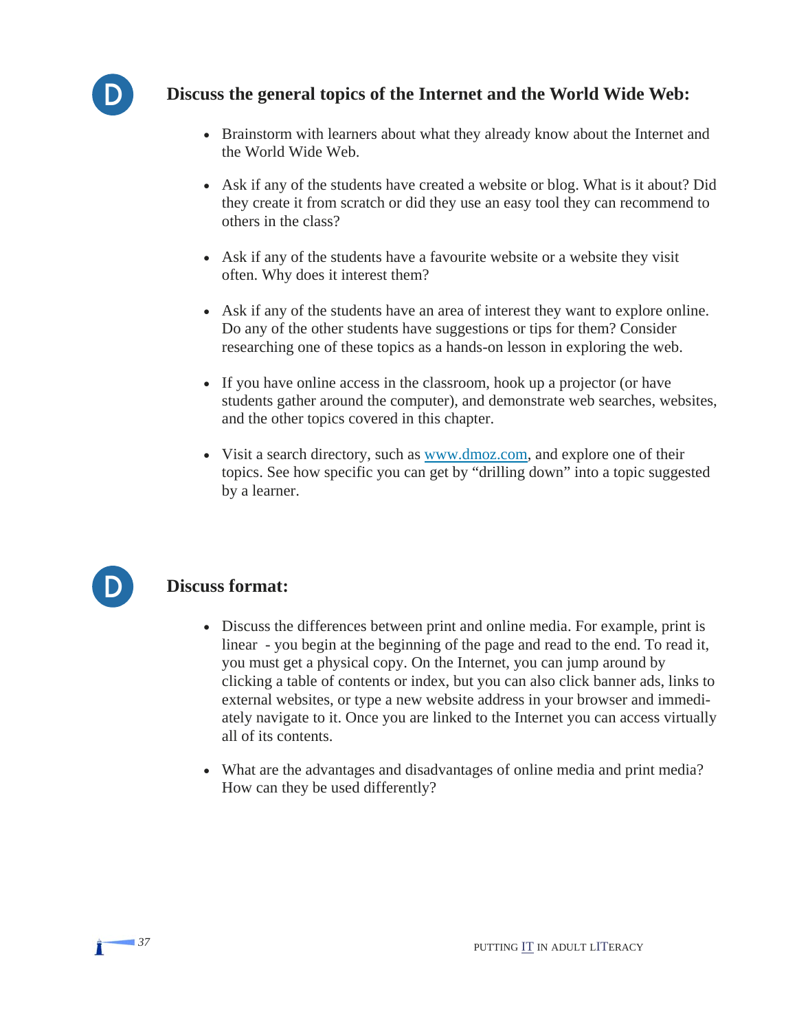## Discuss the general topics of the Internet and the World Wide Web:

- Brainstorm with learners about what they already know about the Internet and the World Wide Web.
- Ask if any of the students have created a website or blog. What is it about? Did they create it from scratch or did they use an easy tool they can recommend to others in the class?
- Ask if any of the students have a favourite website or a website they visit often. Why does it interest them?
- Ask if any of the students have an area of interest they want to explore online. Do any of the other students have suggestions or tips for them? Consider researching one of these topics as a hands-on lesson in exploring the web.
- If you have online access in the classroom, hook up a projector (or have students gather around the computer), and demonstrate web searches, websites, and the other topics covered in this chapter.
- Visit a search directory, such as www.dmoz.com, and explore one of their topics. See how specific you can get by "drilling down" into a topic suggested by a learner.

## Discuss format:

- Discuss the differences between print and online media. For example, print is linear - you begin at the beginning of the page and read to the end. To read it, you must get a physical copy. On the Internet, you can jump around by clicking a table of contents or index, but you can also click banner ads, links to external websites, or type a new website address in your browser and immediately navigate to it. Once you are linked to the Internet you can access virtually all of its contents.
- What are the advantages and disadvantages of online media and print media? How can they be used differently?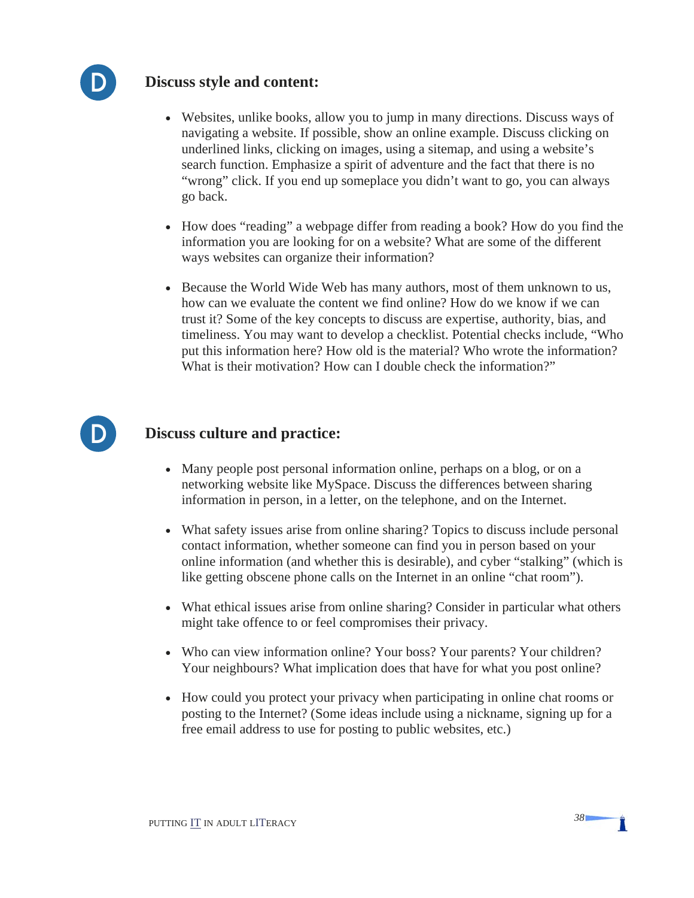## Discuss style and content:

- Websites, unlike books, allow you to jump in many directions. Discuss ways of navigating a website. If possible, show an online example. Discuss clicking on underlined links, clicking on images, using a sitemap, and using a website's search function. Emphasize a spirit of adventure and the fact that there is no "wrong" click. If you end up someplace you didn't want to go, you can always go back.

- How does "reading" a webpage differ from reading a book? How do you find the information you are looking for on a website? What are some of the different ways websites can organize their information?

- Because the World Wide Web has many authors, most of them unknown to us, how can we evaluate the content we find online? How do we know if we can trust it? Some of the key concepts to discuss are expertise, authority, bias, and timeliness. You may want to develop a checklist. Potential checks include, "Who put this information here? How old is the material? Who wrote the information? What is their motivation? How can I double check the information?"

## Discuss culture and practice:

- Many people post personal information online, perhaps on a blog, or on a networking website like MySpace. Discuss the differences between sharing information in person, in a letter, on the telephone, and on the Internet.

- What safety issues arise from online sharing? Topics to discuss include personal contact information, whether someone can find you in person based on your online information (and whether this is desirable), and cyber "stalking" (which is like getting obscene phone calls on the Internet in an online "chat room").

- What ethical issues arise from online sharing? Consider in particular what others might take offence to or feel compromises their privacy.

- Who can view information online? Your boss? Your parents? Your children? Your neighbours? What implication does that have for what you post online?

- How could you protect your privacy when participating in online chat rooms or posting to the Internet? (Some ideas include using a nickname, signing up for a free email address to use for posting to public websites, etc.)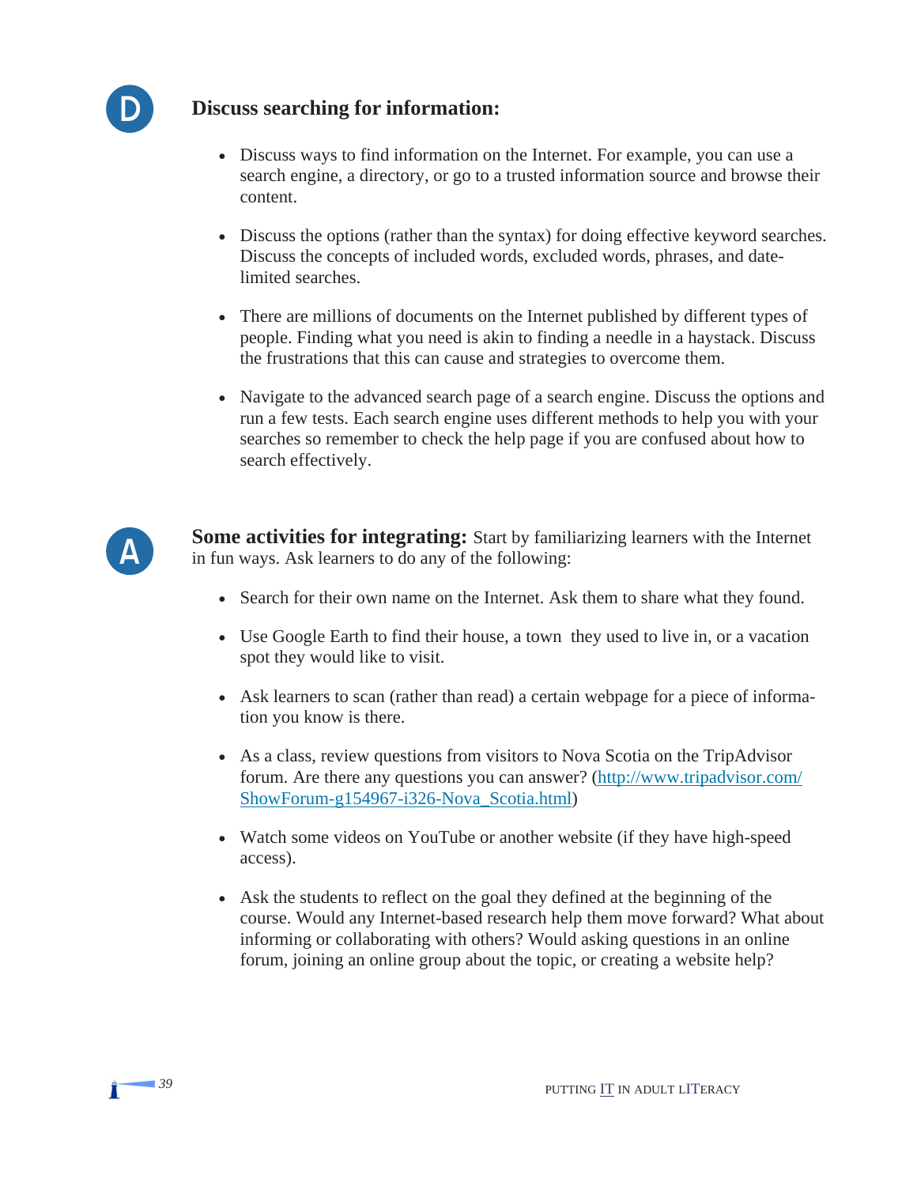## D Discuss searching for information:

- Discuss ways to find information on the Internet. For example, you can use a search engine, a directory, or go to a trusted information source and browse their content.

- Discuss the options (rather than the syntax) for doing effective keyword searches. Discuss the concepts of included words, excluded words, phrases, and date-limited searches.

- There are millions of documents on the Internet published by different types of people. Finding what you need is akin to finding a needle in a haystack. Discuss the frustrations that this can cause and strategies to overcome them.

- Navigate to the advanced search page of a search engine. Discuss the options and run a few tests. Each search engine uses different methods to help you with your searches so remember to check the help page if you are confused about how to search effectively.

**A Some activities for integrating:** Start by familiarizing learners with the Internet in fun ways. Ask learners to do any of the following:

- Search for their own name on the Internet. Ask them to share what they found.

- Use Google Earth to find their house, a town they used to live in, or a vacation spot they would like to visit.

- Ask learners to scan (rather than read) a certain webpage for a piece of information you know is there.

- As a class, review questions from visitors to Nova Scotia on the TripAdvisor forum. Are there any questions you can answer? (http://www.tripadvisor.com/ShowForum-g154967-i326-Nova_Scotia.html)

- Watch some videos on YouTube or another website (if they have high-speed access).

- Ask the students to reflect on the goal they defined at the beginning of the course. Would any Internet-based research help them move forward? What about informing or collaborating with others? Would asking questions in an online forum, joining an online group about the topic, or creating a website help?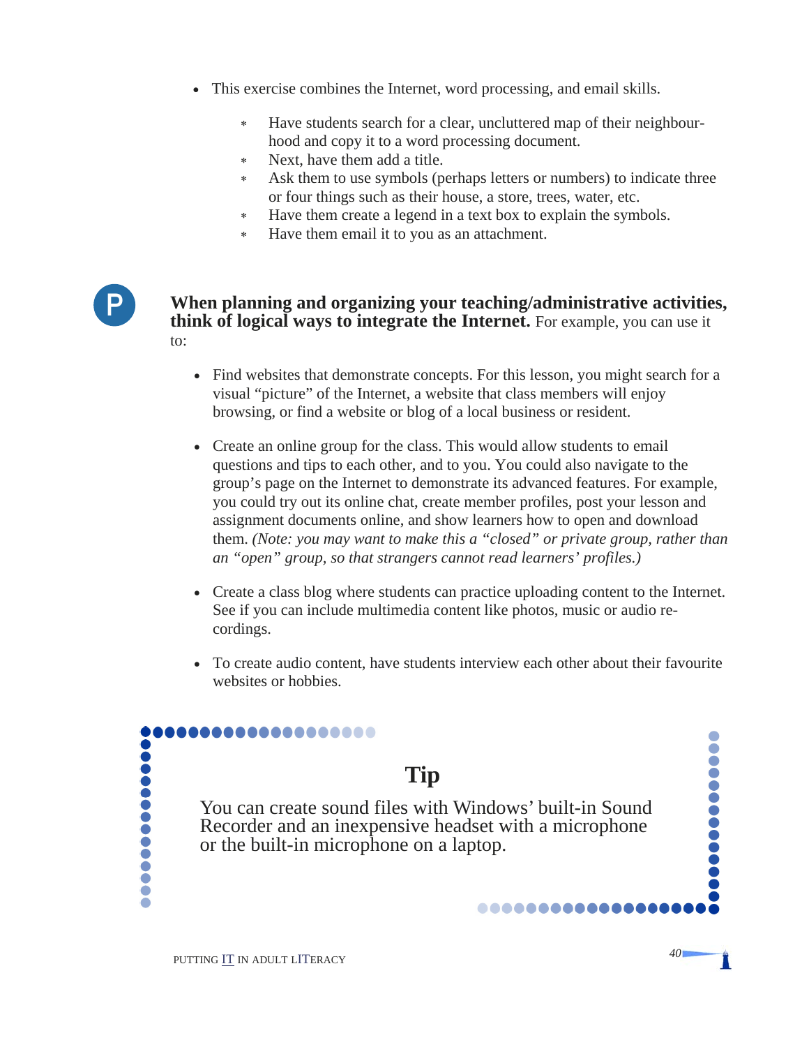- This exercise combines the Internet, word processing, and email skills.

    - Have students search for a clear, uncluttered map of their neighbourhood and copy it to a word processing document.
    - Next, have them add a title.
    - Ask them to use symbols (perhaps letters or numbers) to indicate three or four things such as their house, a store, trees, water, etc.
    - Have them create a legend in a text box to explain the symbols.
    - Have them email it to you as an attachment.

P

**When planning and organizing your teaching/administrative activities, think of logical ways to integrate the Internet.** For example, you can use it to:

- Find websites that demonstrate concepts. For this lesson, you might search for a visual "picture" of the Internet, a website that class members will enjoy browsing, or find a website or blog of a local business or resident.

- Create an online group for the class. This would allow students to email questions and tips to each other, and to you. You could also navigate to the group's page on the Internet to demonstrate its advanced features. For example, you could try out its online chat, create member profiles, post your lesson and assignment documents online, and show learners how to open and download them. *(Note: you may want to make this a "closed" or private group, rather than an "open" group, so that strangers cannot read learners' profiles.)*

- Create a class blog where students can practice uploading content to the Internet. See if you can include multimedia content like photos, music or audio recordings.

- To create audio content, have students interview each other about their favourite websites or hobbies.

## Tip

You can create sound files with Windows' built-in Sound Recorder and an inexpensive headset with a microphone or the built-in microphone on a laptop.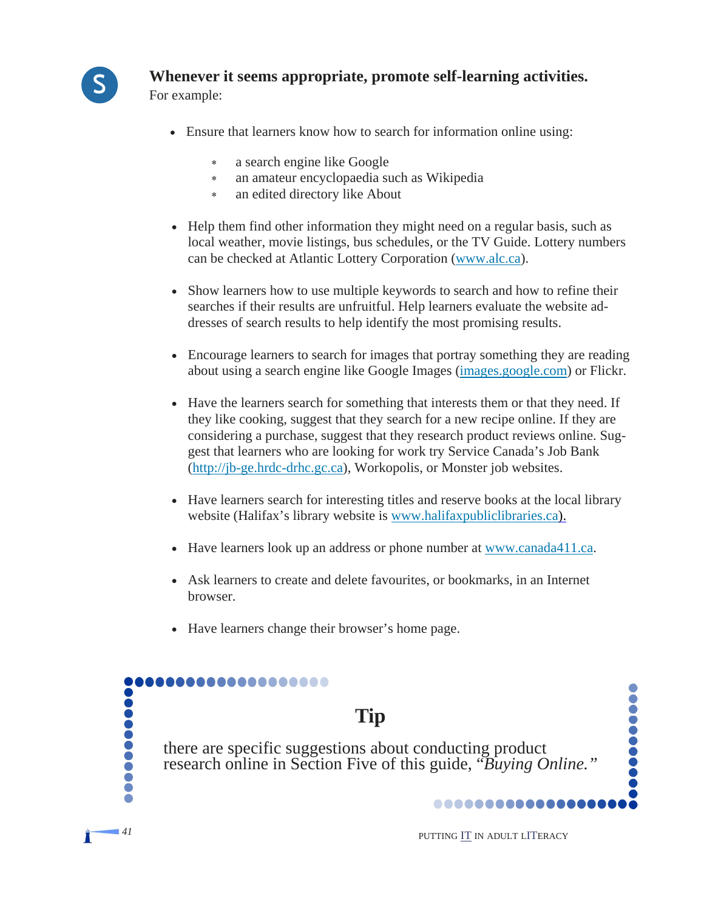**Whenever it seems appropriate, promote self-learning activities.**
For example:

- Ensure that learners know how to search for information online using:
  - a search engine like Google
  - an amateur encyclopaedia such as Wikipedia
  - an edited directory like About

- Help them find other information they might need on a regular basis, such as local weather, movie listings, bus schedules, or the TV Guide. Lottery numbers can be checked at Atlantic Lottery Corporation (www.alc.ca).

- Show learners how to use multiple keywords to search and how to refine their searches if their results are unfruitful. Help learners evaluate the website addresses of search results to help identify the most promising results.

- Encourage learners to search for images that portray something they are reading about using a search engine like Google Images (images.google.com) or Flickr.

- Have the learners search for something that interests them or that they need. If they like cooking, suggest that they search for a new recipe online. If they are considering a purchase, suggest that they research product reviews online. Suggest that learners who are looking for work try Service Canada's Job Bank (http://jb-ge.hrdc-drhc.gc.ca), Workopolis, or Monster job websites.

- Have learners search for interesting titles and reserve books at the local library website (Halifax's library website is www.halifaxpubliclibraries.ca).

- Have learners look up an address or phone number at www.canada411.ca.

- Ask learners to create and delete favourites, or bookmarks, in an Internet browser.

- Have learners change their browser's home page.

## Tip

there are specific suggestions about conducting product research online in Section Five of this guide, "*Buying Online.*"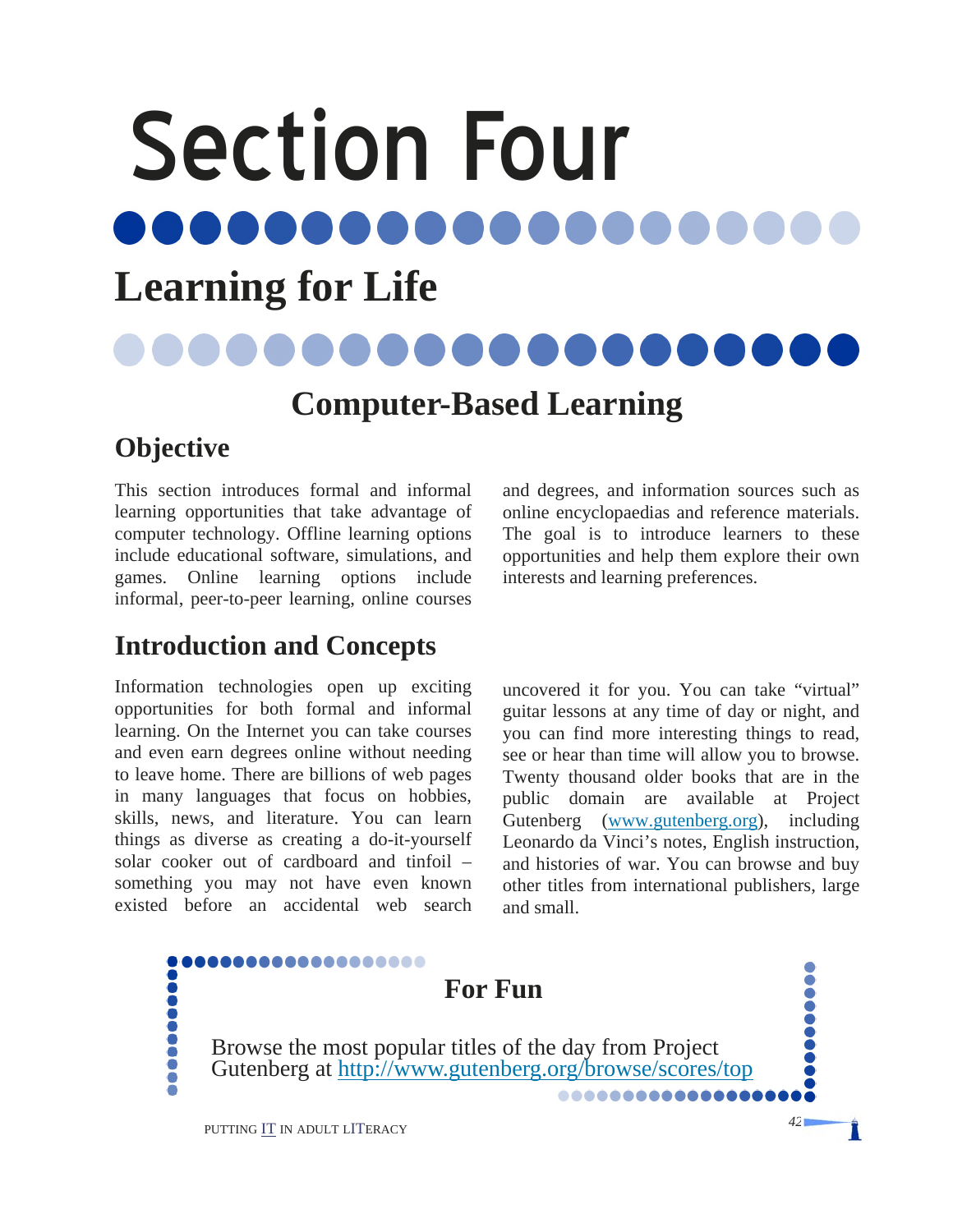# Section Four

# Learning for Life

## Computer-Based Learning

### Objective

This section introduces formal and informal learning opportunities that take advantage of computer technology. Offline learning options include educational software, simulations, and games. Online learning options include informal, peer-to-peer learning, online courses and degrees, and information sources such as online encyclopaedias and reference materials. The goal is to introduce learners to these opportunities and help them explore their own interests and learning preferences.

### Introduction and Concepts

Information technologies open up exciting opportunities for both formal and informal learning. On the Internet you can take courses and even earn degrees online without needing to leave home. There are billions of web pages in many languages that focus on hobbies, skills, news, and literature. You can learn things as diverse as creating a do-it-yourself solar cooker out of cardboard and tinfoil – something you may not have even known existed before an accidental web search uncovered it for you. You can take "virtual" guitar lessons at any time of day or night, and you can find more interesting things to read, see or hear than time will allow you to browse. Twenty thousand older books that are in the public domain are available at Project Gutenberg (www.gutenberg.org), including Leonardo da Vinci's notes, English instruction, and histories of war. You can browse and buy other titles from international publishers, large and small.

> **For Fun**
>
> Browse the most popular titles of the day from Project Gutenberg at http://www.gutenberg.org/browse/scores/top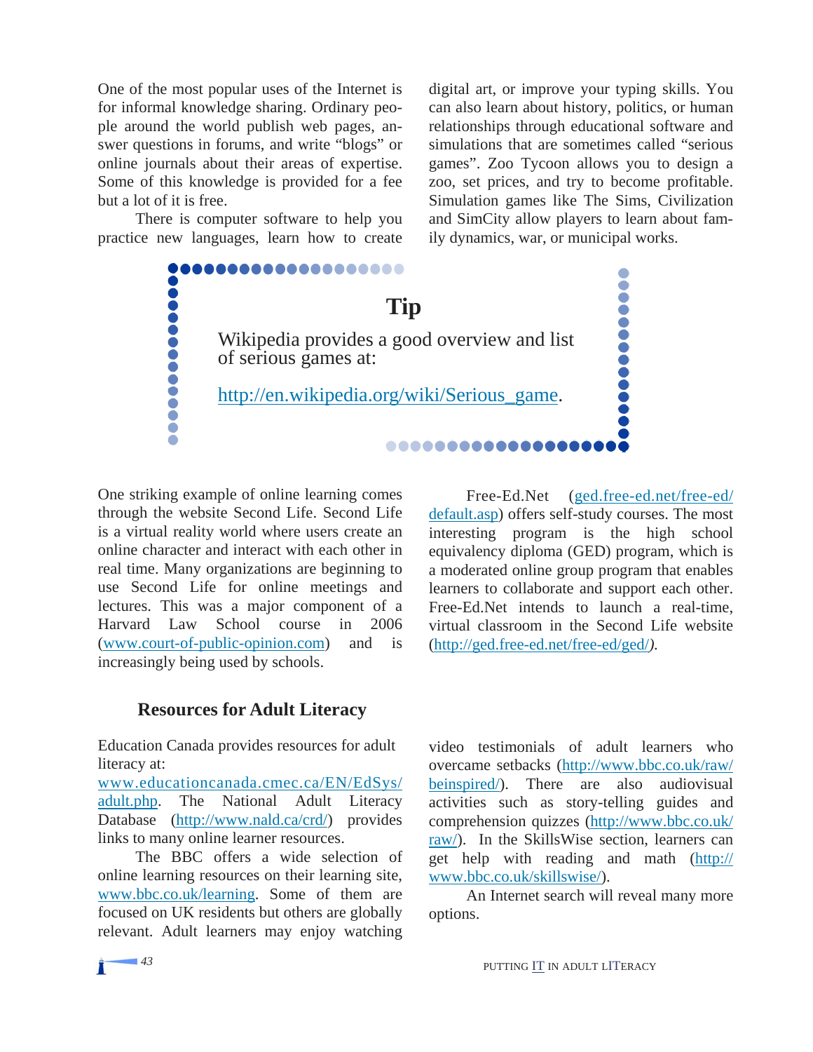One of the most popular uses of the Internet is for informal knowledge sharing. Ordinary people around the world publish web pages, answer questions in forums, and write "blogs" or online journals about their areas of expertise. Some of this knowledge is provided for a fee but a lot of it is free.

There is computer software to help you practice new languages, learn how to create digital art, or improve your typing skills. You can also learn about history, politics, or human relationships through educational software and simulations that are sometimes called "serious games". Zoo Tycoon allows you to design a zoo, set prices, and try to become profitable. Simulation games like The Sims, Civilization and SimCity allow players to learn about family dynamics, war, or municipal works.

> **Tip**
>
> Wikipedia provides a good overview and list of serious games at:
>
> http://en.wikipedia.org/wiki/Serious_game.

One striking example of online learning comes through the website Second Life. Second Life is a virtual reality world where users create an online character and interact with each other in real time. Many organizations are beginning to use Second Life for online meetings and lectures. This was a major component of a Harvard Law School course in 2006 (www.court-of-public-opinion.com) and is increasingly being used by schools.

Free-Ed.Net (ged.free-ed.net/free-ed/default.asp) offers self-study courses. The most interesting program is the high school equivalency diploma (GED) program, which is a moderated online group program that enables learners to collaborate and support each other. Free-Ed.Net intends to launch a real-time, virtual classroom in the Second Life website (http://ged.free-ed.net/free-ed/ged/).

### Resources for Adult Literacy

Education Canada provides resources for adult literacy at: www.educationcanada.cmec.ca/EN/EdSys/adult.php. The National Adult Literacy Database (http://www.nald.ca/crd/) provides links to many online learner resources.

The BBC offers a wide selection of online learning resources on their learning site, www.bbc.co.uk/learning. Some of them are focused on UK residents but others are globally relevant. Adult learners may enjoy watching video testimonials of adult learners who overcame setbacks (http://www.bbc.co.uk/raw/beinspired/). There are also audiovisual activities such as story-telling guides and comprehension quizzes (http://www.bbc.co.uk/raw/). In the SkillsWise section, learners can get help with reading and math (http://www.bbc.co.uk/skillswise/).

An Internet search will reveal many more options.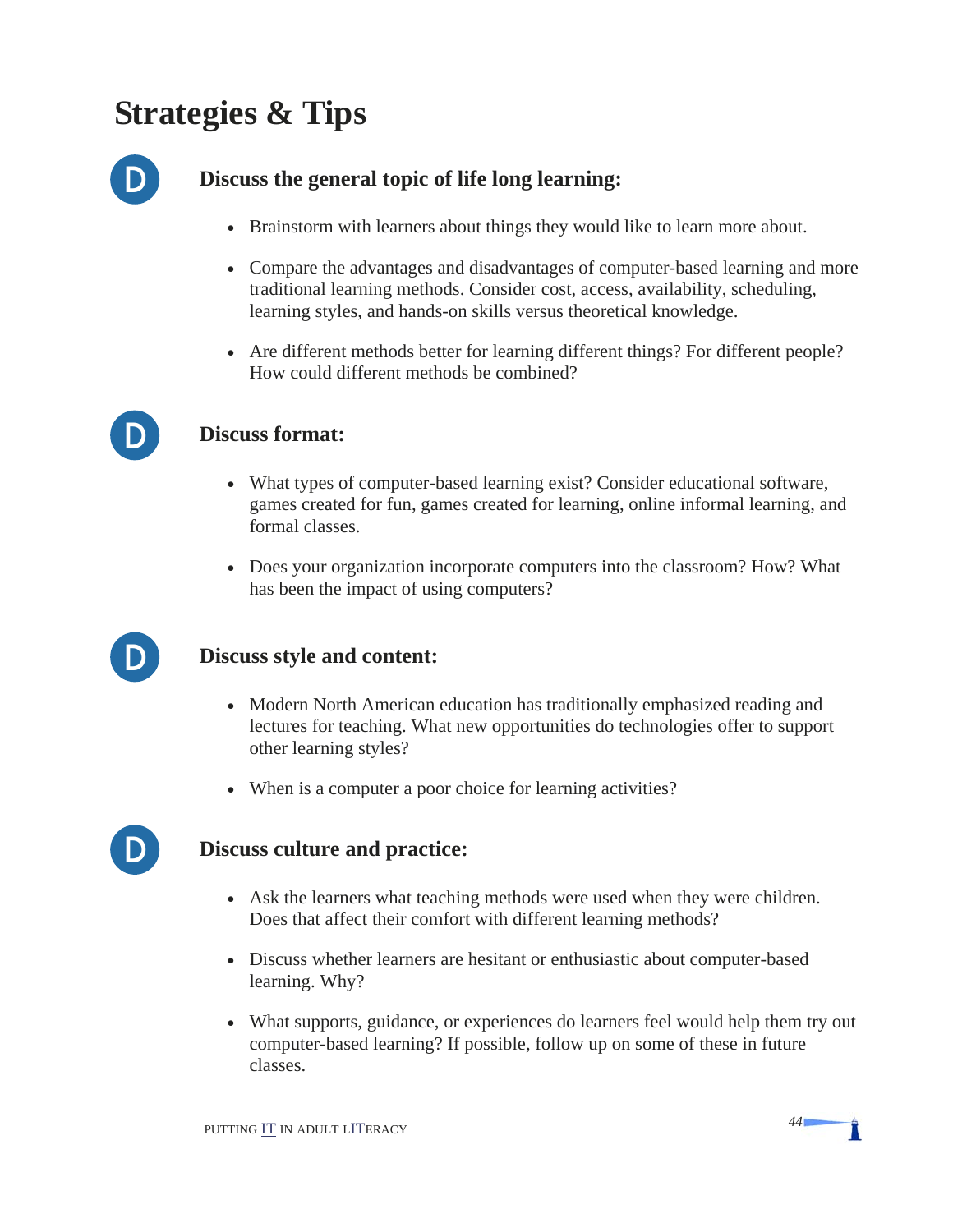# Strategies & Tips

### Discuss the general topic of life long learning:

- Brainstorm with learners about things they would like to learn more about.
- Compare the advantages and disadvantages of computer-based learning and more traditional learning methods. Consider cost, access, availability, scheduling, learning styles, and hands-on skills versus theoretical knowledge.
- Are different methods better for learning different things? For different people? How could different methods be combined?

### Discuss format:

- What types of computer-based learning exist? Consider educational software, games created for fun, games created for learning, online informal learning, and formal classes.
- Does your organization incorporate computers into the classroom? How? What has been the impact of using computers?

### Discuss style and content:

- Modern North American education has traditionally emphasized reading and lectures for teaching. What new opportunities do technologies offer to support other learning styles?
- When is a computer a poor choice for learning activities?

### Discuss culture and practice:

- Ask the learners what teaching methods were used when they were children. Does that affect their comfort with different learning methods?
- Discuss whether learners are hesitant or enthusiastic about computer-based learning. Why?
- What supports, guidance, or experiences do learners feel would help them try out computer-based learning? If possible, follow up on some of these in future classes.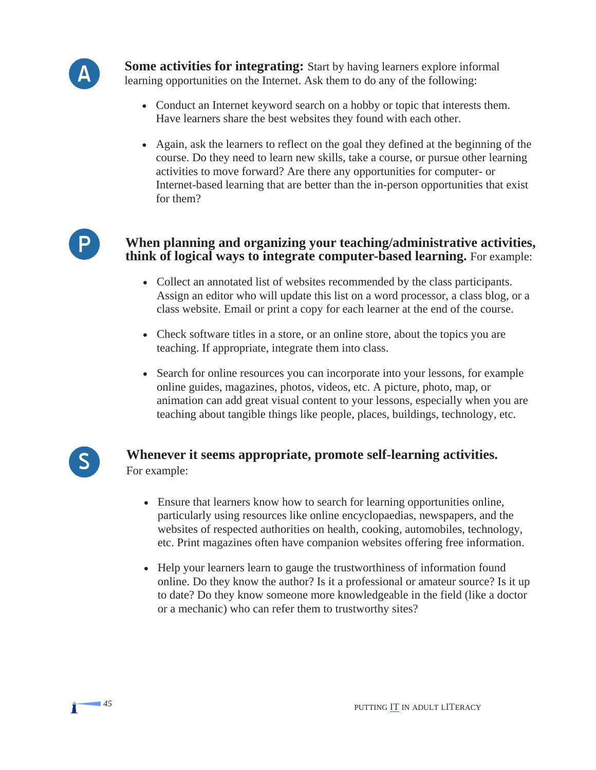**A** **Some activities for integrating:** Start by having learners explore informal learning opportunities on the Internet. Ask them to do any of the following:

- Conduct an Internet keyword search on a hobby or topic that interests them. Have learners share the best websites they found with each other.
- Again, ask the learners to reflect on the goal they defined at the beginning of the course. Do they need to learn new skills, take a course, or pursue other learning activities to move forward? Are there any opportunities for computer- or Internet-based learning that are better than the in-person opportunities that exist for them?

**P** **When planning and organizing your teaching/administrative activities, think of logical ways to integrate computer-based learning.** For example:

- Collect an annotated list of websites recommended by the class participants. Assign an editor who will update this list on a word processor, a class blog, or a class website. Email or print a copy for each learner at the end of the course.
- Check software titles in a store, or an online store, about the topics you are teaching. If appropriate, integrate them into class.
- Search for online resources you can incorporate into your lessons, for example online guides, magazines, photos, videos, etc. A picture, photo, map, or animation can add great visual content to your lessons, especially when you are teaching about tangible things like people, places, buildings, technology, etc.

**S** **Whenever it seems appropriate, promote self-learning activities.** For example:

- Ensure that learners know how to search for learning opportunities online, particularly using resources like online encyclopaedias, newspapers, and the websites of respected authorities on health, cooking, automobiles, technology, etc. Print magazines often have companion websites offering free information.
- Help your learners learn to gauge the trustworthiness of information found online. Do they know the author? Is it a professional or amateur source? Is it up to date? Do they know someone more knowledgeable in the field (like a doctor or a mechanic) who can refer them to trustworthy sites?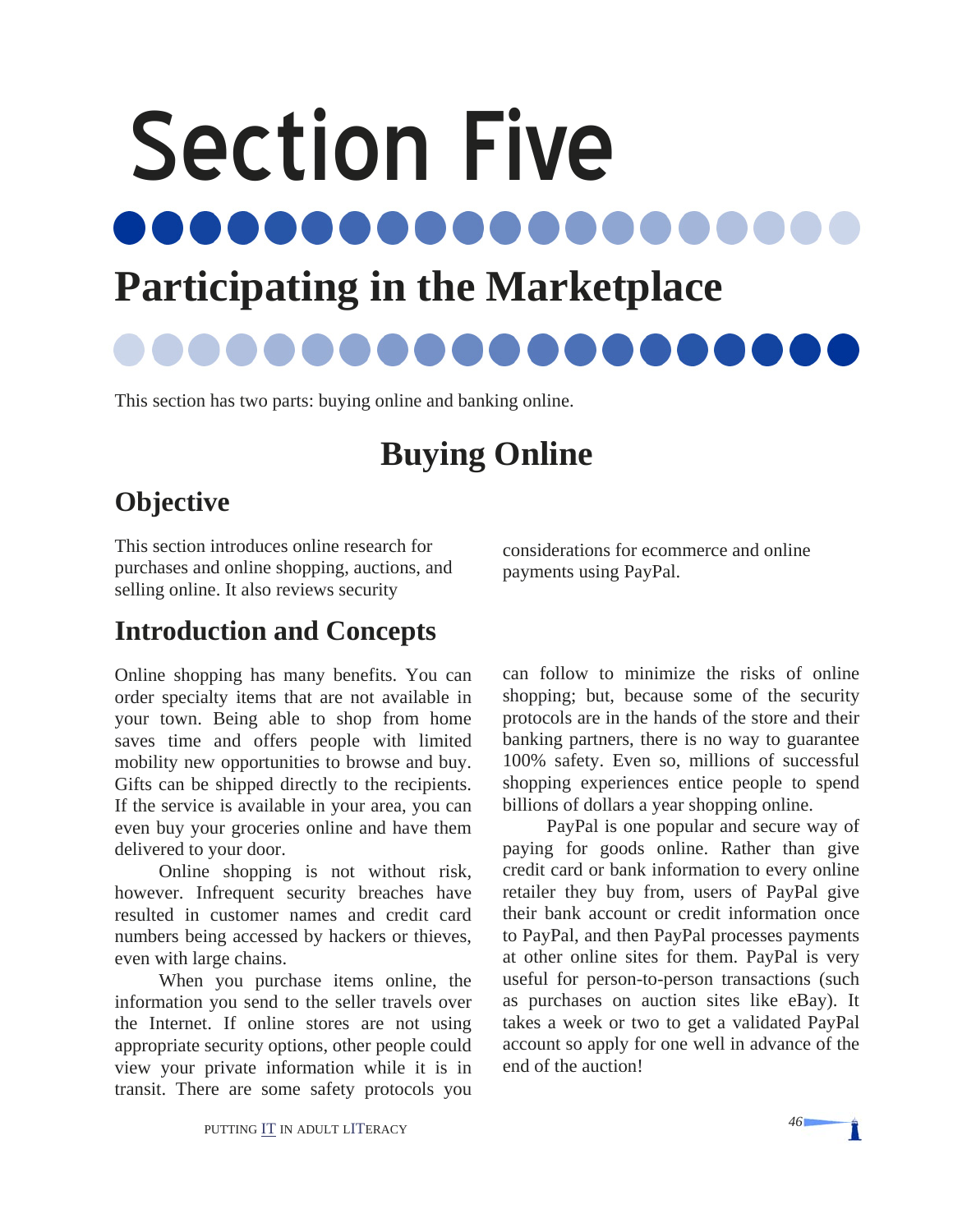# Section Five

# Participating in the Marketplace

This section has two parts: buying online and banking online.

## Buying Online

### Objective

This section introduces online research for purchases and online shopping, auctions, and selling online. It also reviews security considerations for ecommerce and online payments using PayPal.

### Introduction and Concepts

Online shopping has many benefits. You can order specialty items that are not available in your town. Being able to shop from home saves time and offers people with limited mobility new opportunities to browse and buy. Gifts can be shipped directly to the recipients. If the service is available in your area, you can even buy your groceries online and have them delivered to your door.

Online shopping is not without risk, however. Infrequent security breaches have resulted in customer names and credit card numbers being accessed by hackers or thieves, even with large chains.

When you purchase items online, the information you send to the seller travels over the Internet. If online stores are not using appropriate security options, other people could view your private information while it is in transit. There are some safety protocols you can follow to minimize the risks of online shopping; but, because some of the security protocols are in the hands of the store and their banking partners, there is no way to guarantee 100% safety. Even so, millions of successful shopping experiences entice people to spend billions of dollars a year shopping online.

PayPal is one popular and secure way of paying for goods online. Rather than give credit card or bank information to every online retailer they buy from, users of PayPal give their bank account or credit information once to PayPal, and then PayPal processes payments at other online sites for them. PayPal is very useful for person-to-person transactions (such as purchases on auction sites like eBay). It takes a week or two to get a validated PayPal account so apply for one well in advance of the end of the auction!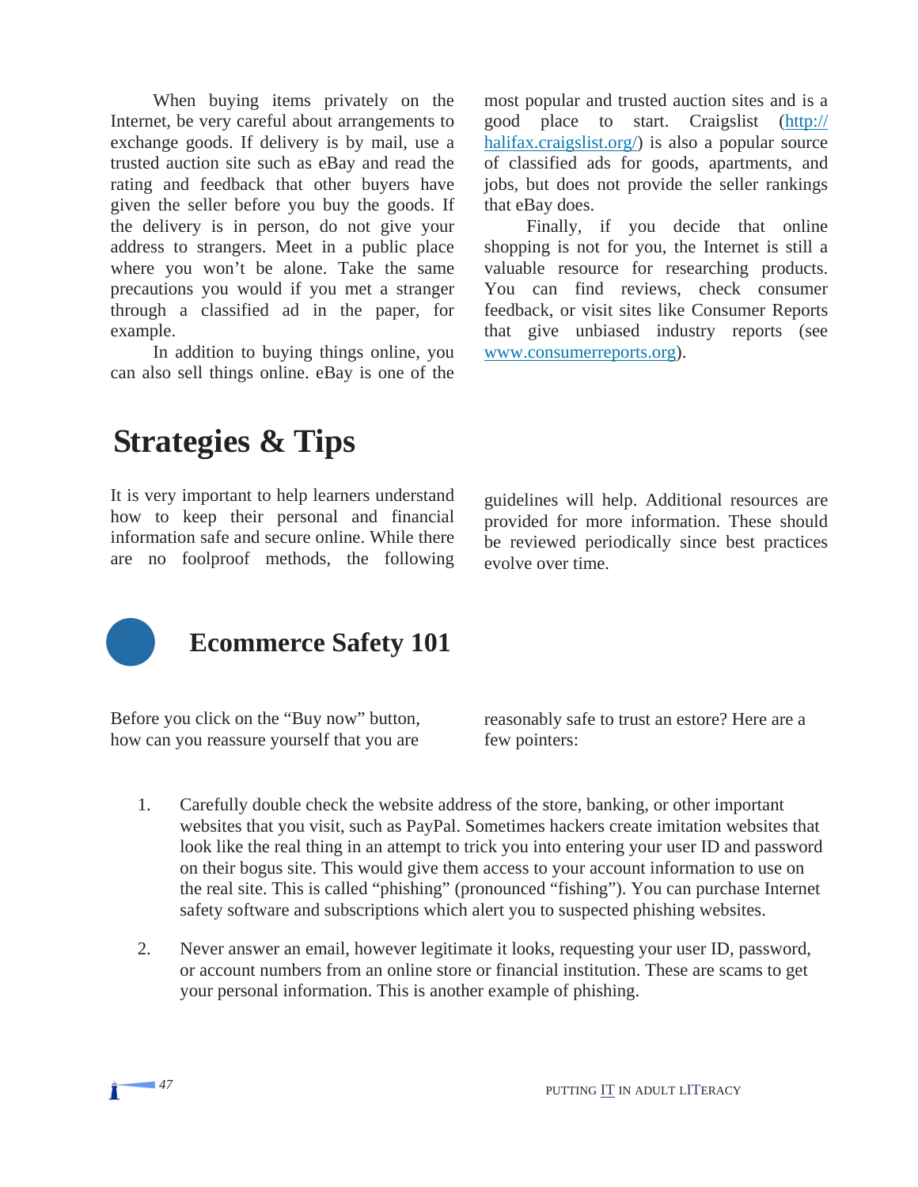When buying items privately on the Internet, be very careful about arrangements to exchange goods. If delivery is by mail, use a trusted auction site such as eBay and read the rating and feedback that other buyers have given the seller before you buy the goods. If the delivery is in person, do not give your address to strangers. Meet in a public place where you won't be alone. Take the same precautions you would if you met a stranger through a classified ad in the paper, for example.

In addition to buying things online, you can also sell things online. eBay is one of the most popular and trusted auction sites and is a good place to start. Craigslist (http://halifax.craigslist.org/) is also a popular source of classified ads for goods, apartments, and jobs, but does not provide the seller rankings that eBay does.

Finally, if you decide that online shopping is not for you, the Internet is still a valuable resource for researching products. You can find reviews, check consumer feedback, or visit sites like Consumer Reports that give unbiased industry reports (see www.consumerreports.org).

# Strategies & Tips

It is very important to help learners understand how to keep their personal and financial information safe and secure online. While there are no foolproof methods, the following guidelines will help. Additional resources are provided for more information. These should be reviewed periodically since best practices evolve over time.

## Ecommerce Safety 101

Before you click on the "Buy now" button, how can you reassure yourself that you are reasonably safe to trust an estore? Here are a few pointers:

1. Carefully double check the website address of the store, banking, or other important websites that you visit, such as PayPal. Sometimes hackers create imitation websites that look like the real thing in an attempt to trick you into entering your user ID and password on their bogus site. This would give them access to your account information to use on the real site. This is called "phishing" (pronounced "fishing"). You can purchase Internet safety software and subscriptions which alert you to suspected phishing websites.

2. Never answer an email, however legitimate it looks, requesting your user ID, password, or account numbers from an online store or financial institution. These are scams to get your personal information. This is another example of phishing.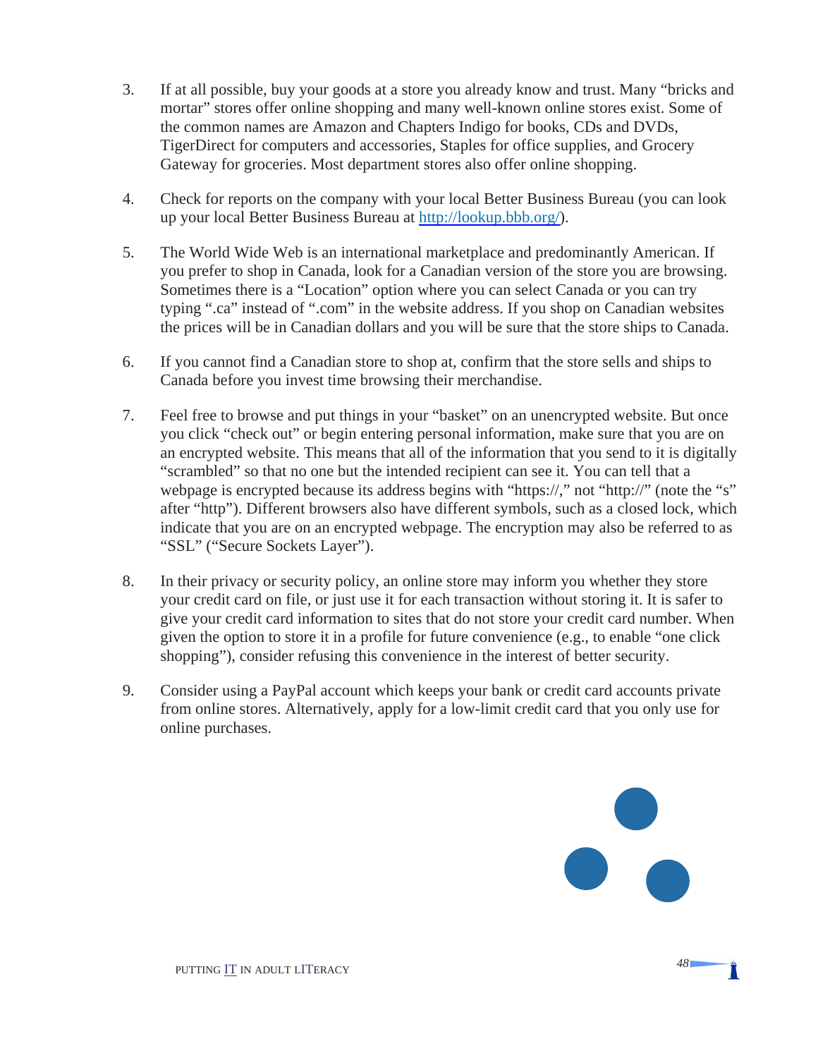3. If at all possible, buy your goods at a store you already know and trust. Many "bricks and mortar" stores offer online shopping and many well-known online stores exist. Some of the common names are Amazon and Chapters Indigo for books, CDs and DVDs, TigerDirect for computers and accessories, Staples for office supplies, and Grocery Gateway for groceries. Most department stores also offer online shopping.

4. Check for reports on the company with your local Better Business Bureau (you can look up your local Better Business Bureau at [http://lookup.bbb.org/](http://lookup.bbb.org/)).

5. The World Wide Web is an international marketplace and predominantly American. If you prefer to shop in Canada, look for a Canadian version of the store you are browsing. Sometimes there is a "Location" option where you can select Canada or you can try typing ".ca" instead of ".com" in the website address. If you shop on Canadian websites the prices will be in Canadian dollars and you will be sure that the store ships to Canada.

6. If you cannot find a Canadian store to shop at, confirm that the store sells and ships to Canada before you invest time browsing their merchandise.

7. Feel free to browse and put things in your "basket" on an unencrypted website. But once you click "check out" or begin entering personal information, make sure that you are on an encrypted website. This means that all of the information that you send to it is digitally "scrambled" so that no one but the intended recipient can see it. You can tell that a webpage is encrypted because its address begins with "https://," not "http://" (note the "s" after "http"). Different browsers also have different symbols, such as a closed lock, which indicate that you are on an encrypted webpage. The encryption may also be referred to as "SSL" ("Secure Sockets Layer").

8. In their privacy or security policy, an online store may inform you whether they store your credit card on file, or just use it for each transaction without storing it. It is safer to give your credit card information to sites that do not store your credit card number. When given the option to store it in a profile for future convenience (e.g., to enable "one click shopping"), consider refusing this convenience in the interest of better security.

9. Consider using a PayPal account which keeps your bank or credit card accounts private from online stores. Alternatively, apply for a low-limit credit card that you only use for online purchases.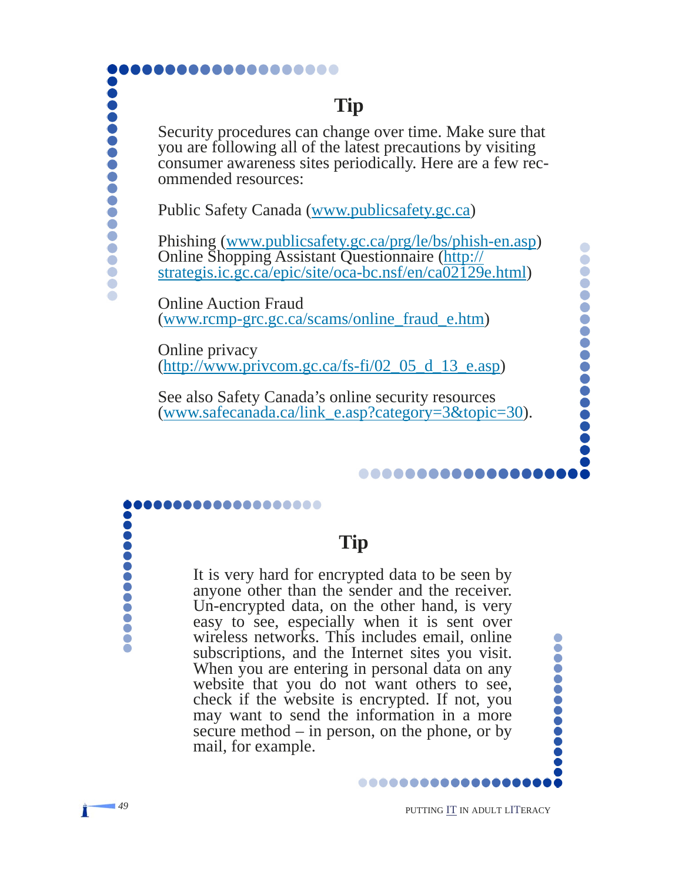## Tip

Security procedures can change over time. Make sure that you are following all of the latest precautions by visiting consumer awareness sites periodically. Here are a few recommended resources:

Public Safety Canada (www.publicsafety.gc.ca)

Phishing (www.publicsafety.gc.ca/prg/le/bs/phish-en.asp)
Online Shopping Assistant Questionnaire (http://strategis.ic.gc.ca/epic/site/oca-bc.nsf/en/ca02129e.html)

Online Auction Fraud
(www.rcmp-grc.gc.ca/scams/online_fraud_e.htm)

Online privacy
(http://www.privcom.gc.ca/fs-fi/02_05_d_13_e.asp)

See also Safety Canada's online security resources
(www.safecanada.ca/link_e.asp?category=3&topic=30).

## Tip

It is very hard for encrypted data to be seen by anyone other than the sender and the receiver. Un-encrypted data, on the other hand, is very easy to see, especially when it is sent over wireless networks. This includes email, online subscriptions, and the Internet sites you visit. When you are entering in personal data on any website that you do not want others to see, check if the website is encrypted. If not, you may want to send the information in a more secure method – in person, on the phone, or by mail, for example.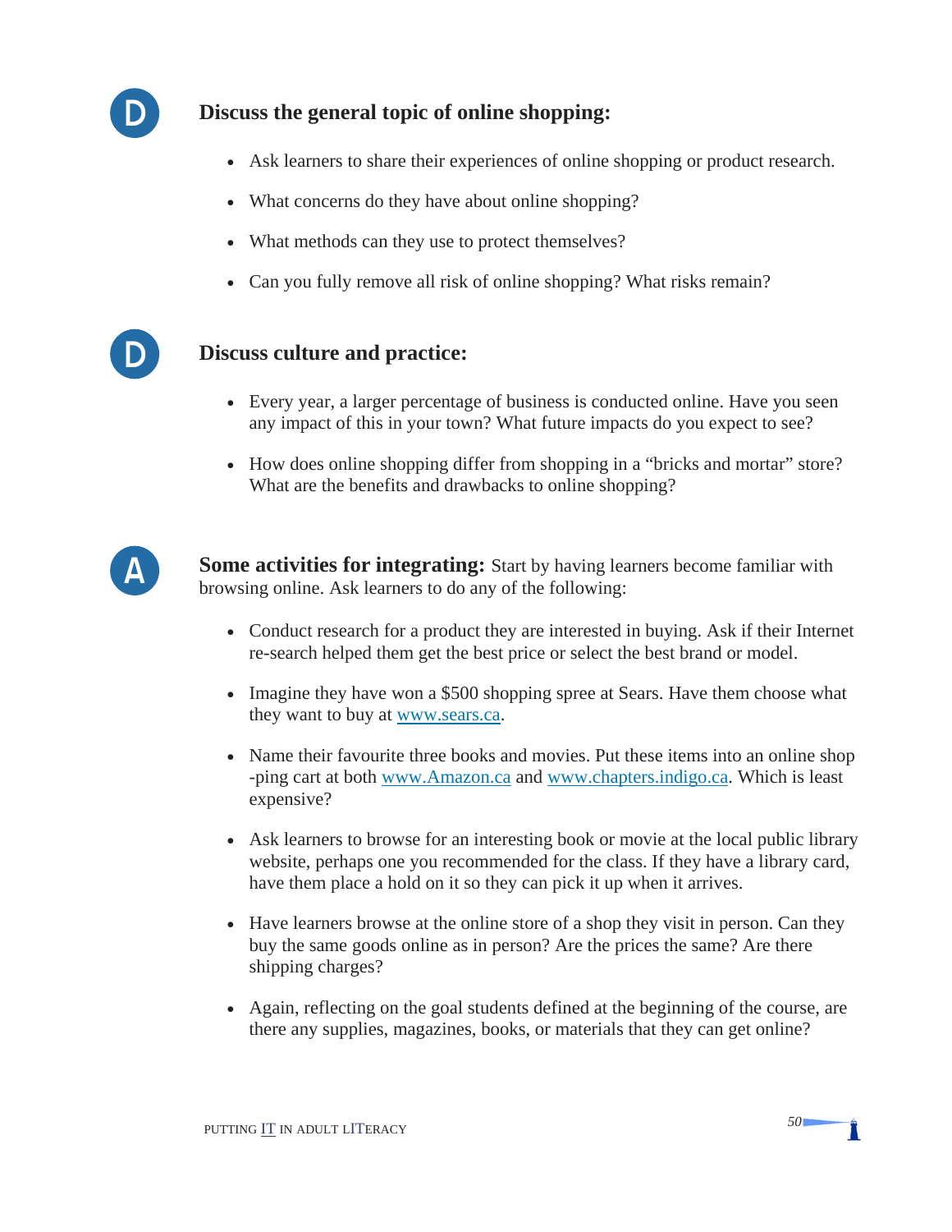D

## Discuss the general topic of online shopping:

- Ask learners to share their experiences of online shopping or product research.
- What concerns do they have about online shopping?
- What methods can they use to protect themselves?
- Can you fully remove all risk of online shopping? What risks remain?

D

## Discuss culture and practice:

- Every year, a larger percentage of business is conducted online. Have you seen any impact of this in your town? What future impacts do you expect to see?
- How does online shopping differ from shopping in a "bricks and mortar" store? What are the benefits and drawbacks to online shopping?

A

**Some activities for integrating:** Start by having learners become familiar with browsing online. Ask learners to do any of the following:

- Conduct research for a product they are interested in buying. Ask if their Internet re-search helped them get the best price or select the best brand or model.
- Imagine they have won a $500 shopping spree at Sears. Have them choose what they want to buy at www.sears.ca.
- Name their favourite three books and movies. Put these items into an online shop -ping cart at both www.Amazon.ca and www.chapters.indigo.ca. Which is least expensive?
- Ask learners to browse for an interesting book or movie at the local public library website, perhaps one you recommended for the class. If they have a library card, have them place a hold on it so they can pick it up when it arrives.
- Have learners browse at the online store of a shop they visit in person. Can they buy the same goods online as in person? Are the prices the same? Are there shipping charges?
- Again, reflecting on the goal students defined at the beginning of the course, are there any supplies, magazines, books, or materials that they can get online?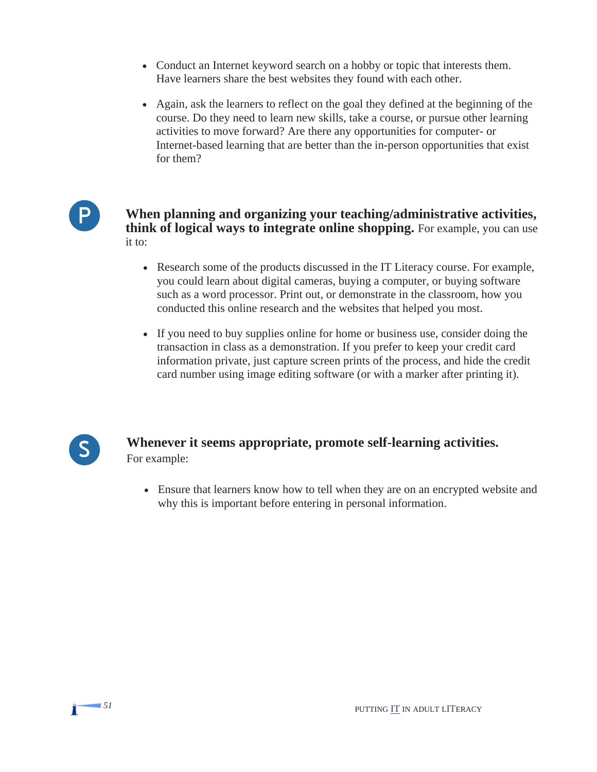- Conduct an Internet keyword search on a hobby or topic that interests them. Have learners share the best websites they found with each other.

- Again, ask the learners to reflect on the goal they defined at the beginning of the course. Do they need to learn new skills, take a course, or pursue other learning activities to move forward? Are there any opportunities for computer- or Internet-based learning that are better than the in-person opportunities that exist for them?

P

**When planning and organizing your teaching/administrative activities, think of logical ways to integrate online shopping.** For example, you can use it to:

- Research some of the products discussed in the IT Literacy course. For example, you could learn about digital cameras, buying a computer, or buying software such as a word processor. Print out, or demonstrate in the classroom, how you conducted this online research and the websites that helped you most.

- If you need to buy supplies online for home or business use, consider doing the transaction in class as a demonstration. If you prefer to keep your credit card information private, just capture screen prints of the process, and hide the credit card number using image editing software (or with a marker after printing it).

S

**Whenever it seems appropriate, promote self-learning activities.** For example:

- Ensure that learners know how to tell when they are on an encrypted website and why this is important before entering in personal information.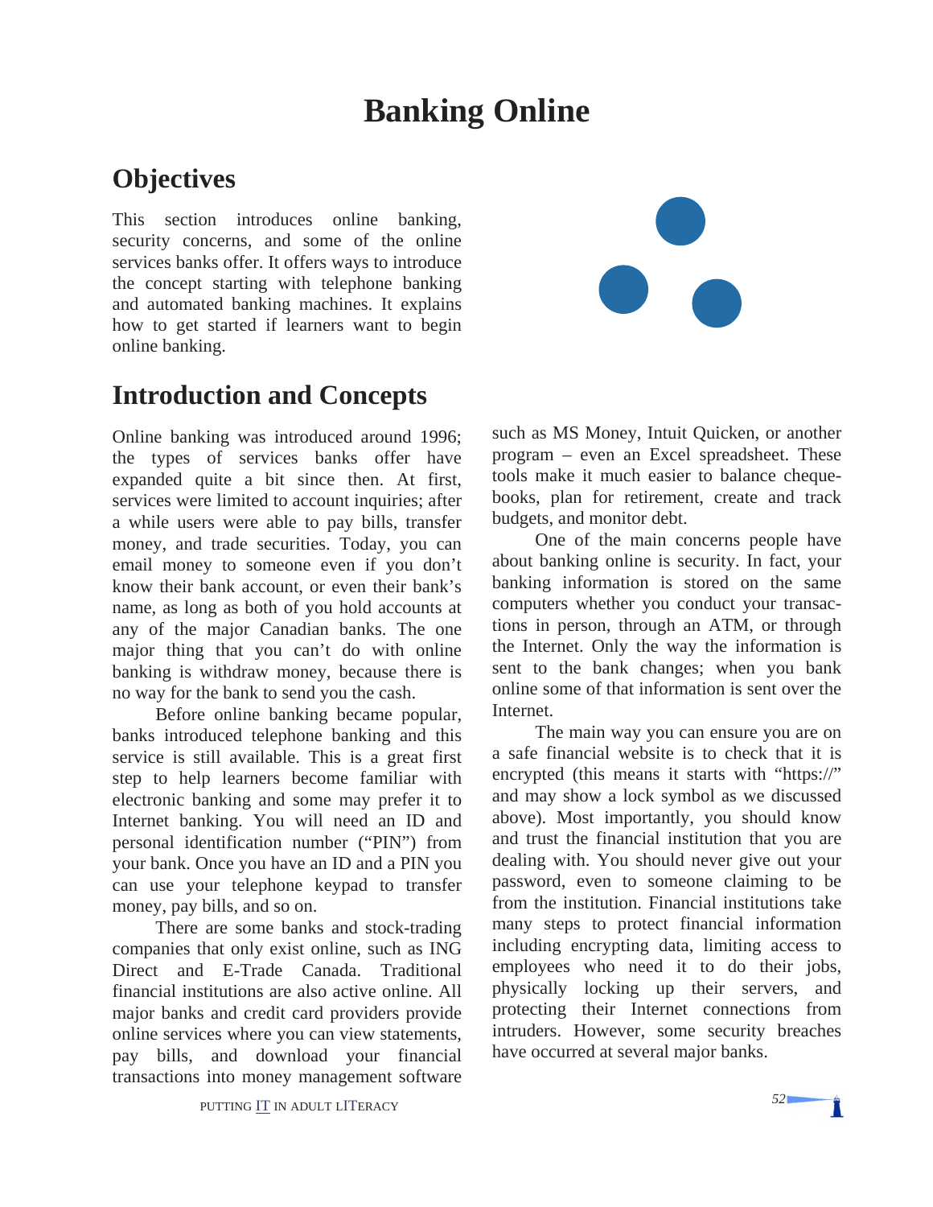# Banking Online

## Objectives

This section introduces online banking, security concerns, and some of the online services banks offer. It offers ways to introduce the concept starting with telephone banking and automated banking machines. It explains how to get started if learners want to begin online banking.

## Introduction and Concepts

Online banking was introduced around 1996; the types of services banks offer have expanded quite a bit since then. At first, services were limited to account inquiries; after a while users were able to pay bills, transfer money, and trade securities. Today, you can email money to someone even if you don't know their bank account, or even their bank's name, as long as both of you hold accounts at any of the major Canadian banks. The one major thing that you can't do with online banking is withdraw money, because there is no way for the bank to send you the cash.

Before online banking became popular, banks introduced telephone banking and this service is still available. This is a great first step to help learners become familiar with electronic banking and some may prefer it to Internet banking. You will need an ID and personal identification number ("PIN") from your bank. Once you have an ID and a PIN you can use your telephone keypad to transfer money, pay bills, and so on.

There are some banks and stock-trading companies that only exist online, such as ING Direct and E-Trade Canada. Traditional financial institutions are also active online. All major banks and credit card providers provide online services where you can view statements, pay bills, and download your financial transactions into money management software such as MS Money, Intuit Quicken, or another program – even an Excel spreadsheet. These tools make it much easier to balance cheque-books, plan for retirement, create and track budgets, and monitor debt.

One of the main concerns people have about banking online is security. In fact, your banking information is stored on the same computers whether you conduct your transactions in person, through an ATM, or through the Internet. Only the way the information is sent to the bank changes; when you bank online some of that information is sent over the Internet.

The main way you can ensure you are on a safe financial website is to check that it is encrypted (this means it starts with "https://" and may show a lock symbol as we discussed above). Most importantly, you should know and trust the financial institution that you are dealing with. You should never give out your password, even to someone claiming to be from the institution. Financial institutions take many steps to protect financial information including encrypting data, limiting access to employees who need it to do their jobs, physically locking up their servers, and protecting their Internet connections from intruders. However, some security breaches have occurred at several major banks.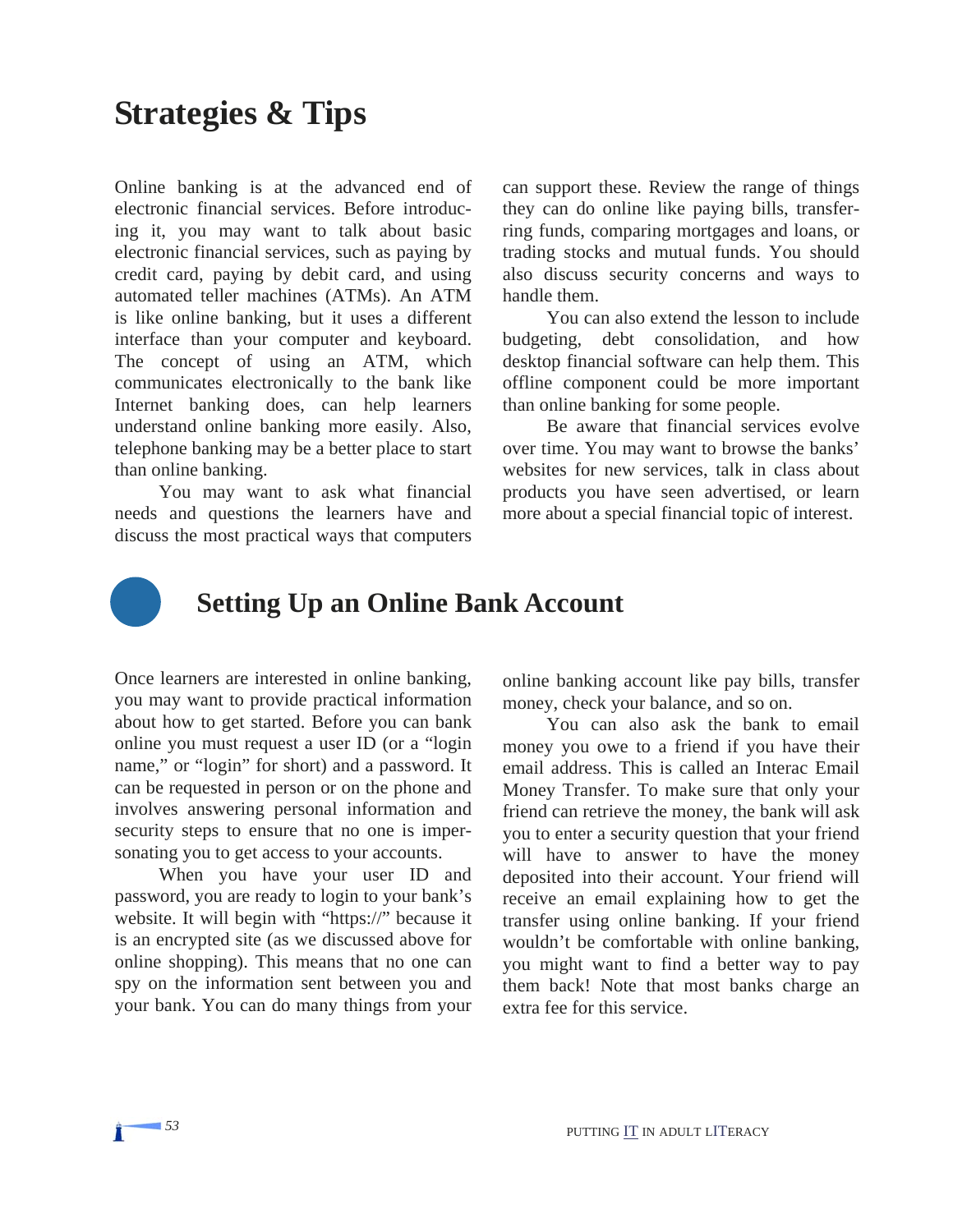# Strategies & Tips

Online banking is at the advanced end of electronic financial services. Before introducing it, you may want to talk about basic electronic financial services, such as paying by credit card, paying by debit card, and using automated teller machines (ATMs). An ATM is like online banking, but it uses a different interface than your computer and keyboard. The concept of using an ATM, which communicates electronically to the bank like Internet banking does, can help learners understand online banking more easily. Also, telephone banking may be a better place to start than online banking.

You may want to ask what financial needs and questions the learners have and discuss the most practical ways that computers can support these. Review the range of things they can do online like paying bills, transferring funds, comparing mortgages and loans, or trading stocks and mutual funds. You should also discuss security concerns and ways to handle them.

You can also extend the lesson to include budgeting, debt consolidation, and how desktop financial software can help them. This offline component could be more important than online banking for some people.

Be aware that financial services evolve over time. You may want to browse the banks' websites for new services, talk in class about products you have seen advertised, or learn more about a special financial topic of interest.

## Setting Up an Online Bank Account

Once learners are interested in online banking, you may want to provide practical information about how to get started. Before you can bank online you must request a user ID (or a "login name," or "login" for short) and a password. It can be requested in person or on the phone and involves answering personal information and security steps to ensure that no one is impersonating you to get access to your accounts.

When you have your user ID and password, you are ready to login to your bank's website. It will begin with "https://" because it is an encrypted site (as we discussed above for online shopping). This means that no one can spy on the information sent between you and your bank. You can do many things from your online banking account like pay bills, transfer money, check your balance, and so on.

You can also ask the bank to email money you owe to a friend if you have their email address. This is called an Interac Email Money Transfer. To make sure that only your friend can retrieve the money, the bank will ask you to enter a security question that your friend will have to answer to have the money deposited into their account. Your friend will receive an email explaining how to get the transfer using online banking. If your friend wouldn't be comfortable with online banking, you might want to find a better way to pay them back! Note that most banks charge an extra fee for this service.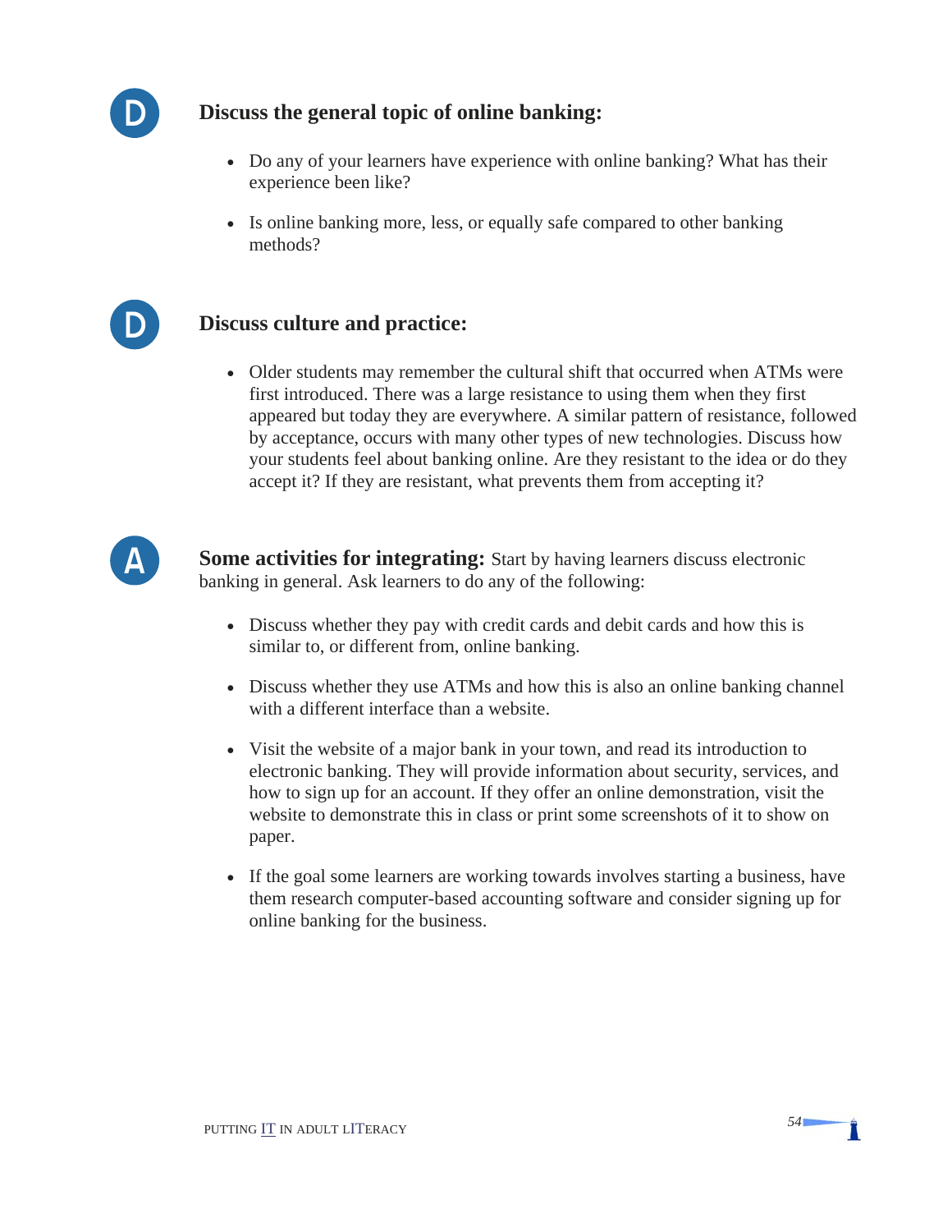D

### Discuss the general topic of online banking:

- Do any of your learners have experience with online banking? What has their experience been like?
- Is online banking more, less, or equally safe compared to other banking methods?

D

### Discuss culture and practice:

- Older students may remember the cultural shift that occurred when ATMs were first introduced. There was a large resistance to using them when they first appeared but today they are everywhere. A similar pattern of resistance, followed by acceptance, occurs with many other types of new technologies. Discuss how your students feel about banking online. Are they resistant to the idea or do they accept it? If they are resistant, what prevents them from accepting it?

A

**Some activities for integrating:** Start by having learners discuss electronic banking in general. Ask learners to do any of the following:

- Discuss whether they pay with credit cards and debit cards and how this is similar to, or different from, online banking.
- Discuss whether they use ATMs and how this is also an online banking channel with a different interface than a website.
- Visit the website of a major bank in your town, and read its introduction to electronic banking. They will provide information about security, services, and how to sign up for an account. If they offer an online demonstration, visit the website to demonstrate this in class or print some screenshots of it to show on paper.
- If the goal some learners are working towards involves starting a business, have them research computer-based accounting software and consider signing up for online banking for the business.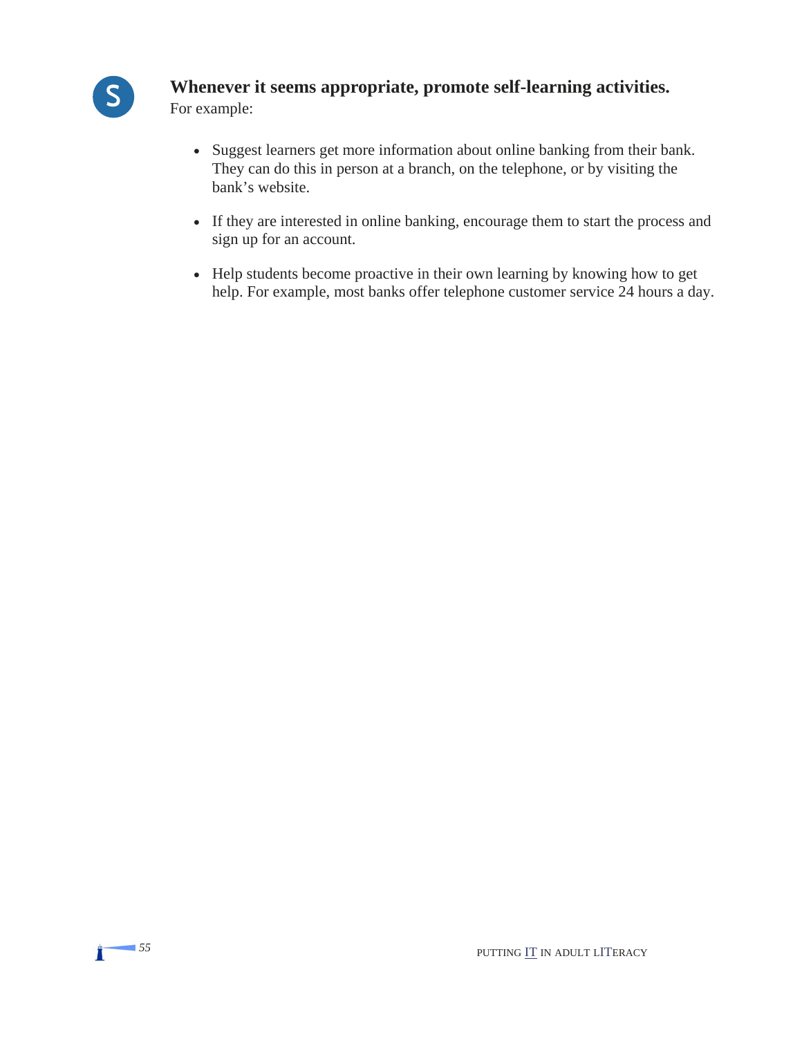S

**Whenever it seems appropriate, promote self-learning activities.**
For example:

- Suggest learners get more information about online banking from their bank. They can do this in person at a branch, on the telephone, or by visiting the bank's website.

- If they are interested in online banking, encourage them to start the process and sign up for an account.

- Help students become proactive in their own learning by knowing how to get help. For example, most banks offer telephone customer service 24 hours a day.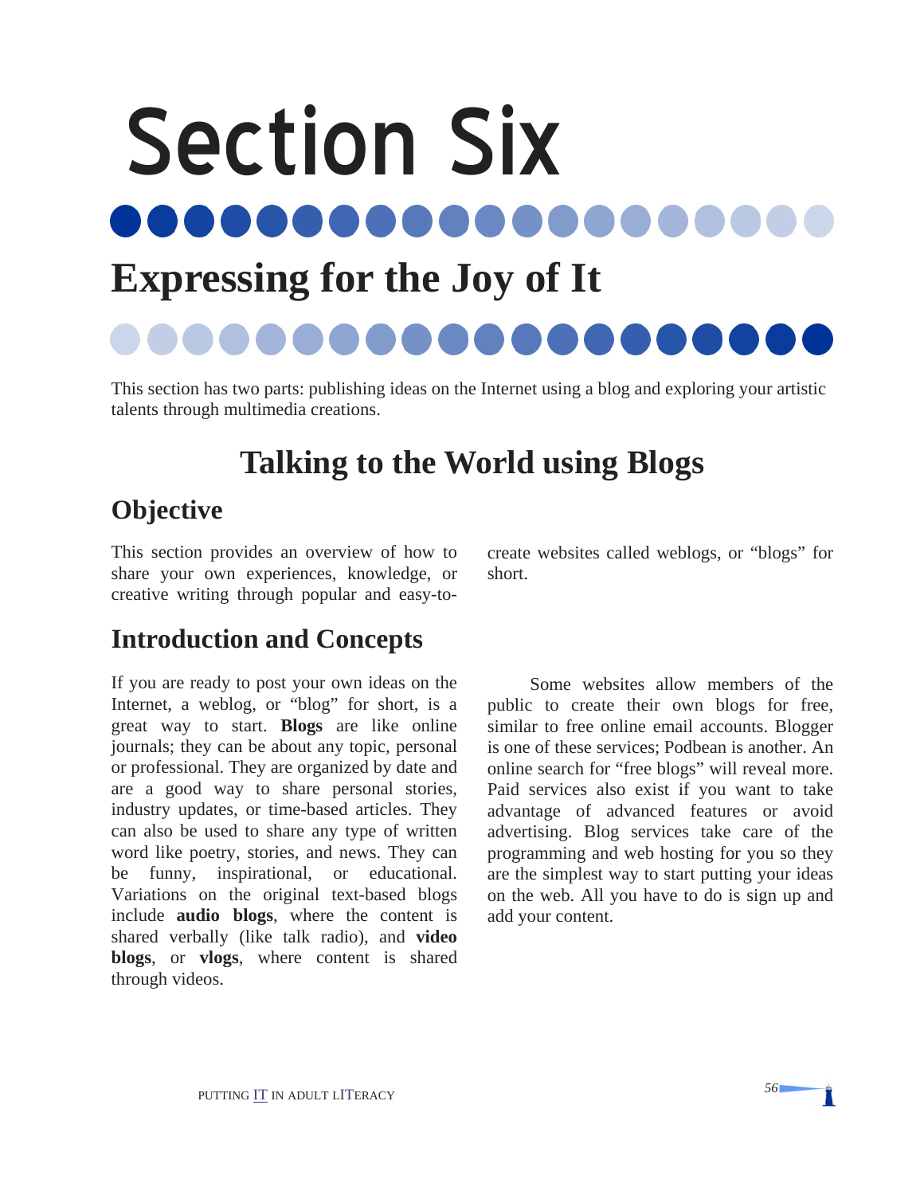# Section Six

## Expressing for the Joy of It

This section has two parts: publishing ideas on the Internet using a blog and exploring your artistic talents through multimedia creations.

## Talking to the World using Blogs

### Objective

This section provides an overview of how to share your own experiences, knowledge, or creative writing through popular and easy-to-create websites called weblogs, or "blogs" for short.

### Introduction and Concepts

If you are ready to post your own ideas on the Internet, a weblog, or "blog" for short, is a great way to start. **Blogs** are like online journals; they can be about any topic, personal or professional. They are organized by date and are a good way to share personal stories, industry updates, or time-based articles. They can also be used to share any type of written word like poetry, stories, and news. They can be funny, inspirational, or educational. Variations on the original text-based blogs include **audio blogs**, where the content is shared verbally (like talk radio), and **video blogs**, or **vlogs**, where content is shared through videos.

Some websites allow members of the public to create their own blogs for free, similar to free online email accounts. Blogger is one of these services; Podbean is another. An online search for "free blogs" will reveal more. Paid services also exist if you want to take advantage of advanced features or avoid advertising. Blog services take care of the programming and web hosting for you so they are the simplest way to start putting your ideas on the web. All you have to do is sign up and add your content.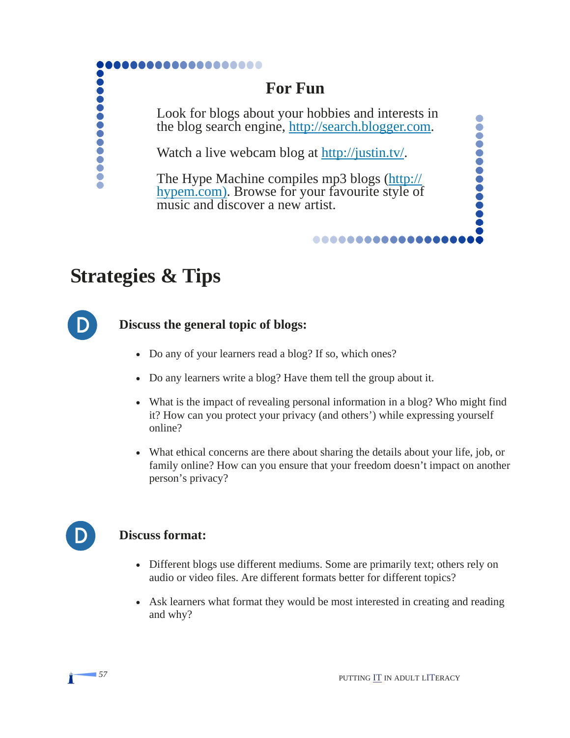### For Fun

Look for blogs about your hobbies and interests in the blog search engine, http://search.blogger.com.

Watch a live webcam blog at http://justin.tv/.

The Hype Machine compiles mp3 blogs (http://hypem.com). Browse for your favourite style of music and discover a new artist.

## Strategies & Tips

D **Discuss the general topic of blogs:**

- Do any of your learners read a blog? If so, which ones?
- Do any learners write a blog? Have them tell the group about it.
- What is the impact of revealing personal information in a blog? Who might find it? How can you protect your privacy (and others') while expressing yourself online?
- What ethical concerns are there about sharing the details about your life, job, or family online? How can you ensure that your freedom doesn't impact on another person's privacy?

D **Discuss format:**

- Different blogs use different mediums. Some are primarily text; others rely on audio or video files. Are different formats better for different topics?
- Ask learners what format they would be most interested in creating and reading and why?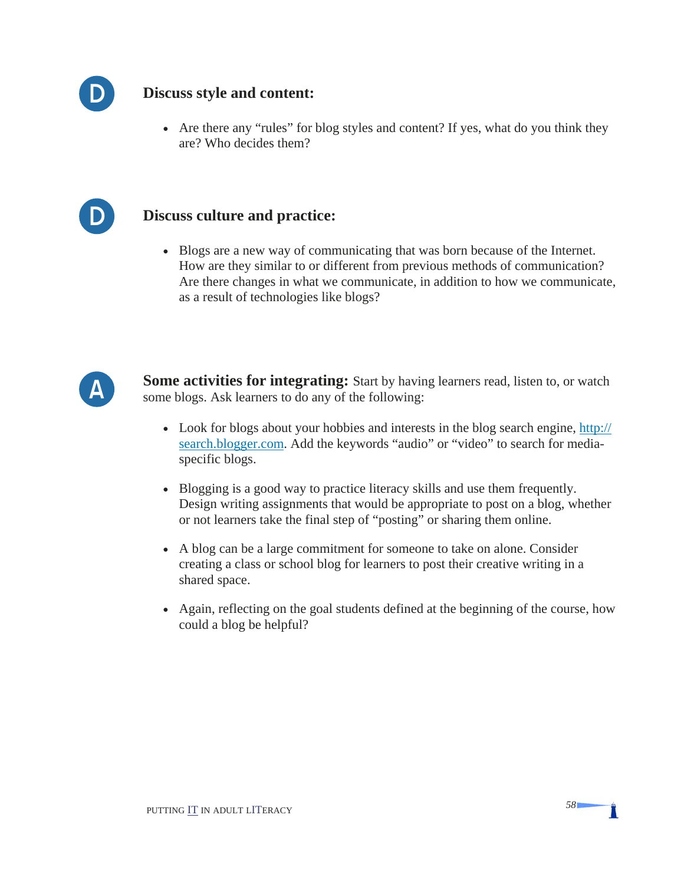**D** 

## Discuss style and content:

- Are there any "rules" for blog styles and content? If yes, what do you think they are? Who decides them?

**D** 

## Discuss culture and practice:

- Blogs are a new way of communicating that was born because of the Internet. How are they similar to or different from previous methods of communication? Are there changes in what we communicate, in addition to how we communicate, as a result of technologies like blogs?

**A** 

**Some activities for integrating:** Start by having learners read, listen to, or watch some blogs. Ask learners to do any of the following:

- Look for blogs about your hobbies and interests in the blog search engine, [http://search.blogger.com](http://search.blogger.com). Add the keywords "audio" or "video" to search for media-specific blogs.

- Blogging is a good way to practice literacy skills and use them frequently. Design writing assignments that would be appropriate to post on a blog, whether or not learners take the final step of "posting" or sharing them online.

- A blog can be a large commitment for someone to take on alone. Consider creating a class or school blog for learners to post their creative writing in a shared space.

- Again, reflecting on the goal students defined at the beginning of the course, how could a blog be helpful?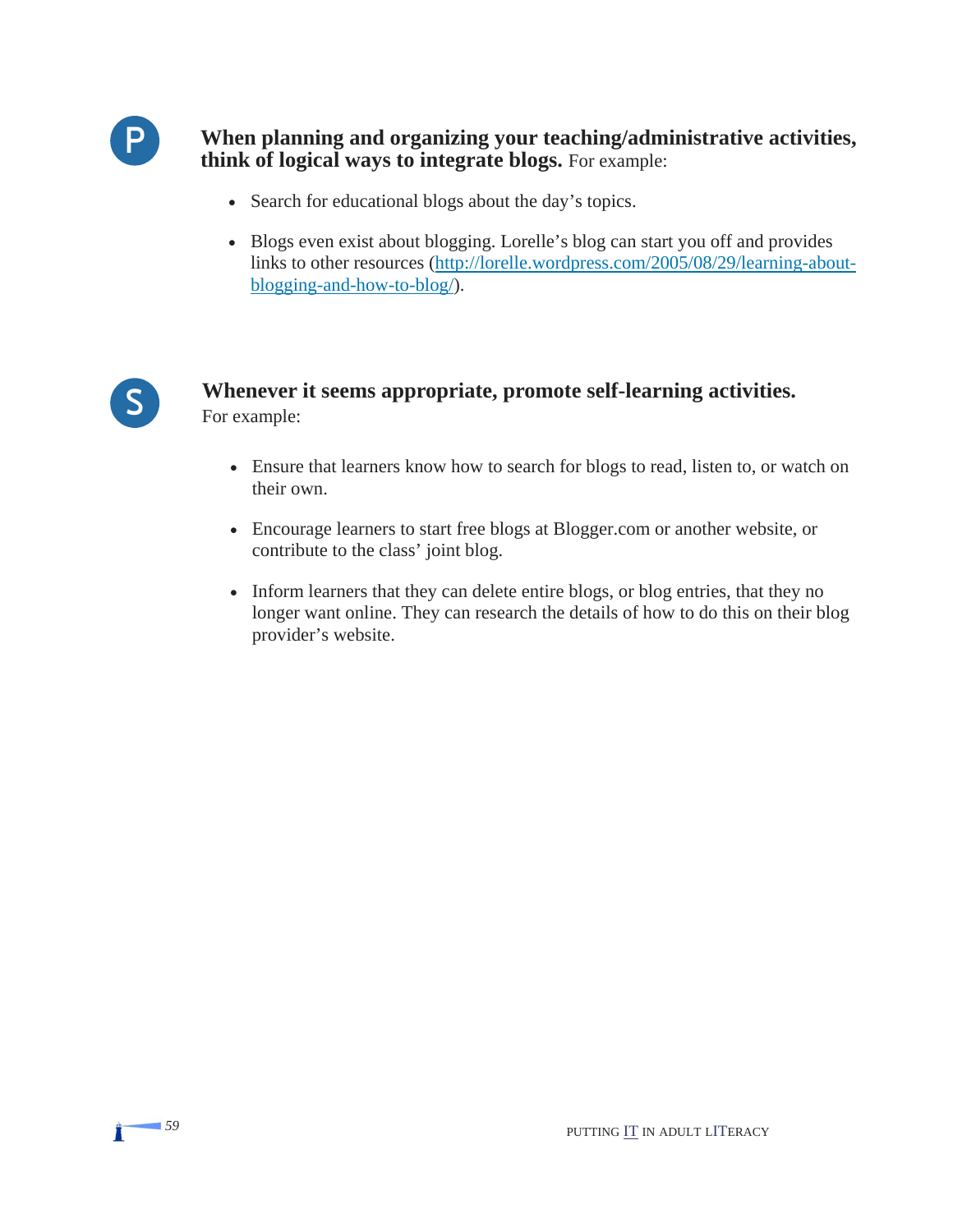P

**When planning and organizing your teaching/administrative activities, think of logical ways to integrate blogs.** For example:

- Search for educational blogs about the day's topics.
- Blogs even exist about blogging. Lorelle's blog can start you off and provides links to other resources ([http://lorelle.wordpress.com/2005/08/29/learning-about-blogging-and-how-to-blog/](http://lorelle.wordpress.com/2005/08/29/learning-about-blogging-and-how-to-blog/)).

S

**Whenever it seems appropriate, promote self-learning activities.** For example:

- Ensure that learners know how to search for blogs to read, listen to, or watch on their own.
- Encourage learners to start free blogs at Blogger.com or another website, or contribute to the class' joint blog.
- Inform learners that they can delete entire blogs, or blog entries, that they no longer want online. They can research the details of how to do this on their blog provider's website.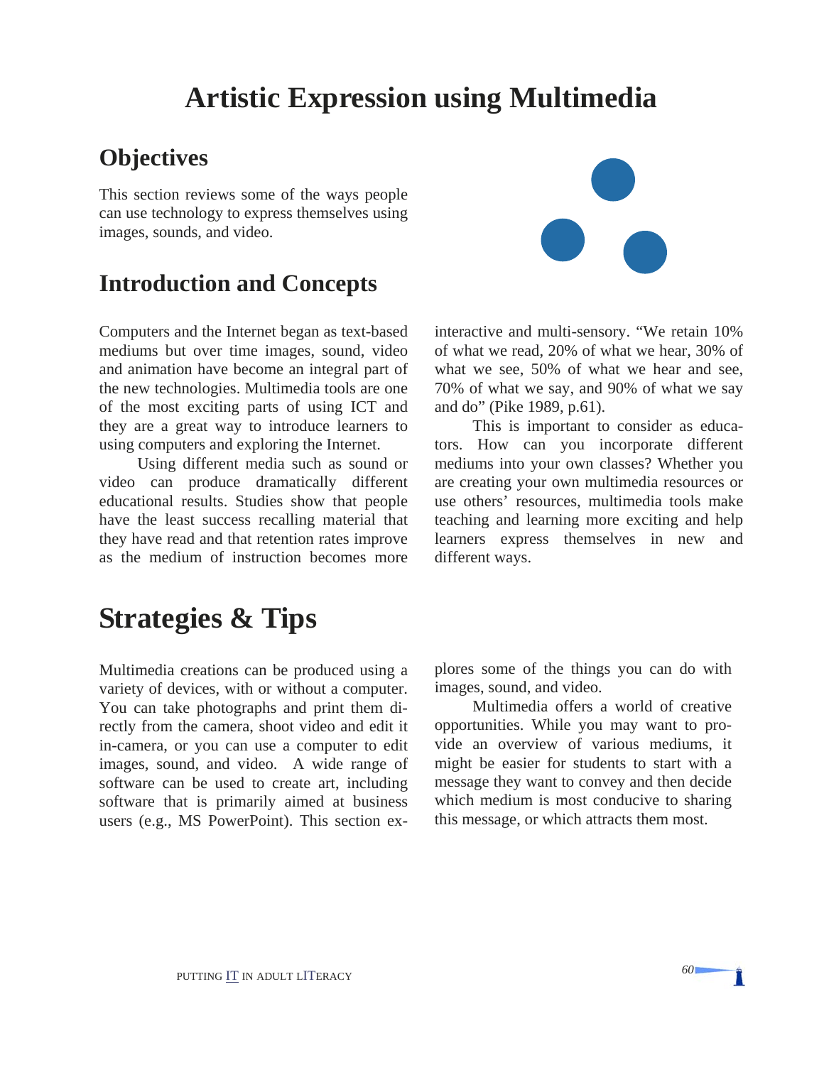# Artistic Expression using Multimedia

## Objectives

This section reviews some of the ways people can use technology to express themselves using images, sounds, and video.

## Introduction and Concepts

Computers and the Internet began as text-based mediums but over time images, sound, video and animation have become an integral part of the new technologies. Multimedia tools are one of the most exciting parts of using ICT and they are a great way to introduce learners to using computers and exploring the Internet.

Using different media such as sound or video can produce dramatically different educational results. Studies show that people have the least success recalling material that they have read and that retention rates improve as the medium of instruction becomes more interactive and multi-sensory. "We retain 10% of what we read, 20% of what we hear, 30% of what we see, 50% of what we hear and see, 70% of what we say, and 90% of what we say and do" (Pike 1989, p.61).

This is important to consider as educators. How can you incorporate different mediums into your own classes? Whether you are creating your own multimedia resources or use others' resources, multimedia tools make teaching and learning more exciting and help learners express themselves in new and different ways.

# Strategies & Tips

Multimedia creations can be produced using a variety of devices, with or without a computer. You can take photographs and print them directly from the camera, shoot video and edit it in-camera, or you can use a computer to edit images, sound, and video. A wide range of software can be used to create art, including software that is primarily aimed at business users (e.g., MS PowerPoint). This section explores some of the things you can do with images, sound, and video.

Multimedia offers a world of creative opportunities. While you may want to provide an overview of various mediums, it might be easier for students to start with a message they want to convey and then decide which medium is most conducive to sharing this message, or which attracts them most.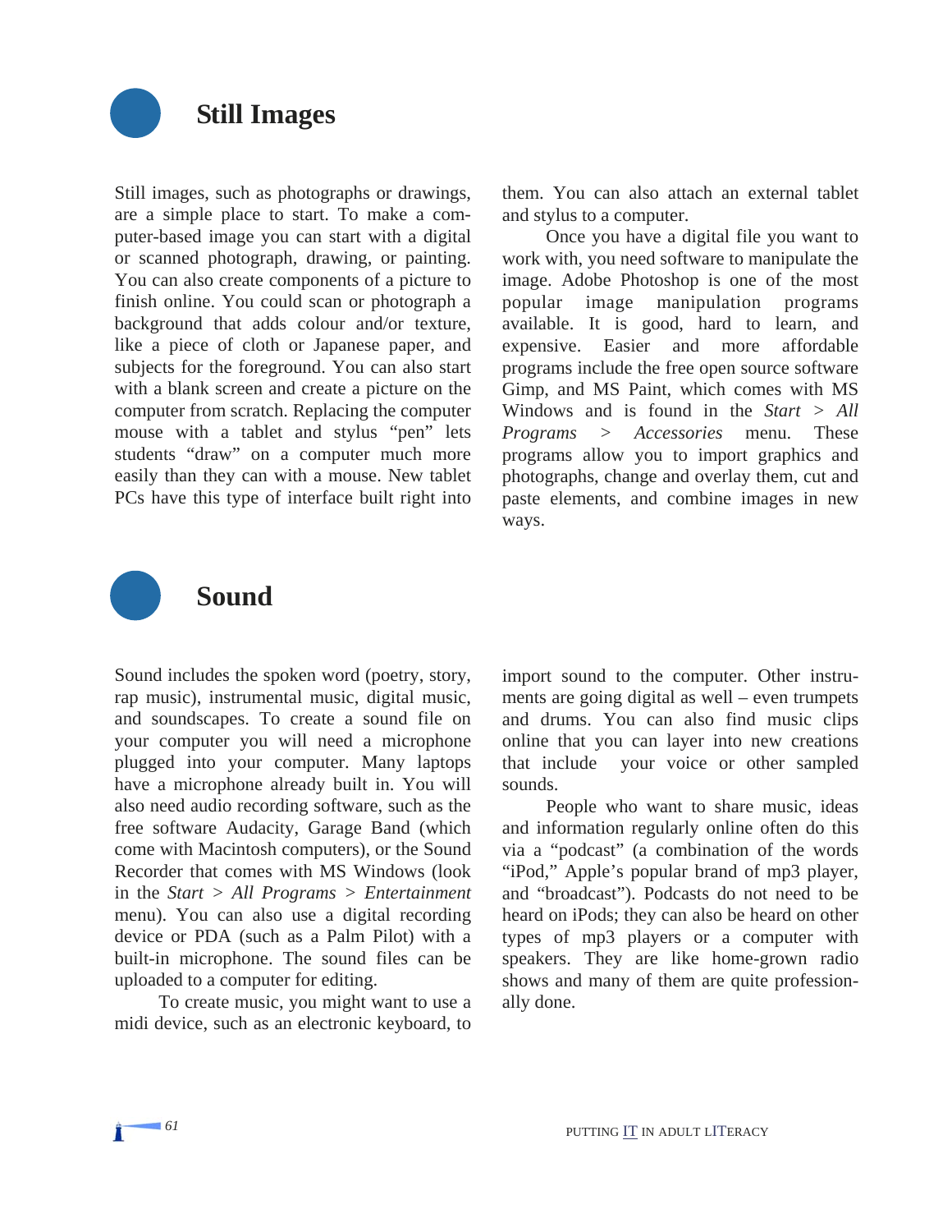## Still Images

Still images, such as photographs or drawings, are a simple place to start. To make a computer-based image you can start with a digital or scanned photograph, drawing, or painting. You can also create components of a picture to finish online. You could scan or photograph a background that adds colour and/or texture, like a piece of cloth or Japanese paper, and subjects for the foreground. You can also start with a blank screen and create a picture on the computer from scratch. Replacing the computer mouse with a tablet and stylus "pen" lets students "draw" on a computer much more easily than they can with a mouse. New tablet PCs have this type of interface built right into them. You can also attach an external tablet and stylus to a computer.

Once you have a digital file you want to work with, you need software to manipulate the image. Adobe Photoshop is one of the most popular image manipulation programs available. It is good, hard to learn, and expensive. Easier and more affordable programs include the free open source software Gimp, and MS Paint, which comes with MS Windows and is found in the *Start* > *All Programs* > *Accessories* menu. These programs allow you to import graphics and photographs, change and overlay them, cut and paste elements, and combine images in new ways.

## Sound

Sound includes the spoken word (poetry, story, rap music), instrumental music, digital music, and soundscapes. To create a sound file on your computer you will need a microphone plugged into your computer. Many laptops have a microphone already built in. You will also need audio recording software, such as the free software Audacity, Garage Band (which come with Macintosh computers), or the Sound Recorder that comes with MS Windows (look in the *Start* > *All Programs* > *Entertainment* menu). You can also use a digital recording device or PDA (such as a Palm Pilot) with a built-in microphone. The sound files can be uploaded to a computer for editing.

To create music, you might want to use a midi device, such as an electronic keyboard, to import sound to the computer. Other instruments are going digital as well – even trumpets and drums. You can also find music clips online that you can layer into new creations that include your voice or other sampled sounds.

People who want to share music, ideas and information regularly online often do this via a "podcast" (a combination of the words "iPod," Apple's popular brand of mp3 player, and "broadcast"). Podcasts do not need to be heard on iPods; they can also be heard on other types of mp3 players or a computer with speakers. They are like home-grown radio shows and many of them are quite professionally done.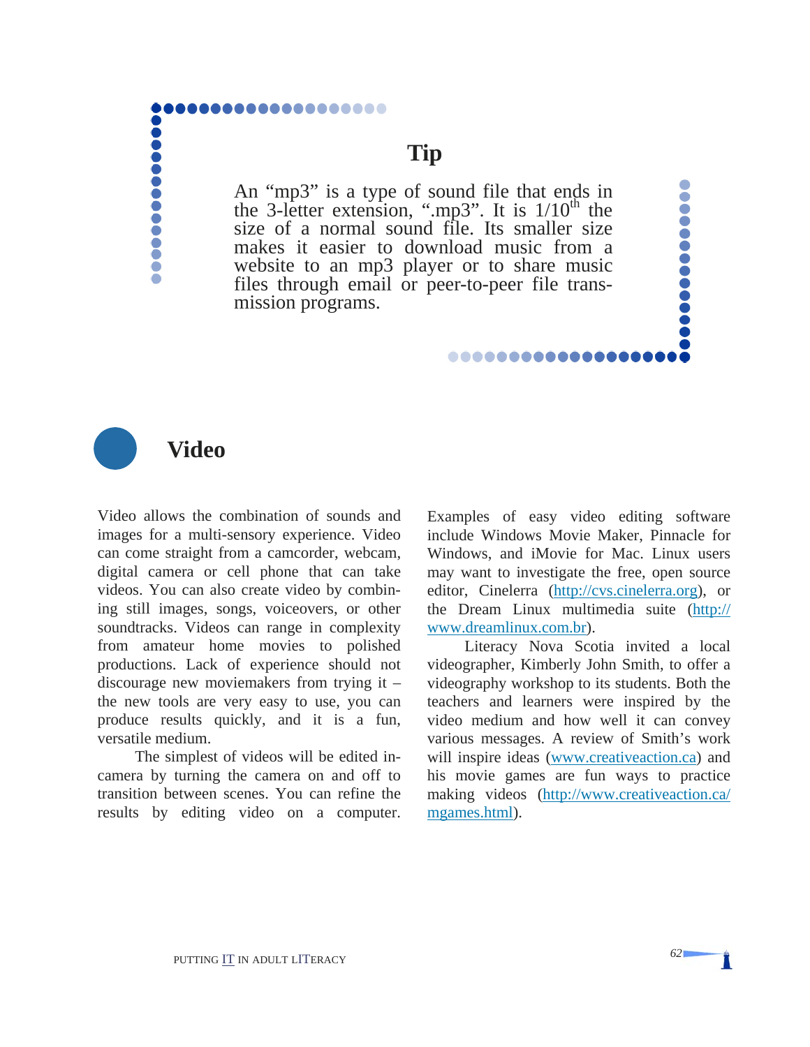### Tip

An "mp3" is a type of sound file that ends in the 3-letter extension, ".mp3". It is $1/10^{th}$ the size of a normal sound file. Its smaller size makes it easier to download music from a website to an mp3 player or to share music files through email or peer-to-peer file transmission programs.

## Video

Video allows the combination of sounds and images for a multi-sensory experience. Video can come straight from a camcorder, webcam, digital camera or cell phone that can take videos. You can also create video by combining still images, songs, voiceovers, or other soundtracks. Videos can range in complexity from amateur home movies to polished productions. Lack of experience should not discourage new moviemakers from trying it – the new tools are very easy to use, you can produce results quickly, and it is a fun, versatile medium.

The simplest of videos will be edited in-camera by turning the camera on and off to transition between scenes. You can refine the results by editing video on a computer. Examples of easy video editing software include Windows Movie Maker, Pinnacle for Windows, and iMovie for Mac. Linux users may want to investigate the free, open source editor, Cinelerra (http://cvs.cinelerra.org), or the Dream Linux multimedia suite (http://www.dreamlinux.com.br).

Literacy Nova Scotia invited a local videographer, Kimberly John Smith, to offer a videography workshop to its students. Both the teachers and learners were inspired by the video medium and how well it can convey various messages. A review of Smith's work will inspire ideas (www.creativeaction.ca) and his movie games are fun ways to practice making videos (http://www.creativeaction.ca/mgames.html).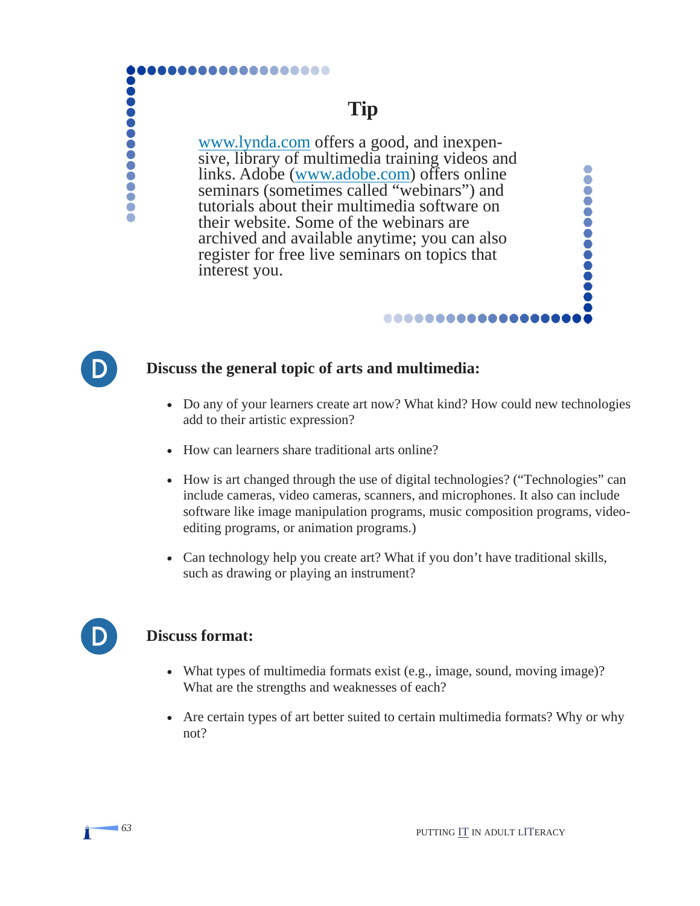## Tip

www.lynda.com offers a good, and inexpensive, library of multimedia training videos and links. Adobe (www.adobe.com) offers online seminars (sometimes called "webinars") and tutorials about their multimedia software on their website. Some of the webinars are archived and available anytime; you can also register for free live seminars on topics that interest you.

D

### Discuss the general topic of arts and multimedia:

- Do any of your learners create art now? What kind? How could new technologies add to their artistic expression?
- How can learners share traditional arts online?
- How is art changed through the use of digital technologies? ("Technologies" can include cameras, video cameras, scanners, and microphones. It also can include software like image manipulation programs, music composition programs, video-editing programs, or animation programs.)
- Can technology help you create art? What if you don't have traditional skills, such as drawing or playing an instrument?

D

### Discuss format:

- What types of multimedia formats exist (e.g., image, sound, moving image)? What are the strengths and weaknesses of each?
- Are certain types of art better suited to certain multimedia formats? Why or why not?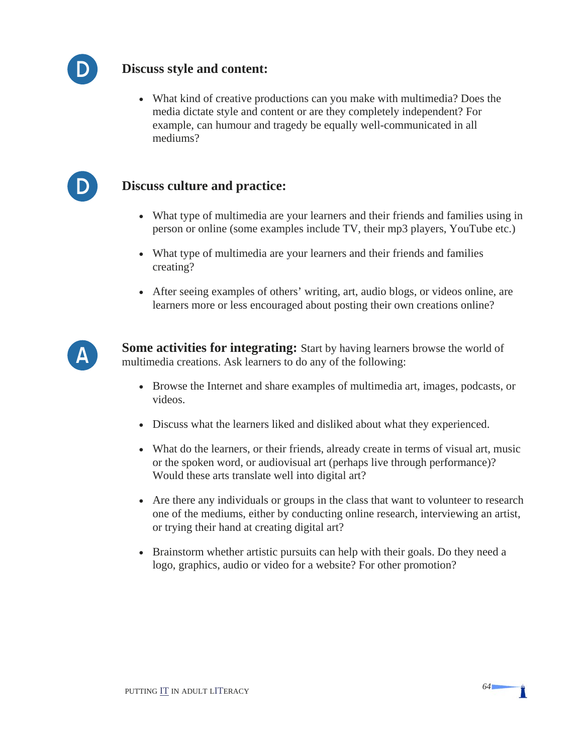D

### Discuss style and content:

- What kind of creative productions can you make with multimedia? Does the media dictate style and content or are they completely independent? For example, can humour and tragedy be equally well-communicated in all mediums?

D

### Discuss culture and practice:

- What type of multimedia are your learners and their friends and families using in person or online (some examples include TV, their mp3 players, YouTube etc.)
- What type of multimedia are your learners and their friends and families creating?
- After seeing examples of others' writing, art, audio blogs, or videos online, are learners more or less encouraged about posting their own creations online?

A

**Some activities for integrating:** Start by having learners browse the world of multimedia creations. Ask learners to do any of the following:

- Browse the Internet and share examples of multimedia art, images, podcasts, or videos.
- Discuss what the learners liked and disliked about what they experienced.
- What do the learners, or their friends, already create in terms of visual art, music or the spoken word, or audiovisual art (perhaps live through performance)? Would these arts translate well into digital art?
- Are there any individuals or groups in the class that want to volunteer to research one of the mediums, either by conducting online research, interviewing an artist, or trying their hand at creating digital art?
- Brainstorm whether artistic pursuits can help with their goals. Do they need a logo, graphics, audio or video for a website? For other promotion?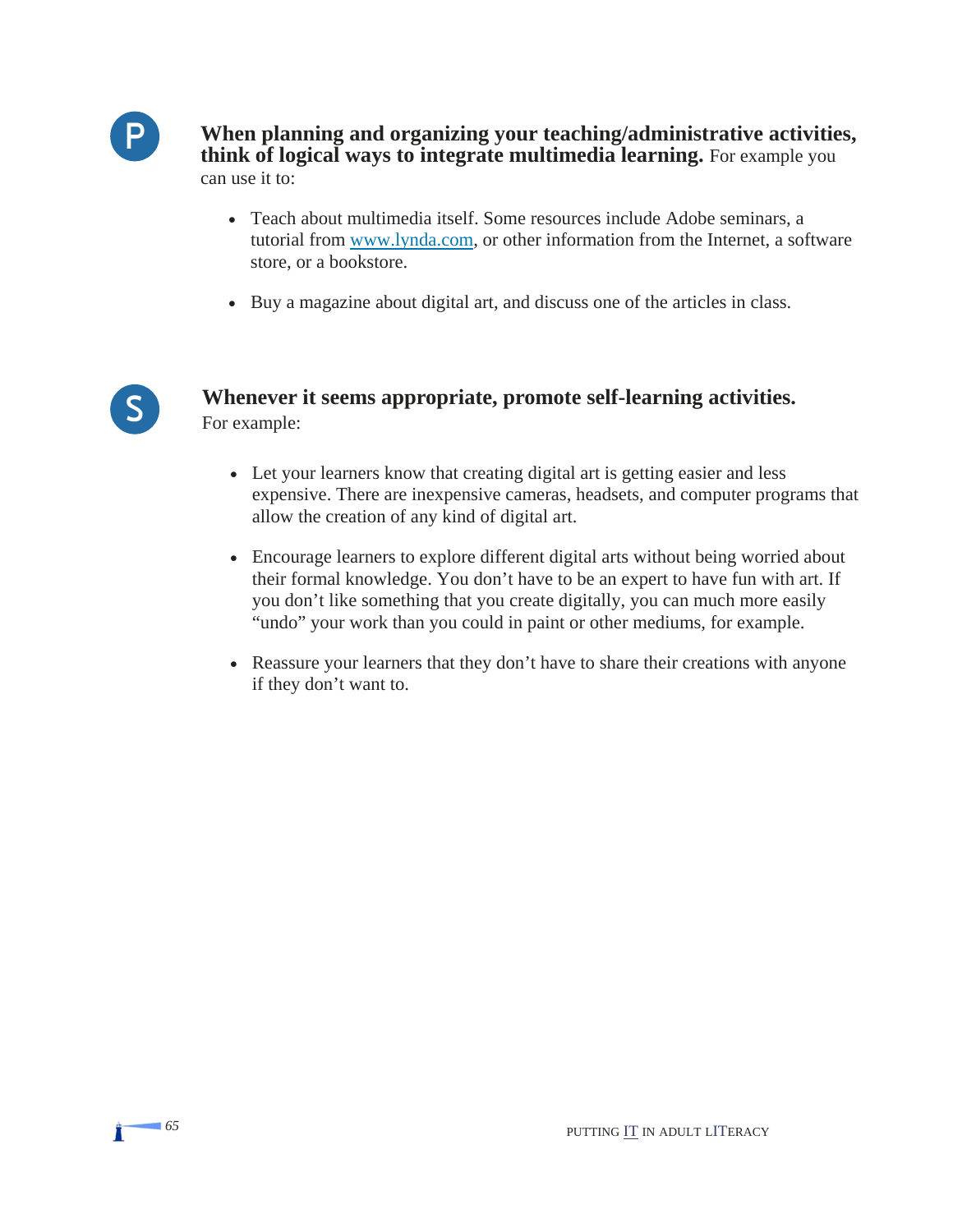P

**When planning and organizing your teaching/administrative activities, think of logical ways to integrate multimedia learning.** For example you can use it to:

- Teach about multimedia itself. Some resources include Adobe seminars, a tutorial from www.lynda.com, or other information from the Internet, a software store, or a bookstore.
- Buy a magazine about digital art, and discuss one of the articles in class.

S

**Whenever it seems appropriate, promote self-learning activities.**
For example:

- Let your learners know that creating digital art is getting easier and less expensive. There are inexpensive cameras, headsets, and computer programs that allow the creation of any kind of digital art.
- Encourage learners to explore different digital arts without being worried about their formal knowledge. You don't have to be an expert to have fun with art. If you don't like something that you create digitally, you can much more easily "undo" your work than you could in paint or other mediums, for example.
- Reassure your learners that they don't have to share their creations with anyone if they don't want to.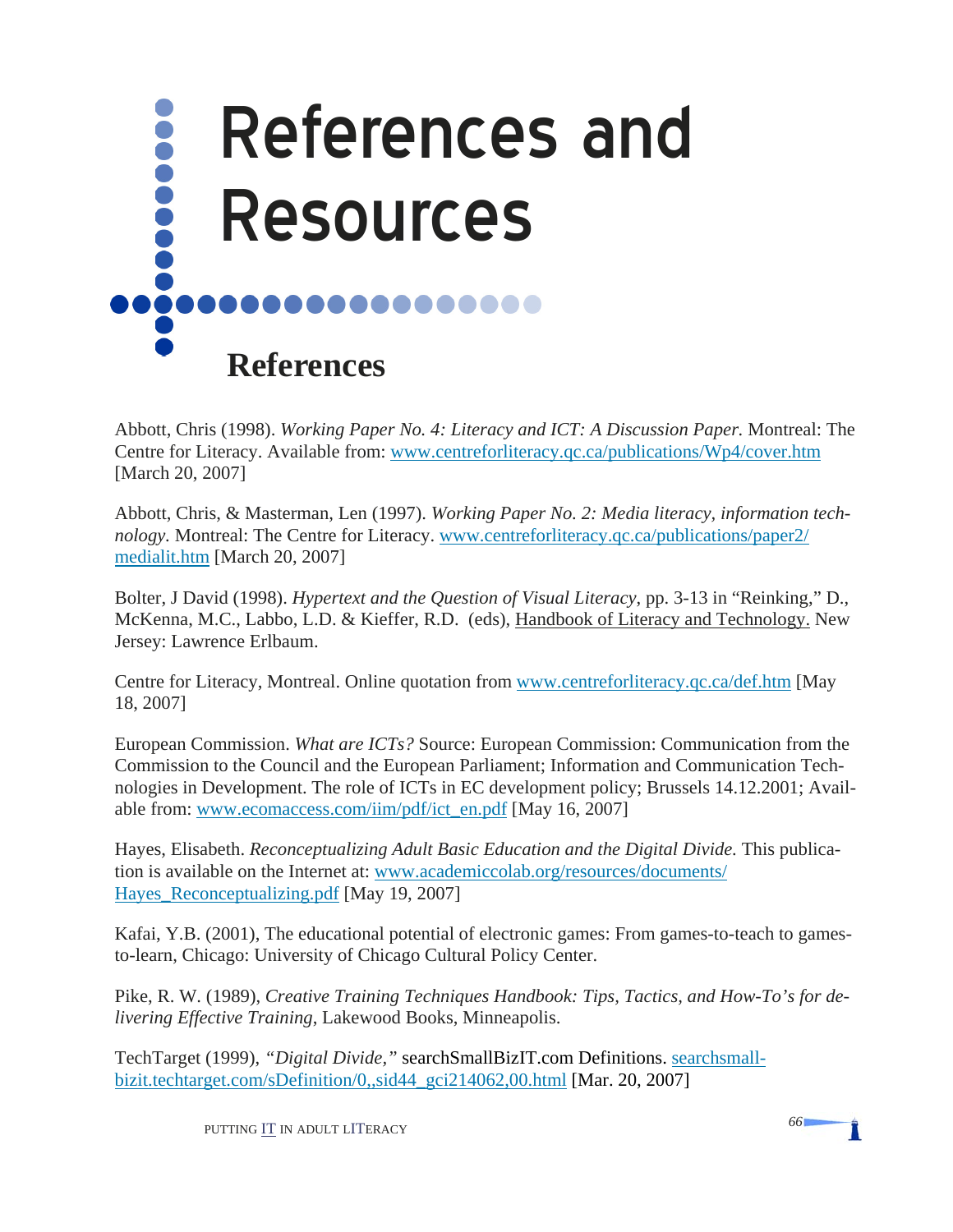# References and Resources

## References

Abbott, Chris (1998). *Working Paper No. 4: Literacy and ICT: A Discussion Paper.* Montreal: The Centre for Literacy. Available from: www.centreforliteracy.qc.ca/publications/Wp4/cover.htm [March 20, 2007]

Abbott, Chris, & Masterman, Len (1997). *Working Paper No. 2: Media literacy, information technology.* Montreal: The Centre for Literacy. www.centreforliteracy.qc.ca/publications/paper2/medialit.htm [March 20, 2007]

Bolter, J David (1998). *Hypertext and the Question of Visual Literacy*, pp. 3-13 in "Reinking," D., McKenna, M.C., Labbo, L.D. & Kieffer, R.D. (eds), Handbook of Literacy and Technology. New Jersey: Lawrence Erlbaum.

Centre for Literacy, Montreal. Online quotation from www.centreforliteracy.qc.ca/def.htm [May 18, 2007]

European Commission. *What are ICTs?* Source: European Commission: Communication from the Commission to the Council and the European Parliament; Information and Communication Technologies in Development. The role of ICTs in EC development policy; Brussels 14.12.2001; Available from: www.ecomaccess.com/iim/pdf/ict_en.pdf [May 16, 2007]

Hayes, Elisabeth. *Reconceptualizing Adult Basic Education and the Digital Divide.* This publication is available on the Internet at: www.academiccolab.org/resources/documents/Hayes_Reconceptualizing.pdf [May 19, 2007]

Kafai, Y.B. (2001), The educational potential of electronic games: From games-to-teach to games-to-learn, Chicago: University of Chicago Cultural Policy Center.

Pike, R. W. (1989), *Creative Training Techniques Handbook: Tips, Tactics, and How-To's for delivering Effective Training*, Lakewood Books, Minneapolis.

TechTarget (1999), *"Digital Divide,"* searchSmallBizIT.com Definitions. searchsmallbizit.techtarget.com/sDefinition/0,,sid44_gci214062,00.html [Mar. 20, 2007]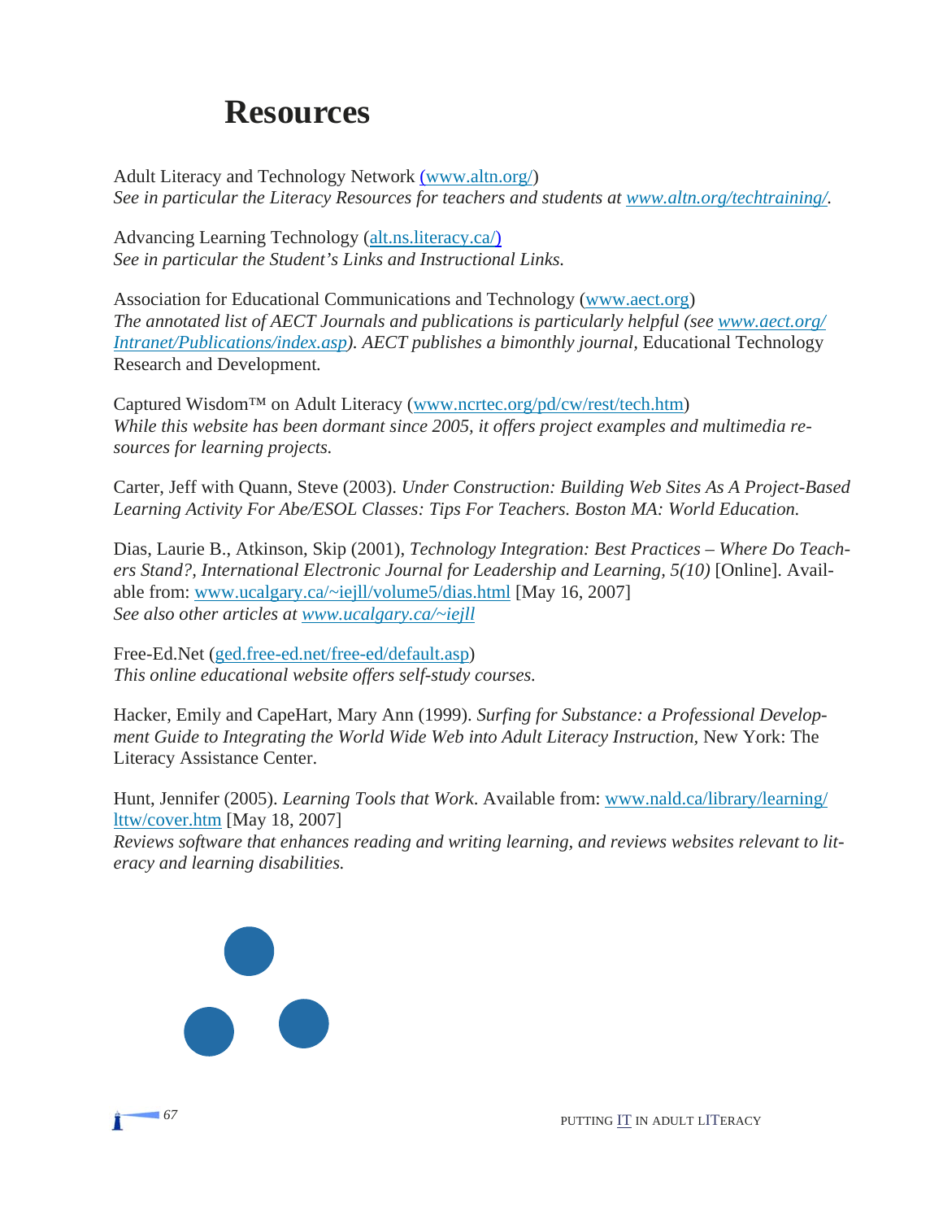# Resources

Adult Literacy and Technology Network (www.altn.org/)
*See in particular the Literacy Resources for teachers and students at www.altn.org/techtraining/.*

Advancing Learning Technology (alt.ns.literacy.ca/)
*See in particular the Student's Links and Instructional Links.*

Association for Educational Communications and Technology (www.aect.org)
*The annotated list of AECT Journals and publications is particularly helpful (see www.aect.org/Intranet/Publications/index.asp). AECT publishes a bimonthly journal,* Educational Technology Research and Development.

Captured Wisdom™ on Adult Literacy (www.ncrtec.org/pd/cw/rest/tech.htm)
*While this website has been dormant since 2005, it offers project examples and multimedia resources for learning projects.*

Carter, Jeff with Quann, Steve (2003). *Under Construction: Building Web Sites As A Project-Based Learning Activity For Abe/ESOL Classes: Tips For Teachers. Boston MA: World Education.*

Dias, Laurie B., Atkinson, Skip (2001), *Technology Integration: Best Practices – Where Do Teachers Stand?, International Electronic Journal for Leadership and Learning, 5(10)* [Online]. Available from: www.ucalgary.ca/~iejll/volume5/dias.html [May 16, 2007]
*See also other articles at www.ucalgary.ca/~iejll*

Free-Ed.Net (ged.free-ed.net/free-ed/default.asp)
*This online educational website offers self-study courses.*

Hacker, Emily and CapeHart, Mary Ann (1999). *Surfing for Substance: a Professional Development Guide to Integrating the World Wide Web into Adult Literacy Instruction,* New York: The Literacy Assistance Center.

Hunt, Jennifer (2005). *Learning Tools that Work*. Available from: www.nald.ca/library/learning/lttw/cover.htm [May 18, 2007]
*Reviews software that enhances reading and writing learning, and reviews websites relevant to literacy and learning disabilities.*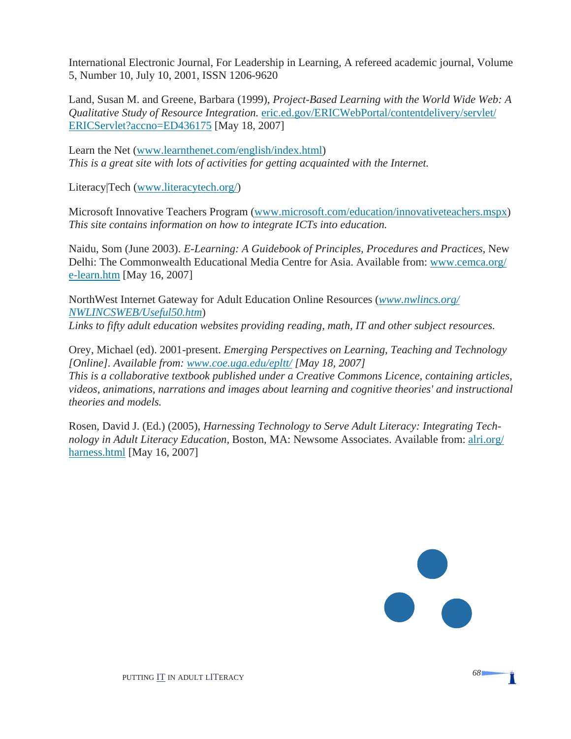International Electronic Journal, For Leadership in Learning, A refereed academic journal, Volume 5, Number 10, July 10, 2001, ISSN 1206-9620

Land, Susan M. and Greene, Barbara (1999), *Project-Based Learning with the World Wide Web: A Qualitative Study of Resource Integration.* eric.ed.gov/ERICWebPortal/contentdelivery/servlet/ERICServlet?accno=ED436175 [May 18, 2007]

Learn the Net (www.learnthenet.com/english/index.html)
*This is a great site with lots of activities for getting acquainted with the Internet.*

Literacy|Tech (www.literacytech.org/)

Microsoft Innovative Teachers Program (www.microsoft.com/education/innovativeteachers.mspx)
*This site contains information on how to integrate ICTs into education.*

Naidu, Som (June 2003). *E-Learning: A Guidebook of Principles, Procedures and Practices*, New Delhi: The Commonwealth Educational Media Centre for Asia. Available from: www.cemca.org/e-learn.htm [May 16, 2007]

NorthWest Internet Gateway for Adult Education Online Resources (*www.nwlincs.org/NWLINCSWEB/Useful50.htm*)
*Links to fifty adult education websites providing reading, math, IT and other subject resources.*

Orey, Michael (ed). 2001-present. *Emerging Perspectives on Learning, Teaching and Technology [Online]. Available from: www.coe.uga.edu/epltt/ [May 18, 2007]*
*This is a collaborative textbook published under a Creative Commons Licence, containing articles, videos, animations, narrations and images about learning and cognitive theories' and instructional theories and models.*

Rosen, David J. (Ed.) (2005), *Harnessing Technology to Serve Adult Literacy: Integrating Technology in Adult Literacy Education*, Boston, MA: Newsome Associates. Available from: alri.org/harness.html [May 16, 2007]